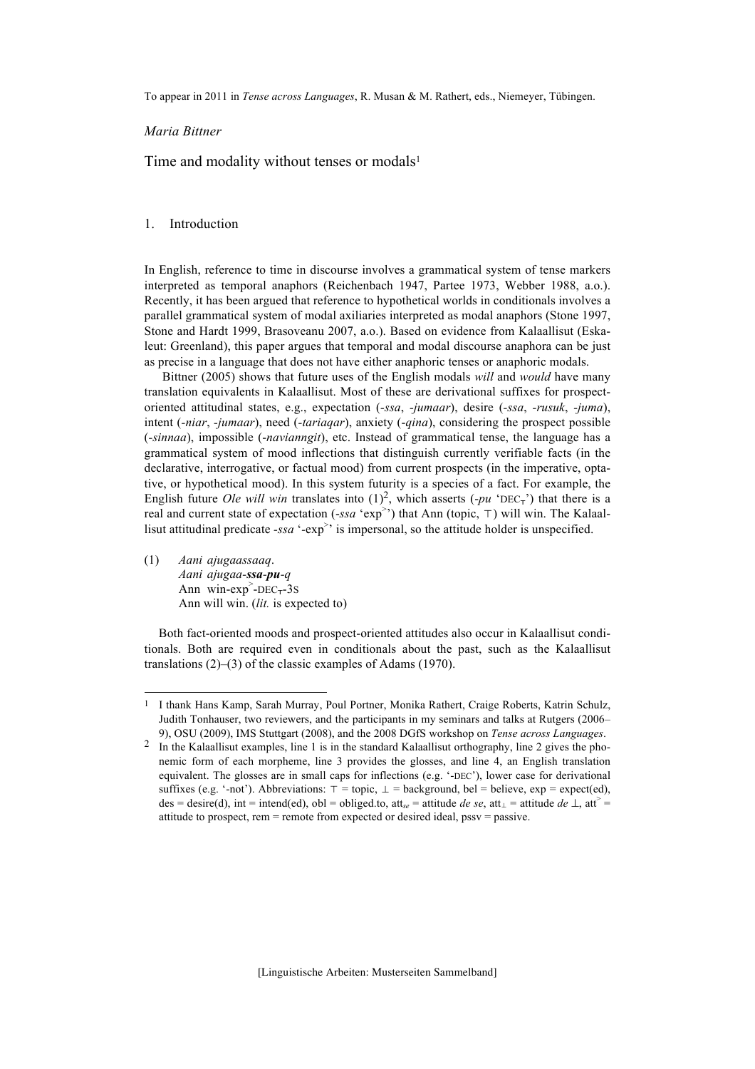To appear in 2011 in *Tense across Languages*, R. Musan & M. Rathert, eds., Niemeyer, Tübingen.

*Maria Bittner*

# Time and modality without tenses or modals[1]

## 1. Introduction

In English, reference to time in discourse involves a grammatical system of tense markers interpreted as temporal anaphors (Reichenbach 1947, Partee 1973, Webber 1988, a.o.). Recently, it has been argued that reference to hypothetical worlds in conditionals involves a parallel grammatical system of modal axiliaries interpreted as modal anaphors (Stone 1997, Stone and Hardt 1999, Brasoveanu 2007, a.o.). Based on evidence from Kalaallisut (Eskaleut: Greenland), this paper argues that temporal and modal discourse anaphora can be just as precise in a language that does not have either anaphoric tenses or anaphoric modals.

Bittner (2005) shows that future uses of the English modals *will* and *would* have many translation equivalents in Kalaallisut. Most of these are derivational suffixes for prospect-oriented attitudinal states, e.g., expectation (*-ssa*, *-jumaar*), desire (*-ssa*, *-rusuk*, *-juma*), intent (*-niar*, *-jumaar*), need (*-tariaqar*), anxiety (*-qina*), considering the prospect possible (*-sinnaa*), impossible (*-navianngit*), etc. Instead of grammatical tense, the language has a grammatical system of mood inflections that distinguish currently verifiable facts (in the declarative, interrogative, or factual mood) from current prospects (in the imperative, optative, or hypothetical mood). In this system futurity is a species of a fact. For example, the English future *Ole will win* translates into (1)[2], which asserts (*-pu* '$\text{DEC}_\top$') that there is a real and current state of expectation (*-ssa* '$\text{exp}^{>}$') that Ann (topic, $\top$) will win. The Kalaallisut attitudinal predicate *-ssa* '-$\text{exp}^{>}$' is impersonal, so the attitude holder is unspecified.

(1) *Aani ajugaassaaq*.
 *Aani ajugaa-**ssa**-**pu**-q*
 Ann win-$\text{exp}^{>}$-$\text{DEC}_\top$-3S
 Ann will win. (*lit.* is expected to)

Both fact-oriented moods and prospect-oriented attitudes also occur in Kalaallisut conditionals. Both are required even in conditionals about the past, such as the Kalaallisut translations (2)–(3) of the classic examples of Adams (1970).

---

[1] I thank Hans Kamp, Sarah Murray, Poul Portner, Monika Rathert, Craige Roberts, Katrin Schulz, Judith Tonhauser, two reviewers, and the participants in my seminars and talks at Rutgers (2006–9), OSU (2009), IMS Stuttgart (2008), and the 2008 DGfS workshop on *Tense across Languages*.

[2] In the Kalaallisut examples, line 1 is in the standard Kalaallisut orthography, line 2 gives the phonemic form of each morpheme, line 3 provides the glosses, and line 4, an English translation equivalent. The glosses are in small caps for inflections (e.g. '-DEC'), lower case for derivational suffixes (e.g. '-not'). Abbreviations: $\top$ = topic, $\perp$ = background, bel = believe, exp = expect(ed), des = desire(d), int = intend(ed), obl = obliged.to, $\text{att}_{se}$ = attitude *de se*, $\text{att}_{\perp}$ = attitude *de* $\perp$, $\text{att}^{>}$ = attitude to prospect, rem = remote from expected or desired ideal, pssv = passive.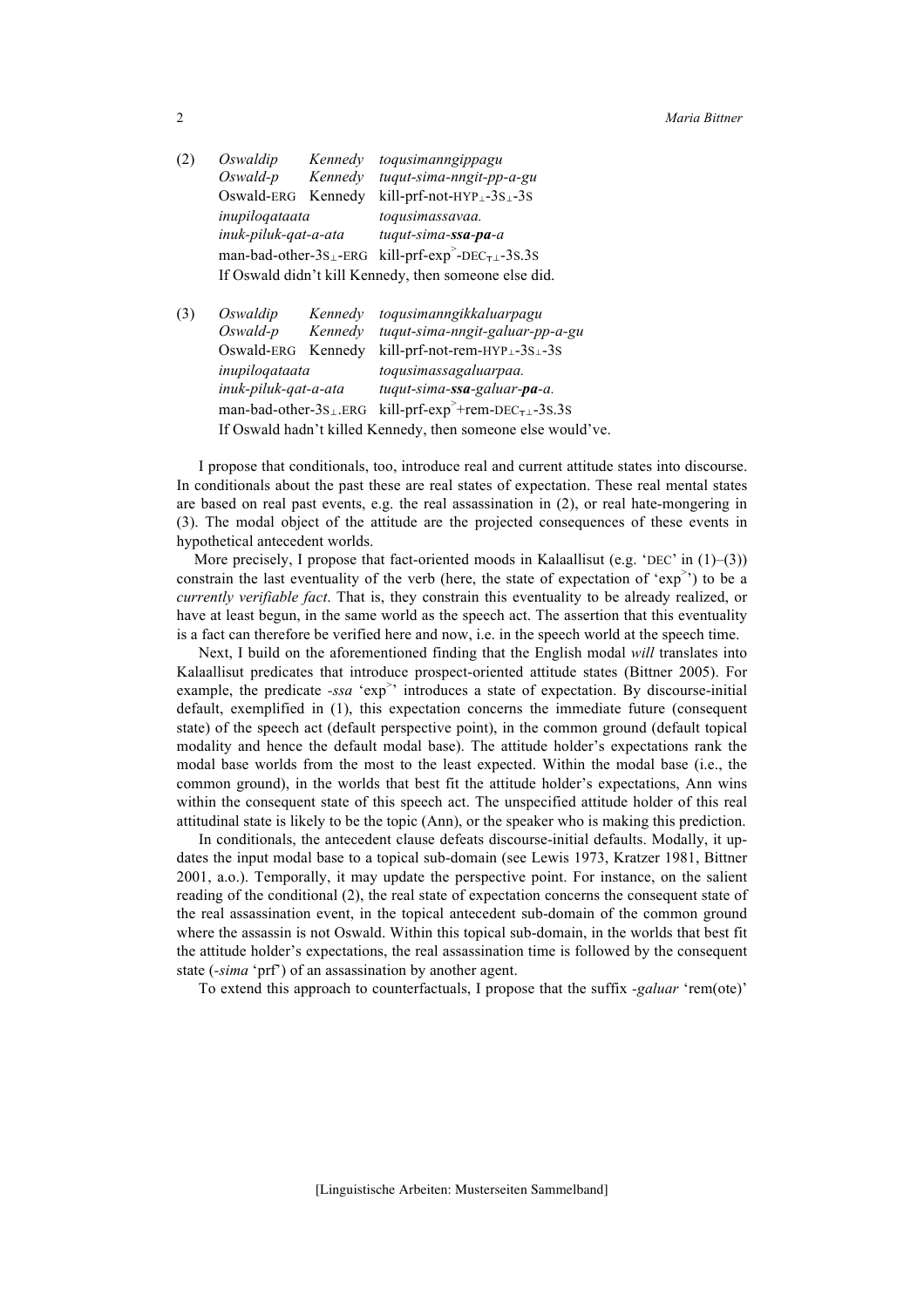(2) *Oswaldip* &nbsp; *Kennedy* &nbsp; *toqusimanngippagu*
*Oswald-p* &nbsp; *Kennedy* &nbsp; *tuqut-sima-nngit-pp-a-gu*
Oswald-ERG &nbsp; Kennedy &nbsp; kill-prf-not-HYP$_{\perp}$-3S$_{\perp}$-3S
*inupiloqataata* &nbsp; *toqusimassavaa.*
*inuk-piluk-qat-a-ata* &nbsp; *tuqut-sima-**ssa**-**pa**-a*
man-bad-other-3S$_{\perp}$-ERG &nbsp; kill-prf-exp$^{>}$-DEC$_{\top\perp}$-3S.3S
If Oswald didn't kill Kennedy, then someone else did.

(3) *Oswaldip* &nbsp; *Kennedy* &nbsp; *toqusimanngikkaluarpagu*
*Oswald-p* &nbsp; *Kennedy* &nbsp; *tuqut-sima-nngit-galuar-pp-a-gu*
Oswald-ERG &nbsp; Kennedy &nbsp; kill-prf-not-rem-HYP$_{\perp}$-3S$_{\perp}$-3S
*inupiloqataata* &nbsp; *toqusimassagaluarpaa.*
*inuk-piluk-qat-a-ata* &nbsp; *tuqut-sima-**ssa**-galuar-**pa**-a.*
man-bad-other-3S$_{\perp}$.ERG &nbsp; kill-prf-exp$^{>}$+rem-DEC$_{\top\perp}$-3S.3S
If Oswald hadn't killed Kennedy, then someone else would've.

I propose that conditionals, too, introduce real and current attitude states into discourse. In conditionals about the past these are real states of expectation. These real mental states are based on real past events, e.g. the real assassination in (2), or real hate-mongering in (3). The modal object of the attitude are the projected consequences of these events in hypothetical antecedent worlds.

More precisely, I propose that fact-oriented moods in Kalaallisut (e.g. 'DEC' in (1)–(3)) constrain the last eventuality of the verb (here, the state of expectation of 'exp$^{>}$') to be a *currently verifiable fact*. That is, they constrain this eventuality to be already realized, or have at least begun, in the same world as the speech act. The assertion that this eventuality is a fact can therefore be verified here and now, i.e. in the speech world at the speech time.

Next, I build on the aforementioned finding that the English modal *will* translates into Kalaallisut predicates that introduce prospect-oriented attitude states (Bittner 2005). For example, the predicate *-ssa* 'exp$^{>}$' introduces a state of expectation. By discourse-initial default, exemplified in (1), this expectation concerns the immediate future (consequent state) of the speech act (default perspective point), in the common ground (default topical modality and hence the default modal base). The attitude holder's expectations rank the modal base worlds from the most to the least expected. Within the modal base (i.e., the common ground), in the worlds that best fit the attitude holder's expectations, Ann wins within the consequent state of this speech act. The unspecified attitude holder of this real attitudinal state is likely to be the topic (Ann), or the speaker who is making this prediction.

In conditionals, the antecedent clause defeats discourse-initial defaults. Modally, it updates the input modal base to a topical sub-domain (see Lewis 1973, Kratzer 1981, Bittner 2001, a.o.). Temporally, it may update the perspective point. For instance, on the salient reading of the conditional (2), the real state of expectation concerns the consequent state of the real assassination event, in the topical antecedent sub-domain of the common ground where the assassin is not Oswald. Within this topical sub-domain, in the worlds that best fit the attitude holder's expectations, the real assassination time is followed by the consequent state (*-sima* 'prf') of an assassination by another agent.

To extend this approach to counterfactuals, I propose that the suffix *-galuar* 'rem(ote)'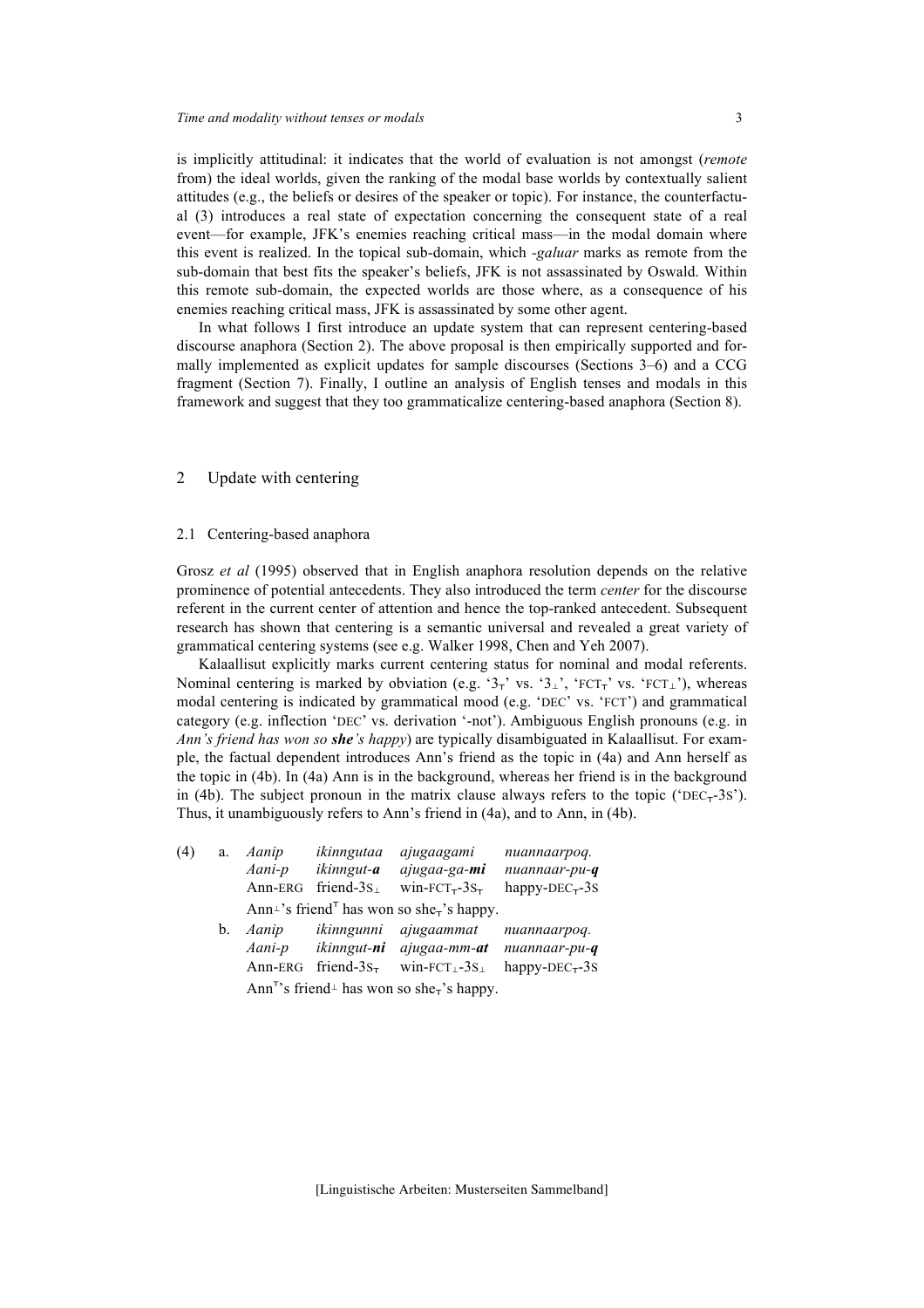is implicitly attitudinal: it indicates that the world of evaluation is not amongst (*remote* from) the ideal worlds, given the ranking of the modal base worlds by contextually salient attitudes (e.g., the beliefs or desires of the speaker or topic). For instance, the counterfactual (3) introduces a real state of expectation concerning the consequent state of a real event—for example, JFK's enemies reaching critical mass—in the modal domain where this event is realized. In the topical sub-domain, which *-galuar* marks as remote from the sub-domain that best fits the speaker's beliefs, JFK is not assassinated by Oswald. Within this remote sub-domain, the expected worlds are those where, as a consequence of his enemies reaching critical mass, JFK is assassinated by some other agent.

In what follows I first introduce an update system that can represent centering-based discourse anaphora (Section 2). The above proposal is then empirically supported and formally implemented as explicit updates for sample discourses (Sections 3–6) and a CCG fragment (Section 7). Finally, I outline an analysis of English tenses and modals in this framework and suggest that they too grammaticalize centering-based anaphora (Section 8).

## 2 Update with centering

### 2.1 Centering-based anaphora

Grosz *et al* (1995) observed that in English anaphora resolution depends on the relative prominence of potential antecedents. They also introduced the term *center* for the discourse referent in the current center of attention and hence the top-ranked antecedent. Subsequent research has shown that centering is a semantic universal and revealed a great variety of grammatical centering systems (see e.g. Walker 1998, Chen and Yeh 2007).

Kalaallisut explicitly marks current centering status for nominal and modal referents. Nominal centering is marked by obviation (e.g. '$3_{\top}$' vs. '$3_{\bot}$', 'FCT$_{\top}$' vs. 'FCT$_{\bot}$'), whereas modal centering is indicated by grammatical mood (e.g. 'DEC' vs. 'FCT') and grammatical category (e.g. inflection 'DEC' vs. derivation '-not'). Ambiguous English pronouns (e.g. in *Ann's friend has won so **she**'s happy*) are typically disambiguated in Kalaallisut. For example, the factual dependent introduces Ann's friend as the topic in (4a) and Ann herself as the topic in (4b). In (4a) Ann is in the background, whereas her friend is in the background in (4b). The subject pronoun in the matrix clause always refers to the topic ('DEC$_{\top}$-3S'). Thus, it unambiguously refers to Ann's friend in (4a), and to Ann, in (4b).

(4) a. *Aanip ikinngutaa ajugaagami nuannaarpoq.*
   *Aani-p ikinngut-**a** ajugaa-ga-**mi** nuannaar-pu-**q***
   Ann-ERG friend-$3S_{\bot}$ win-FCT$_{\top}$-$3S_{\top}$ happy-DEC$_{\top}$-3S
   Ann$^{\bot}$'s friend$^{\top}$ has won so she$_{\top}$'s happy.

   b. *Aanip ikinngunni ajugaammat nuannaarpoq.*
   *Aani-p ikinngut-**ni** ajugaa-mm-**at** nuannaar-pu-**q***
   Ann-ERG friend-$3S_{\top}$ win-FCT$_{\bot}$-$3S_{\bot}$ happy-DEC$_{\top}$-3S
   Ann$^{\top}$'s friend$^{\bot}$ has won so she$_{\top}$'s happy.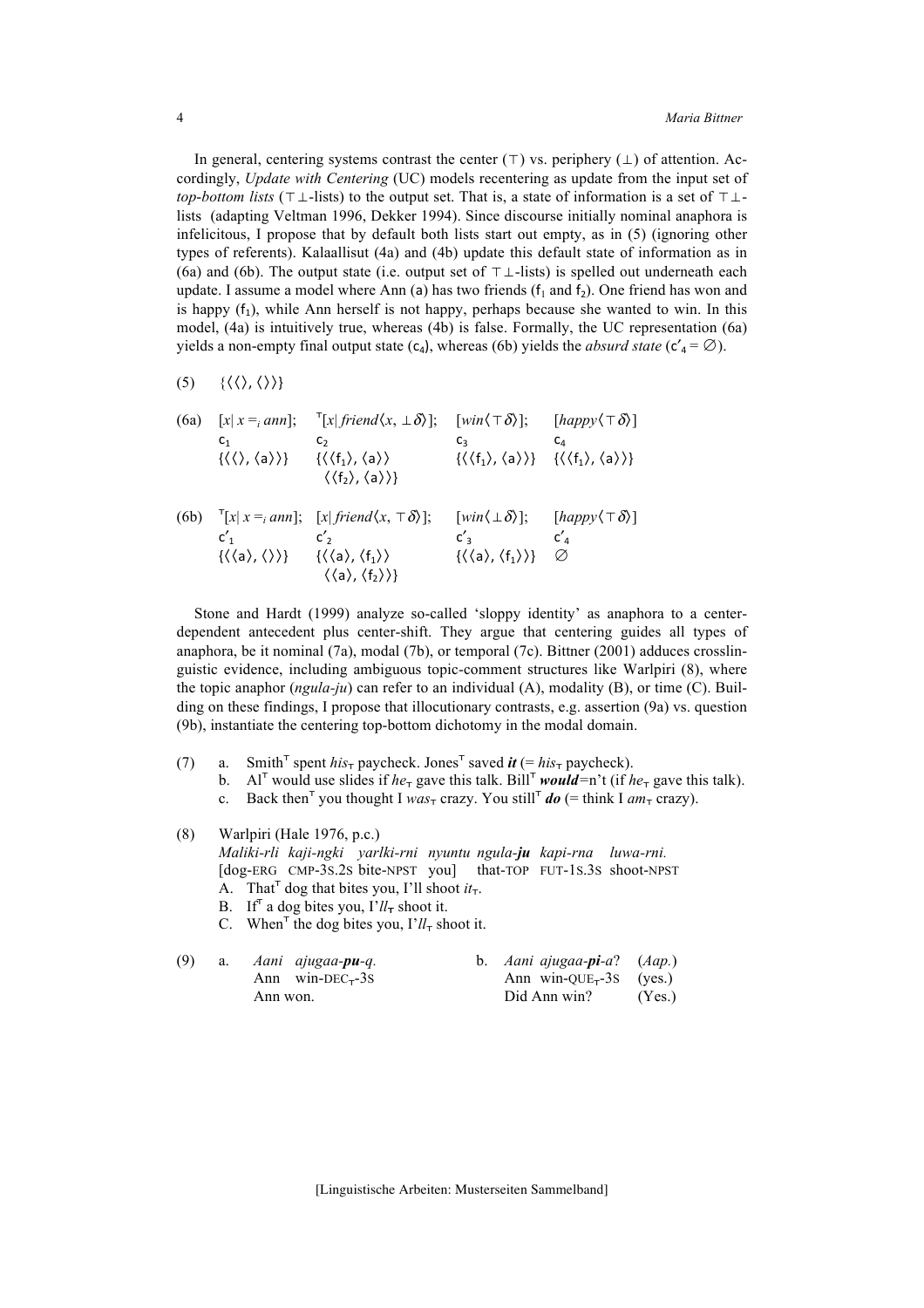In general, centering systems contrast the center (⊤) vs. periphery (⊥) of attention. Accordingly, *Update with Centering* (UC) models recentering as update from the input set of *top-bottom lists* (⊤⊥-lists) to the output set. That is, a state of information is a set of ⊤⊥-lists (adapting Veltman 1996, Dekker 1994). Since discourse initially nominal anaphora is infelicitous, I propose that by default both lists start out empty, as in (5) (ignoring other types of referents). Kalaallisut (4a) and (4b) update this default state of information as in (6a) and (6b). The output state (i.e. output set of ⊤⊥-lists) is spelled out underneath each update. I assume a model where Ann (a) has two friends ($f_1$ and $f_2$). One friend has won and is happy ($f_1$), while Ann herself is not happy, perhaps because she wanted to win. In this model, (4a) is intuitively true, whereas (4b) is false. Formally, the UC representation (6a) yields a non-empty final output state ($c_4$), whereas (6b) yields the *absurd state* ($c'_4 = \emptyset$).

(5) $\{\langle\langle\rangle, \langle\rangle\rangle\}$

(6a) $[x|\ x =_i ann]$; ${}^{\top}[x|\ friend\langle x, \bot\delta\rangle]$; $[win\langle\top\delta\rangle]$; $[happy\langle\top\delta\rangle]$

| $c_1$ | $c_2$ | $c_3$ | $c_4$ |
|---|---|---|---|
| $\{\langle\langle\rangle, \langle a\rangle\rangle\}$ | $\{\langle\langle f_1\rangle, \langle a\rangle\rangle$ $\langle\langle f_2\rangle, \langle a\rangle\rangle\}$ | $\{\langle\langle f_1\rangle, \langle a\rangle\rangle\}$ | $\{\langle\langle f_1\rangle, \langle a\rangle\rangle\}$ |

(6b) ${}^{\top}[x|\ x =_i ann]$; $[x|\ friend\langle x, \top\delta\rangle]$; $[win\langle\bot\delta\rangle]$; $[happy\langle\top\delta\rangle]$

| $c'_1$ | $c'_2$ | $c'_3$ | $c'_4$ |
|---|---|---|---|
| $\{\langle\langle a\rangle, \langle\rangle\rangle\}$ | $\{\langle\langle a\rangle, \langle f_1\rangle\rangle$ $\langle\langle a\rangle, \langle f_2\rangle\rangle\}$ | $\{\langle\langle a\rangle, \langle f_1\rangle\rangle\}$ | $\emptyset$ |

Stone and Hardt (1999) analyze so-called 'sloppy identity' as anaphora to a center-dependent antecedent plus center-shift. They argue that centering guides all types of anaphora, be it nominal (7a), modal (7b), or temporal (7c). Bittner (2001) adduces crosslinguistic evidence, including ambiguous topic-comment structures like Warlpiri (8), where the topic anaphor (*ngula-ju*) can refer to an individual (A), modality (B), or time (C). Building on these findings, I propose that illocutionary contrasts, e.g. assertion (9a) vs. question (9b), instantiate the centering top-bottom dichotomy in the modal domain.

(7) a. Smith$^{\top}$ spent *his*$_{\top}$ paycheck. Jones$^{\top}$ saved ***it*** (= *his*$_{\top}$ paycheck).
  b. Al$^{\top}$ would use slides if *he*$_{\top}$ gave this talk. Bill$^{\top}$ ***would***=n't (if *he*$_{\top}$ gave this talk).
  c. Back then$^{\top}$ you thought I *was*$_{\top}$ crazy. You still$^{\top}$ ***do*** (= think I *am*$_{\top}$ crazy).

(8) Warlpiri (Hale 1976, p.c.)
  *Maliki-rli kaji-ngki yarlki-rni nyuntu ngula-**ju** kapi-rna luwa-rni.*
  [dog-ERG CMP-3S.2S bite-NPST you] that-TOP FUT-1S.3S shoot-NPST
  A. That$^{\top}$ dog that bites you, I'll shoot *it*$_{\top}$.
  B. If$^{\top}$ a dog bites you, I'*ll*$_{\top}$ shoot it.
  C. When$^{\top}$ the dog bites you, I'*ll*$_{\top}$ shoot it.

(9) a. *Aani ajugaa-**pu**-q.*
  Ann win-DEC$_{\top}$-3S
  Ann won.

  b. *Aani ajugaa-**pi**-a?* (*Aap.*)
  Ann win-QUE$_{\top}$-3S (yes.)
  Did Ann win? (Yes.)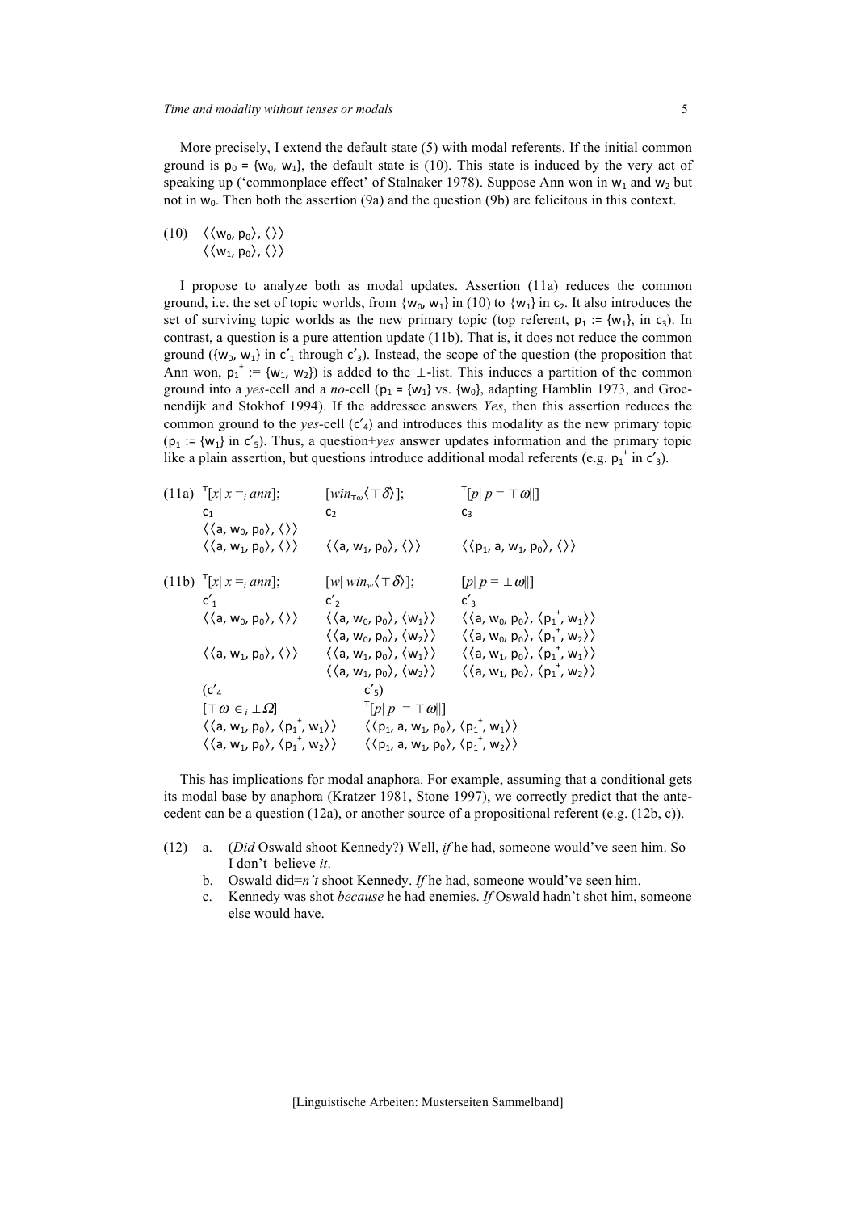More precisely, I extend the default state (5) with modal referents. If the initial common ground is $p_0 = \{w_0, w_1\}$, the default state is (10). This state is induced by the very act of speaking up ('commonplace effect' of Stalnaker 1978). Suppose Ann won in $w_1$ and $w_2$ but not in $w_0$. Then both the assertion (9a) and the question (9b) are felicitous in this context.

(10) $\langle\langle w_0, p_0\rangle, \langle\rangle\rangle$
$\langle\langle w_1, p_0\rangle, \langle\rangle\rangle$

I propose to analyze both as modal updates. Assertion (11a) reduces the common ground, i.e. the set of topic worlds, from $\{w_0, w_1\}$ in (10) to $\{w_1\}$ in $c_2$. It also introduces the set of surviving topic worlds as the new primary topic (top referent, $p_1 := \{w_1\}$, in $c_3$). In contrast, a question is a pure attention update (11b). That is, it does not reduce the common ground ($\{w_0, w_1\}$ in $c'_1$ through $c'_3$). Instead, the scope of the question (the proposition that Ann won, $p_1^+ := \{w_1, w_2\}$) is added to the ⊥-list. This induces a partition of the common ground into a *yes*-cell and a *no*-cell ($p_1 = \{w_1\}$ vs. $\{w_0\}$, adapting Hamblin 1973, and Groenendijk and Stokhof 1994). If the addressee answers *Yes*, then this assertion reduces the common ground to the *yes*-cell ($c'_4$) and introduces this modality as the new primary topic ($p_1 := \{w_1\}$ in $c'_5$). Thus, a question+*yes* answer updates information and the primary topic like a plain assertion, but questions introduce additional modal referents (e.g. $p_1^+$ in $c'_3$).

(11a) $^\top[x|\ x =_i ann]$; $[win_{\top\omega}\langle\top\delta\rangle]$; $^\top[p|\ p = \top\omega||]$

| | | |
|---|---|---|
| $c_1$ | $c_2$ | $c_3$ |
| $\langle\langle a, w_0, p_0\rangle, \langle\rangle\rangle$ | | |
| $\langle\langle a, w_1, p_0\rangle, \langle\rangle\rangle$ | $\langle\langle a, w_1, p_0\rangle, \langle\rangle\rangle$ | $\langle\langle p_1, a, w_1, p_0\rangle, \langle\rangle\rangle$ |

(11b) $^\top[x|\ x =_i ann]$; $[w|\ win_w\langle\top\delta\rangle]$; $[p|\ p = \bot\omega||]$

| | | |
|---|---|---|
| $c'_1$ | $c'_2$ | $c'_3$ |
| $\langle\langle a, w_0, p_0\rangle, \langle\rangle\rangle$ | $\langle\langle a, w_0, p_0\rangle, \langle w_1\rangle\rangle$ | $\langle\langle a, w_0, p_0\rangle, \langle p_1^+, w_1\rangle\rangle$ |
| | $\langle\langle a, w_0, p_0\rangle, \langle w_2\rangle\rangle$ | $\langle\langle a, w_0, p_0\rangle, \langle p_1^+, w_2\rangle\rangle$ |
| $\langle\langle a, w_1, p_0\rangle, \langle\rangle\rangle$ | $\langle\langle a, w_1, p_0\rangle, \langle w_1\rangle\rangle$ | $\langle\langle a, w_1, p_0\rangle, \langle p_1^+, w_1\rangle\rangle$ |
| | $\langle\langle a, w_1, p_0\rangle, \langle w_2\rangle\rangle$ | $\langle\langle a, w_1, p_0\rangle, \langle p_1^+, w_2\rangle\rangle$ |

| | |
|---|---|
| ($c'_4$ | $c'_5$) |
| $[\top\omega \in_i \bot\Omega]$ | $^\top[p\|\ p = \top\omega\|\|]$ |
| $\langle\langle a, w_1, p_0\rangle, \langle p_1^+, w_1\rangle\rangle$ | $\langle\langle p_1, a, w_1, p_0\rangle, \langle p_1^+, w_1\rangle\rangle$ |
| $\langle\langle a, w_1, p_0\rangle, \langle p_1^+, w_2\rangle\rangle$ | $\langle\langle p_1, a, w_1, p_0\rangle, \langle p_1^+, w_2\rangle\rangle$ |

This has implications for modal anaphora. For example, assuming that a conditional gets its modal base by anaphora (Kratzer 1981, Stone 1997), we correctly predict that the antecedent can be a question (12a), or another source of a propositional referent (e.g. (12b, c)).

(12) a. (*Did* Oswald shoot Kennedy?) Well, *if* he had, someone would've seen him. So I don't believe *it*.

b. Oswald did=*n't* shoot Kennedy. *If* he had, someone would've seen him.

c. Kennedy was shot *because* he had enemies. *If* Oswald hadn't shot him, someone else would have.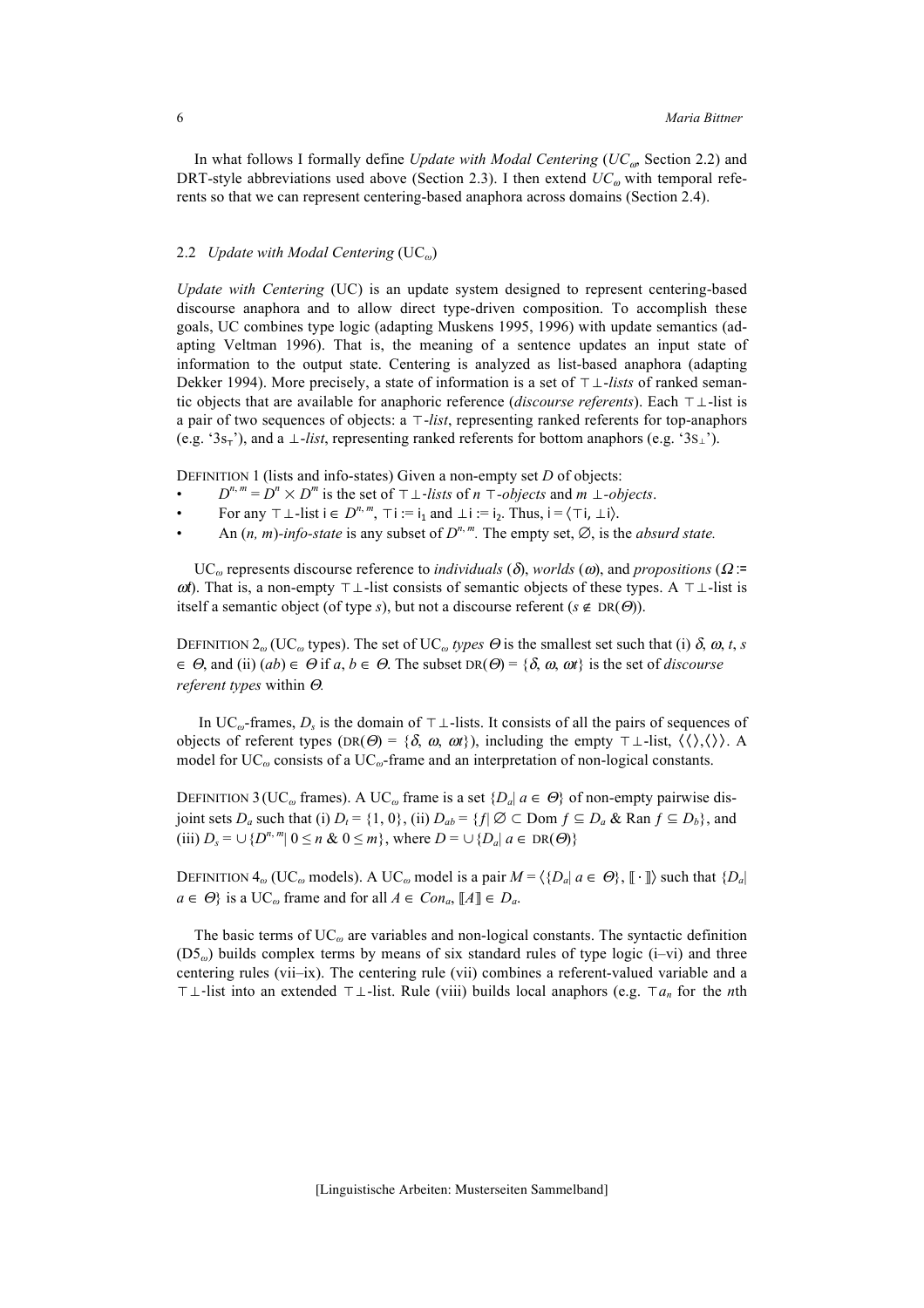In what follows I formally define *Update with Modal Centering* ($UC_\omega$, Section 2.2) and DRT-style abbreviations used above (Section 2.3). I then extend $UC_\omega$ with temporal referents so that we can represent centering-based anaphora across domains (Section 2.4).

## 2.2 *Update with Modal Centering* ($UC_\omega$)

*Update with Centering* (UC) is an update system designed to represent centering-based discourse anaphora and to allow direct type-driven composition. To accomplish these goals, UC combines type logic (adapting Muskens 1995, 1996) with update semantics (adapting Veltman 1996). That is, the meaning of a sentence updates an input state of information to the output state. Centering is analyzed as list-based anaphora (adapting Dekker 1994). More precisely, a state of information is a set of $\top\bot$-*lists* of ranked semantic objects that are available for anaphoric reference (*discourse referents*). Each $\top\bot$-list is a pair of two sequences of objects: a $\top$-*list*, representing ranked referents for top-anaphors (e.g. '$3s_\top$'), and a $\bot$-*list*, representing ranked referents for bottom anaphors (e.g. '$3s_\bot$').

DEFINITION 1 (lists and info-states) Given a non-empty set $D$ of objects:

- $D^{n,m} = D^n \times D^m$ is the set of $\top\bot$-*lists* of $n$ $\top$-*objects* and $m$ $\bot$-*objects*.
- For any $\top\bot$-list $\mathsf{i} \in D^{n,m}$, $\top\mathsf{i} := \mathsf{i}_1$ and $\bot\mathsf{i} := \mathsf{i}_2$. Thus, $\mathsf{i} = \langle \top\mathsf{i}, \bot\mathsf{i}\rangle$.
- An $(n, m)$-*info-state* is any subset of $D^{n,m}$. The empty set, $\varnothing$, is the *absurd state.*

$UC_\omega$ represents discourse reference to *individuals* ($\delta$), *worlds* ($\omega$), and *propositions* ($\Omega := \omega t$). That is, a non-empty $\top\bot$-list consists of semantic objects of these types. A $\top\bot$-list is itself a semantic object (of type $s$), but not a discourse referent ($s \notin \text{DR}(\Theta)$).

DEFINITION $2_\omega$ ($UC_\omega$ types). The set of $UC_\omega$ *types* $\Theta$ is the smallest set such that (i) $\delta, \omega, t, s \in \Theta$, and (ii) $(ab) \in \Theta$ if $a, b \in \Theta$. The subset $\text{DR}(\Theta) = \{\delta, \omega, \omega t\}$ is the set of *discourse referent types* within $\Theta$.

In $UC_\omega$-frames, $D_s$ is the domain of $\top\bot$-lists. It consists of all the pairs of sequences of objects of referent types ($\text{DR}(\Theta) = \{\delta, \omega, \omega t\}$), including the empty $\top\bot$-list, $\langle\langle\rangle,\langle\rangle\rangle$. A model for $UC_\omega$ consists of a $UC_\omega$-frame and an interpretation of non-logical constants.

DEFINITION 3 ($UC_\omega$ frames). A $UC_\omega$ frame is a set $\{D_a | \, a \in \Theta\}$ of non-empty pairwise disjoint sets $D_a$ such that (i) $D_t = \{1, 0\}$, (ii) $D_{ab} = \{f | \, \varnothing \subset \text{Dom}\, f \subseteq D_a \;\&\; \text{Ran}\, f \subseteq D_b\}$, and (iii) $D_s = \cup\{D^{n,m} | \, 0 \leq n \;\&\; 0 \leq m\}$, where $D = \cup\{D_a | \, a \in \text{DR}(\Theta)\}$

DEFINITION $4_\omega$ ($UC_\omega$ models). A $UC_\omega$ model is a pair $M = \langle\{D_a | \, a \in \Theta\}, [\![\cdot]\!]\rangle$ such that $\{D_a | \, a \in \Theta\}$ is a $UC_\omega$ frame and for all $A \in Con_a$, $[\![A]\!] \in D_a$.

The basic terms of $UC_\omega$ are variables and non-logical constants. The syntactic definition ($D5_\omega$) builds complex terms by means of six standard rules of type logic (i–vi) and three centering rules (vii–ix). The centering rule (vii) combines a referent-valued variable and a $\top\bot$-list into an extended $\top\bot$-list. Rule (viii) builds local anaphors (e.g. $\top a_n$ for the $n$th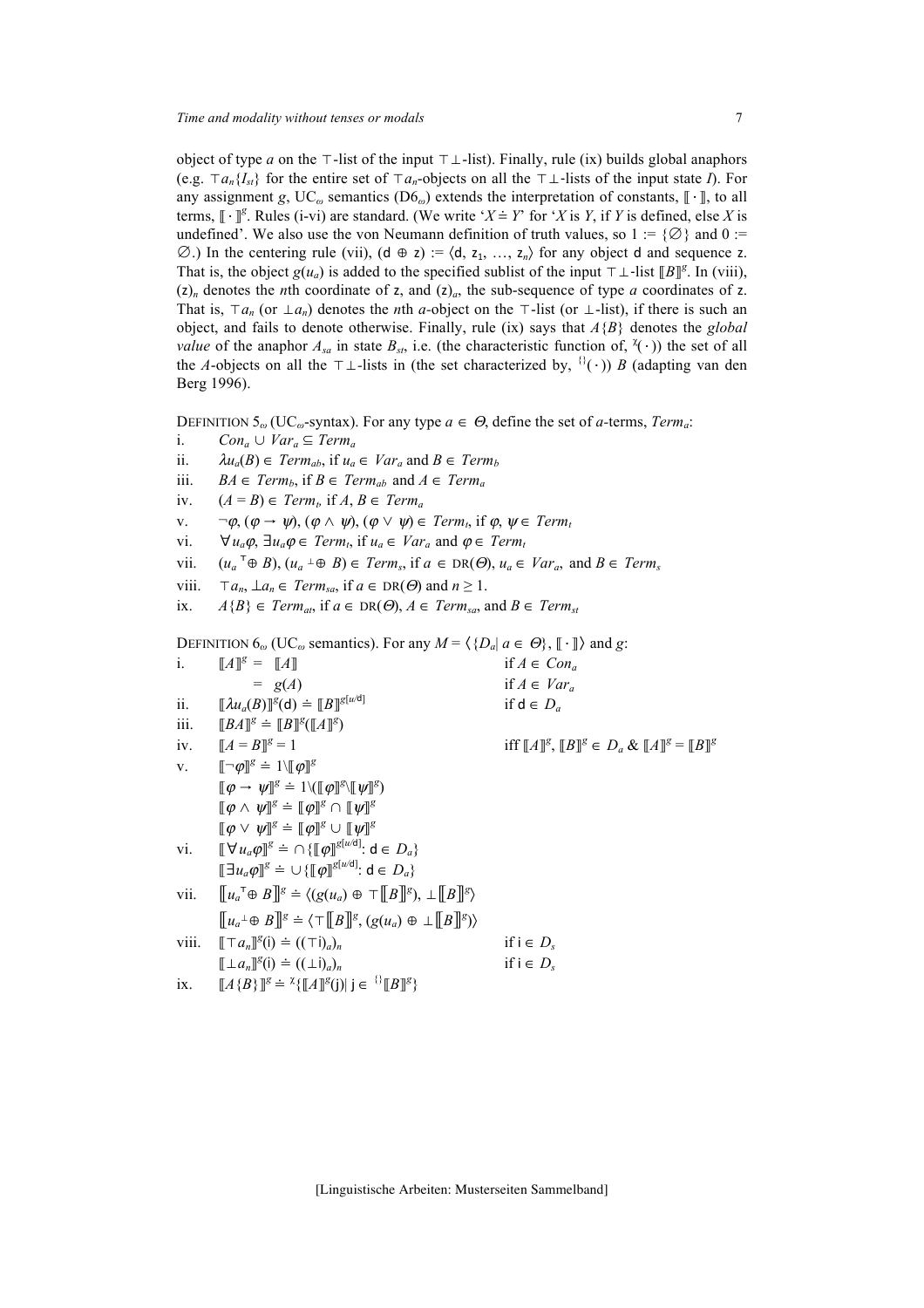object of type $a$ on the $\top$-list of the input $\top\bot$-list). Finally, rule (ix) builds global anaphors (e.g. $\top a_n\{I_{st}\}$ for the entire set of $\top a_n$-objects on all the $\top\bot$-lists of the input state $I$). For any assignment $g$, UC$_\omega$ semantics (D6$_\omega$) extends the interpretation of constants, $[\![\cdot]\!]$, to all terms, $[\![\cdot]\!]^g$. Rules (i-vi) are standard. (We write '$X \doteq Y$' for '$X$ is $Y$, if $Y$ is defined, else $X$ is undefined'. We also use the von Neumann definition of truth values, so $1 := \{\varnothing\}$ and $0 := \varnothing$.) In the centering rule (vii), $(\mathsf{d} \oplus \mathsf{z}) := \langle \mathsf{d}, \mathsf{z}_1, \ldots, \mathsf{z}_n\rangle$ for any object $\mathsf{d}$ and sequence $\mathsf{z}$. That is, the object $g(u_a)$ is added to the specified sublist of the input $\top\bot$-list $[\![B]\!]^g$. In (viii), $(\mathsf{z})_n$ denotes the $n$th coordinate of $\mathsf{z}$, and $(\mathsf{z})_a$, the sub-sequence of type $a$ coordinates of $\mathsf{z}$. That is, $\top a_n$ (or $\bot a_n$) denotes the $n$th $a$-object on the $\top$-list (or $\bot$-list), if there is such an object, and fails to denote otherwise. Finally, rule (ix) says that $A\{B\}$ denotes the *global value* of the anaphor $A_{sa}$ in state $B_{st}$, i.e. (the characteristic function of, ${}^{\chi}(\cdot)$) the set of all the $A$-objects on all the $\top\bot$-lists in (the set characterized by, ${}^{\{\}}(\cdot)$) $B$ (adapting van den Berg 1996).

DEFINITION 5$_\omega$ (UC$_\omega$-syntax). For any type $a \in \Theta$, define the set of $a$-terms, $Term_a$:

i. $Con_a \cup Var_a \subseteq Term_a$

ii. $\lambda u_a(B) \in Term_{ab}$, if $u_a \in Var_a$ and $B \in Term_b$

iii. $BA \in Term_b$, if $B \in Term_{ab}$ and $A \in Term_a$

iv. $(A = B) \in Term_t$, if $A, B \in Term_a$

v. $\neg\varphi$, $(\varphi \rightarrow \psi)$, $(\varphi \wedge \psi)$, $(\varphi \vee \psi) \in Term_t$, if $\varphi, \psi \in Term_t$

vi. $\forall u_a\varphi$, $\exists u_a\varphi \in Term_t$, if $u_a \in Var_a$ and $\varphi \in Term_t$

vii. $(u_a{}^{\top}\!\oplus B)$, $(u_a{}^{\bot}\!\oplus B) \in Term_s$, if $a \in \mathrm{DR}(\Theta)$, $u_a \in Var_a$, and $B \in Term_s$

viii. $\top a_n$, $\bot a_n \in Term_{sa}$, if $a \in \mathrm{DR}(\Theta)$ and $n \geq 1$.

ix. $A\{B\} \in Term_{at}$, if $a \in \mathrm{DR}(\Theta)$, $A \in Term_{sa}$, and $B \in Term_{st}$

DEFINITION 6$_\omega$ (UC$_\omega$ semantics). For any $M = \langle\{D_a \mid a \in \Theta\}, [\![\cdot]\!]\rangle$ and $g$:

i. $[\![A]\!]^g = [\![A]\!]$ if $A \in Con_a$
$\quad\;\; = g(A)$ if $A \in Var_a$

ii. $[\![\lambda u_a(B)]\!]^g(\mathsf{d}) \doteq [\![B]\!]^{g[u/\mathsf{d}]}$ if $\mathsf{d} \in D_a$

iii. $[\![BA]\!]^g \doteq [\![B]\!]^g([\![A]\!]^g)$

iv. $[\![A = B]\!]^g = 1$ iff $[\![A]\!]^g, [\![B]\!]^g \in D_a$ & $[\![A]\!]^g = [\![B]\!]^g$

v. $[\![\neg\varphi]\!]^g \doteq 1\backslash[\![\varphi]\!]^g$
$[\![\varphi \rightarrow \psi]\!]^g \doteq 1\backslash([\![\varphi]\!]^g\backslash[\![\psi]\!]^g)$
$[\![\varphi \wedge \psi]\!]^g \doteq [\![\varphi]\!]^g \cap [\![\psi]\!]^g$
$[\![\varphi \vee \psi]\!]^g \doteq [\![\varphi]\!]^g \cup [\![\psi]\!]^g$

vi. $[\![\forall u_a\varphi]\!]^g \doteq \cap\{[\![\varphi]\!]^{g[u/\mathsf{d}]} \colon \mathsf{d} \in D_a\}$
$[\![\exists u_a\varphi]\!]^g \doteq \cup\{[\![\varphi]\!]^{g[u/\mathsf{d}]} \colon \mathsf{d} \in D_a\}$

vii. $[\![u_a{}^{\top}\!\oplus B]\!]^g \doteq \langle (g(u_a) \oplus \top[\![B]\!]^g), \bot[\![B]\!]^g\rangle$
$[\![u_a{}^{\bot}\!\oplus B]\!]^g \doteq \langle \top[\![B]\!]^g, (g(u_a) \oplus \bot[\![B]\!]^g)\rangle$

viii. $[\![\top a_n]\!]^g(\mathsf{i}) \doteq ((\top\mathsf{i})_a)_n$ if $\mathsf{i} \in D_s$
$[\![\bot a_n]\!]^g(\mathsf{i}) \doteq ((\bot\mathsf{i})_a)_n$ if $\mathsf{i} \in D_s$

ix. $[\![A\{B\}]\!]^g \doteq {}^{\chi}\{[\![A]\!]^g(\mathsf{j}) \mid \mathsf{j} \in {}^{\{\}}[\![B]\!]^g\}$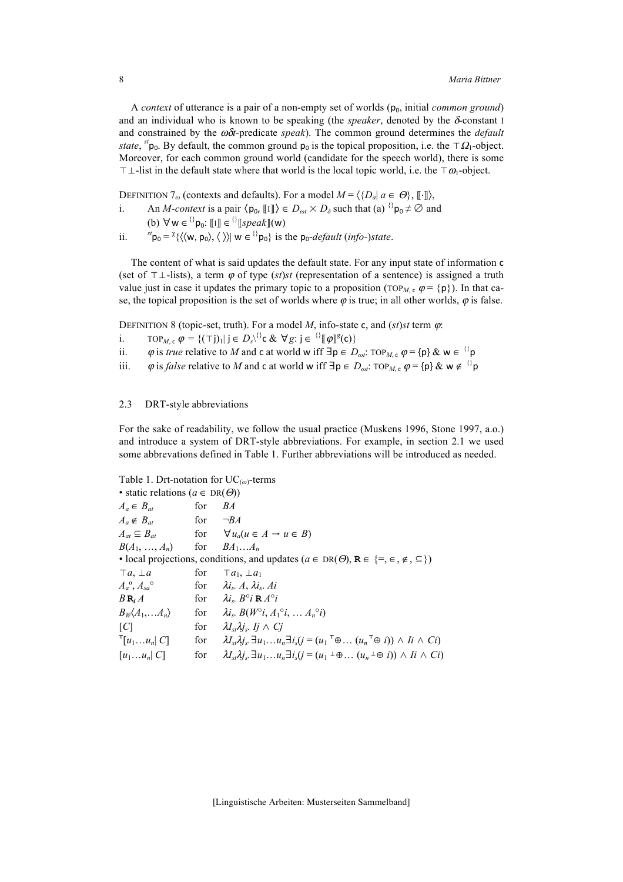A *context* of utterance is a pair of a non-empty set of worlds ($\mathsf{p}_0$, initial *common ground*) and an individual who is known to be speaking (the *speaker*, denoted by the $\delta$-constant I and constrained by the $\omega\delta t$-predicate *speak*). The common ground determines the *default state*, ${}^{st}\mathsf{p}_0$. By default, the common ground $\mathsf{p}_0$ is the topical proposition, i.e. the $\top\Omega_1$-object. Moreover, for each common ground world (candidate for the speech world), there is some $\top\bot$-list in the default state where that world is the local topic world, i.e. the $\top\omega_1$-object.

DEFINITION $7_\omega$ (contexts and defaults). For a model $M = \langle\{D_a | a \in \Theta\}, [\![\cdot]\!]\rangle$,

i. An *M-context* is a pair $\langle \mathsf{p}_0, [\![\text{I}]\!]\rangle \in D_{\omega t} \times D_\delta$ such that (a) ${}^{\{\}}\mathsf{p}_0 \neq \emptyset$ and (b) $\forall \mathsf{w} \in {}^{\{\}}\mathsf{p}_0$: $[\![\text{I}]\!] \in {}^{\{\}}[\![speak]\!](\mathsf{w})$

ii. ${}^{st}\mathsf{p}_0 = {}^{\chi}\{\langle\langle \mathsf{w}, \mathsf{p}_0\rangle, \langle\,\rangle\rangle | \mathsf{w} \in {}^{\{\}}\mathsf{p}_0\}$ is the $\mathsf{p}_0$-*default* (*info-*)*state*.

The content of what is said updates the default state. For any input state of information $\mathsf{c}$ (set of $\top\bot$-lists), a term $\varphi$ of type $(st)st$ (representation of a sentence) is assigned a truth value just in case it updates the primary topic to a proposition ($\text{TOP}_{M,\,\mathsf{c}}\, \varphi = \{\mathsf{p}\}$). In that case, the topical proposition is the set of worlds where $\varphi$ is true; in all other worlds, $\varphi$ is false.

DEFINITION 8 (topic-set, truth). For a model $M$, info-state $\mathsf{c}$, and $(st)st$ term $\varphi$:

i. $\text{TOP}_{M,\,\mathsf{c}}\, \varphi = \{(\top \mathsf{j})_1 | \, \mathsf{j} \in D_s \backslash {}^{\{\}}\mathsf{c} \;\&\; \forall g\text{: } \mathsf{j} \in {}^{\{\}}[\![\varphi]\!]^g(\mathsf{c})\}$

ii. $\varphi$ is *true* relative to $M$ and $\mathsf{c}$ at world $\mathsf{w}$ iff $\exists \mathsf{p} \in D_{\omega t}$: $\text{TOP}_{M,\,\mathsf{c}}\, \varphi = \{\mathsf{p}\}$ & $\mathsf{w} \in {}^{\{\}}\mathsf{p}$

iii. $\varphi$ is *false* relative to $M$ and $\mathsf{c}$ at world $\mathsf{w}$ iff $\exists \mathsf{p} \in D_{\omega t}$: $\text{TOP}_{M,\,\mathsf{c}}\, \varphi = \{\mathsf{p}\}$ & $\mathsf{w} \notin {}^{\{\}}\mathsf{p}$

## 2.3 DRT-style abbreviations

For the sake of readability, we follow the usual practice (Muskens 1996, Stone 1997, a.o.) and introduce a system of DRT-style abbreviations. For example, in section 2.1 we used some abbrevations defined in Table 1. Further abbreviations will be introduced as needed.

Table 1. Drt-notation for $\text{UC}_{(\omega)}$-terms

| | | |
|---|---|---|
| • static relations ($a \in \text{DR}(\Theta)$) | | |
| $A_a \in B_{at}$ | for | $BA$ |
| $A_a \notin B_{at}$ | for | $\neg BA$ |
| $A_{at} \subseteq B_{at}$ | for | $\forall u_a(u \in A \rightarrow u \in B)$ |
| $B(A_1, \ldots, A_n)$ | for | $BA_1 \ldots A_n$ |
| • local projections, conditions, and updates ($a \in \text{DR}(\Theta)$, $\mathbf{R} \in \{=, \in, \notin, \subseteq\}$) | | |
| $\top a$, $\bot a$ | for | $\top a_1$, $\bot a_1$ |
| $A_a{}^{\circ}$, $A_{sa}{}^{\circ}$ | for | $\lambda i_s.\, A$, $\lambda i_s.\, Ai$ |
| $B\, \mathbf{R}_i\, A$ | for | $\lambda i_s.\, B^{\circ}i\; \mathbf{R}\; A^{\circ}i$ |
| $B_W\langle A_1, \ldots A_n\rangle$ | for | $\lambda i_s.\, B(W^{\circ}i, A_1{}^{\circ}i, \ldots A_n{}^{\circ}i)$ |
| $[C]$ | for | $\lambda I_{st}\lambda j_s.\, Ij \wedge Cj$ |
| ${}^{\top}[u_1 \ldots u_n \vert\, C]$ | for | $\lambda I_{st}\lambda j_s.\, \exists u_1 \ldots u_n \exists i_s(j = (u_1 {}^{\top}\!\oplus \ldots (u_n {}^{\top}\!\oplus i)) \wedge Ii \wedge Ci)$ |
| $[u_1 \ldots u_n \vert\, C]$ | for | $\lambda I_{st}\lambda j_s.\, \exists u_1 \ldots u_n \exists i_s(j = (u_1 {}^{\bot}\!\oplus \ldots (u_n {}^{\bot}\!\oplus i)) \wedge Ii \wedge Ci)$ |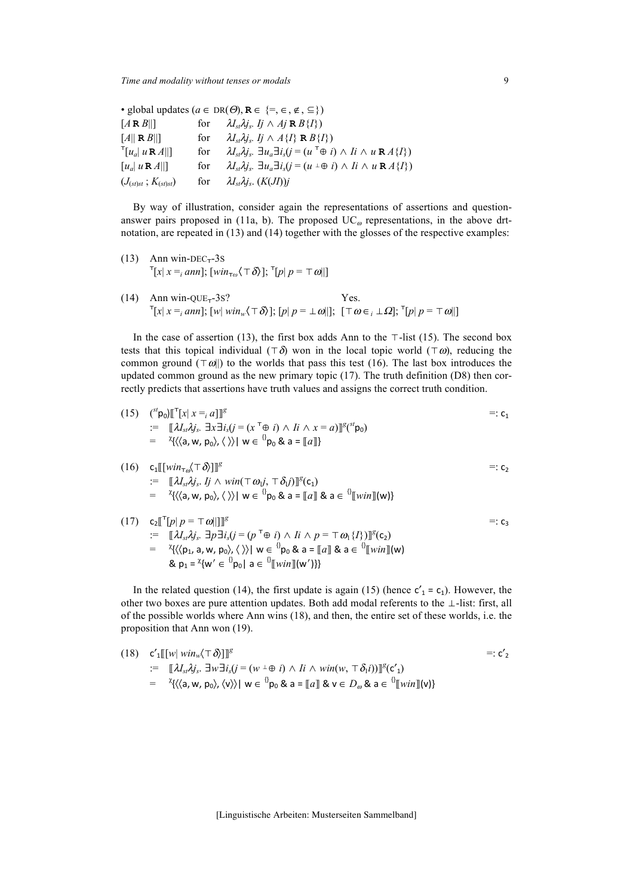• global updates ($a \in$ DR($\Theta$), $\mathbf{R} \in \{=, \in, \notin, \subseteq\}$)

| | | |
|---|---|---|
| $[A\ \mathbf{R}\ B\|\|]$ | for | $\lambda I_{st}\lambda j_s.\ Ij \wedge Aj\ \mathbf{R}\ B\{I\})$ |
| $[A\|\|\ \mathbf{R}\ B\|\|]$ | for | $\lambda I_{st}\lambda j_s.\ Ij \wedge A\{I\}\ \mathbf{R}\ B\{I\})$ |
| $^{\top}[u_a\|\ u\ \mathbf{R}\ A\|\|]$ | for | $\lambda I_{st}\lambda j_s.\ \exists u_a \exists i_s(j = (u\ ^{\top}\!\oplus\ i) \wedge Ii \wedge u\ \mathbf{R}\ A\{I\})$ |
| $[u_a\|\ u\ \mathbf{R}\ A\|\|]$ | for | $\lambda I_{st}\lambda j_s.\ \exists u_a \exists i_s(j = (u\ ^{\perp}\!\oplus\ i) \wedge Ii \wedge u\ \mathbf{R}\ A\{I\})$ |
| $(J_{(st)st}\ ;\ K_{(st)st})$ | for | $\lambda I_{st}\lambda j_s.\ (K(JI))j$ |

By way of illustration, consider again the representations of assertions and question-answer pairs proposed in (11a, b). The proposed UC$_\omega$ representations, in the above drt-notation, are repeated in (13) and (14) together with the glosses of the respective examples:

(13) Ann win-DEC$_{\top}$-3S
$^{\top}[x|\ x =_i ann]$; $[win_{\top\omega}\langle\top\delta\rangle]$; $^{\top}[p|\ p = \top\omega||]$

(14) Ann win-QUE$_{\top}$-3S? Yes.
$^{\top}[x|\ x =_i ann]$; $[w|\ win_w\langle\top\delta\rangle]$; $[p|\ p = \perp\omega||]$; $[\top\omega \in_i \perp\Omega]$; $^{\top}[p|\ p = \top\omega||]$

In the case of assertion (13), the first box adds Ann to the $\top$-list (15). The second box tests that this topical individual ($\top\delta$) won in the local topic world ($\top\omega$), reducing the common ground ($\top\omega||$) to the worlds that pass this test (16). The last box introduces the updated common ground as the new primary topic (17). The truth definition (D8) then correctly predicts that assertions have truth values and assigns the correct truth condition.

(15) $({}^{st}\mathsf{p}_0)[\![^{\top}[x|\ x =_i a]]\!]^g$ $=: \mathsf{c}_1$
$:= [\![\lambda I_{st}\lambda j_s.\ \exists x \exists i_s(j = (x\ ^{\top}\!\oplus\ i) \wedge Ii \wedge x = a)]\!]^g({}^{st}\mathsf{p}_0)$
$= {}^{\chi}\{\langle\langle \mathsf{a}, \mathsf{w}, \mathsf{p}_0\rangle, \langle\,\rangle\rangle|\ \mathsf{w} \in {}^{\{\}}\mathsf{p}_0\ \&\ \mathsf{a} = [\![a]\!]\}$

(16) $\mathsf{c}_1[\![[win_{\top\omega}\langle\top\delta\rangle]]\!]^g$ $=: \mathsf{c}_2$
$:= [\![\lambda I_{st}\lambda j_s.\ Ij \wedge win(\top\omega_1 j,\ \top\delta_1 j)]\!]^g(\mathsf{c}_1)$
$= {}^{\chi}\{\langle\langle \mathsf{a}, \mathsf{w}, \mathsf{p}_0\rangle, \langle\,\rangle\rangle|\ \mathsf{w} \in {}^{\{\}}\mathsf{p}_0\ \&\ \mathsf{a} = [\![a]\!]\ \&\ \mathsf{a} \in {}^{\{\}}[\![win]\!](\mathsf{w})\}$

(17) $\mathsf{c}_2[\![^{\top}[p|\ p = \top\omega||]]\!]^g$ $=: \mathsf{c}_3$
$:= [\![\lambda I_{st}\lambda j_s.\ \exists p \exists i_s(j = (p\ ^{\top}\!\oplus\ i) \wedge Ii \wedge p = \top\omega_1\{I\})]\!]^g(\mathsf{c}_2)$
$= {}^{\chi}\{\langle\langle \mathsf{p}_1, \mathsf{a}, \mathsf{w}, \mathsf{p}_0\rangle, \langle\,\rangle\rangle|\ \mathsf{w} \in {}^{\{\}}\mathsf{p}_0\ \&\ \mathsf{a} = [\![a]\!]\ \&\ \mathsf{a} \in {}^{\{\}}[\![win]\!](\mathsf{w})$
$\&\ \mathsf{p}_1 = {}^{\chi}\{\mathsf{w}' \in {}^{\{\}}\mathsf{p}_0|\ \mathsf{a} \in {}^{\{\}}[\![win]\!](\mathsf{w}')\}\}$

In the related question (14), the first update is again (15) (hence $\mathsf{c}'_1 = \mathsf{c}_1$). However, the other two boxes are pure attention updates. Both add modal referents to the $\perp$-list: first, all of the possible worlds where Ann wins (18), and then, the entire set of these worlds, i.e. the proposition that Ann won (19).

(18) $\mathsf{c}'_1[\![[w|\ win_w\langle\top\delta\rangle]]\!]^g$ $=: \mathsf{c}'_2$
$:= [\![\lambda I_{st}\lambda j_s.\ \exists w \exists i_s(j = (w\ ^{\perp}\!\oplus\ i) \wedge Ii \wedge win(w,\ \top\delta_1 i))]\!]^g(\mathsf{c}'_1)$
$= {}^{\chi}\{\langle\langle \mathsf{a}, \mathsf{w}, \mathsf{p}_0\rangle, \langle \mathsf{v}\rangle\rangle|\ \mathsf{w} \in {}^{\{\}}\mathsf{p}_0\ \&\ \mathsf{a} = [\![a]\!]\ \&\ \mathsf{v} \in D_\omega\ \&\ \mathsf{a} \in {}^{\{\}}[\![win]\!](\mathsf{v})\}$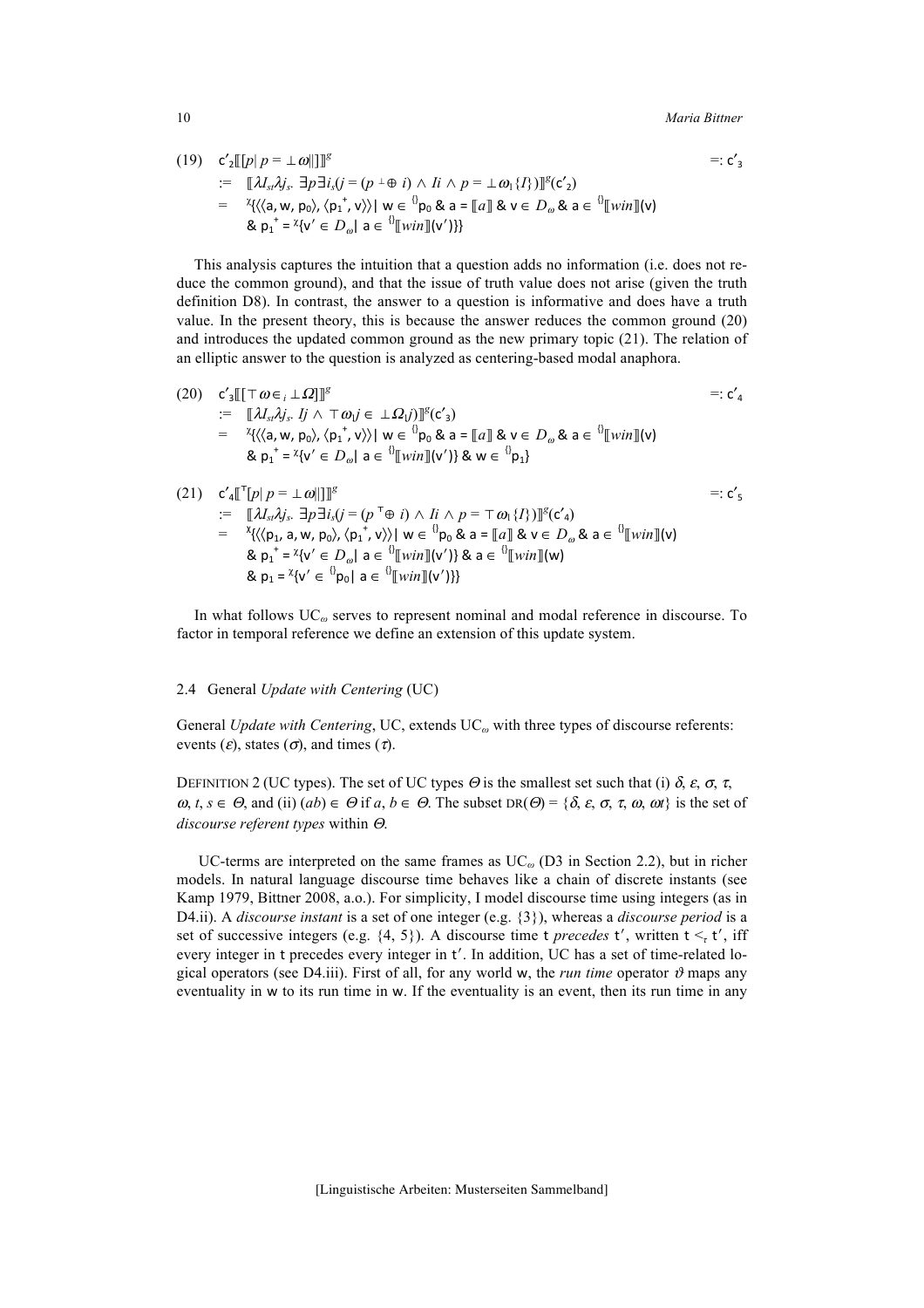(19) $\mathsf{c}'_2[\![[p|\ p = \bot\omega|]]\!]^g$ $=: \mathsf{c}'_3$

$:= \quad [\![\lambda I_{st}\lambda j_s.\ \exists p \exists i_s(j = (p\ {}^{\bot}\!\oplus\ i) \wedge Ii \wedge p = \bot\omega_1\{I\})]\!]^g(\mathsf{c}'_2)$

$= \quad {}^{\chi}\{\langle\langle \mathsf{a}, \mathsf{w}, \mathsf{p}_0\rangle, \langle \mathsf{p}_1^{\,+}, \mathsf{v}\rangle\rangle|\ \mathsf{w} \in {}^{\{\}}\mathsf{p}_0\ \&\ \mathsf{a} = [\![a]\!]\ \&\ \mathsf{v} \in D_\omega\ \&\ \mathsf{a} \in {}^{\{\}}[\![win]\!](\mathsf{v})$
$\&\ \mathsf{p}_1^{\,+} = {}^{\chi}\{\mathsf{v}' \in D_\omega|\ \mathsf{a} \in {}^{\{\}}[\![win]\!](\mathsf{v}')\}\}$

This analysis captures the intuition that a question adds no information (i.e. does not reduce the common ground), and that the issue of truth value does not arise (given the truth definition D8). In contrast, the answer to a question is informative and does have a truth value. In the present theory, this is because the answer reduces the common ground (20) and introduces the updated common ground as the new primary topic (21). The relation of an elliptic answer to the question is analyzed as centering-based modal anaphora.

(20) $\mathsf{c}'_3[\![\top\omega \in_i \bot\Omega]\!]^g$ $=: \mathsf{c}'_4$

$:= \quad [\![\lambda I_{st}\lambda j_s.\ Ij \wedge \top\omega_1 j \in \bot\Omega_1 j)]\!]^g(\mathsf{c}'_3)$

$= \quad {}^{\chi}\{\langle\langle \mathsf{a}, \mathsf{w}, \mathsf{p}_0\rangle, \langle \mathsf{p}_1^{\,+}, \mathsf{v}\rangle\rangle|\ \mathsf{w} \in {}^{\{\}}\mathsf{p}_0\ \&\ \mathsf{a} = [\![a]\!]\ \&\ \mathsf{v} \in D_\omega\ \&\ \mathsf{a} \in {}^{\{\}}[\![win]\!](\mathsf{v})$
$\&\ \mathsf{p}_1^{\,+} = {}^{\chi}\{\mathsf{v}' \in D_\omega|\ \mathsf{a} \in {}^{\{\}}[\![win]\!](\mathsf{v}')\}\ \&\ \mathsf{w} \in {}^{\{\}}\mathsf{p}_1\}$

(21) $\mathsf{c}'_4[\![{}^{\top}[p|\ p = \bot\omega|]]\!]^g$ $=: \mathsf{c}'_5$

$:= \quad [\![\lambda I_{st}\lambda j_s.\ \exists p \exists i_s(j = (p\ {}^{\top}\!\oplus\ i) \wedge Ii \wedge p = \top\omega_1\{I\})]\!]^g(\mathsf{c}'_4)$

$= \quad {}^{\chi}\{\langle\langle \mathsf{p}_1, \mathsf{a}, \mathsf{w}, \mathsf{p}_0\rangle, \langle \mathsf{p}_1^{\,+}, \mathsf{v}\rangle\rangle|\ \mathsf{w} \in {}^{\{\}}\mathsf{p}_0\ \&\ \mathsf{a} = [\![a]\!]\ \&\ \mathsf{v} \in D_\omega\ \&\ \mathsf{a} \in {}^{\{\}}[\![win]\!](\mathsf{v})$
$\&\ \mathsf{p}_1^{\,+} = {}^{\chi}\{\mathsf{v}' \in D_\omega|\ \mathsf{a} \in {}^{\{\}}[\![win]\!](\mathsf{v}')\}\ \&\ \mathsf{a} \in {}^{\{\}}[\![win]\!](\mathsf{w})$
$\&\ \mathsf{p}_1 = {}^{\chi}\{\mathsf{v}' \in {}^{\{\}}\mathsf{p}_0|\ \mathsf{a} \in {}^{\{\}}[\![win]\!](\mathsf{v}')\}\}$

In what follows $\mathrm{UC}_\omega$ serves to represent nominal and modal reference in discourse. To factor in temporal reference we define an extension of this update system.

### 2.4 General *Update with Centering* (UC)

General *Update with Centering*, UC, extends $\mathrm{UC}_\omega$ with three types of discourse referents: events ($\varepsilon$), states ($\sigma$), and times ($\tau$).

DEFINITION 2 (UC types). The set of UC types $\Theta$ is the smallest set such that (i) $\delta, \varepsilon, \sigma, \tau, \omega, t, s \in \Theta$, and (ii) $(ab) \in \Theta$ if $a, b \in \Theta$. The subset $\mathrm{DR}(\Theta) = \{\delta, \varepsilon, \sigma, \tau, \omega, \omega t\}$ is the set of *discourse referent types* within $\Theta$.

UC-terms are interpreted on the same frames as $\mathrm{UC}_\omega$ (D3 in Section 2.2), but in richer models. In natural language discourse time behaves like a chain of discrete instants (see Kamp 1979, Bittner 2008, a.o.). For simplicity, I model discourse time using integers (as in D4.ii). A *discourse instant* is a set of one integer (e.g. {3}), whereas a *discourse period* is a set of successive integers (e.g. {4, 5}). A discourse time $\mathsf{t}$ *precedes* $\mathsf{t}'$, written $\mathsf{t} <_\tau \mathsf{t}'$, iff every integer in $\mathsf{t}$ precedes every integer in $\mathsf{t}'$. In addition, UC has a set of time-related logical operators (see D4.iii). First of all, for any world $\mathsf{w}$, the *run time* operator $\vartheta$ maps any eventuality in $\mathsf{w}$ to its run time in $\mathsf{w}$. If the eventuality is an event, then its run time in any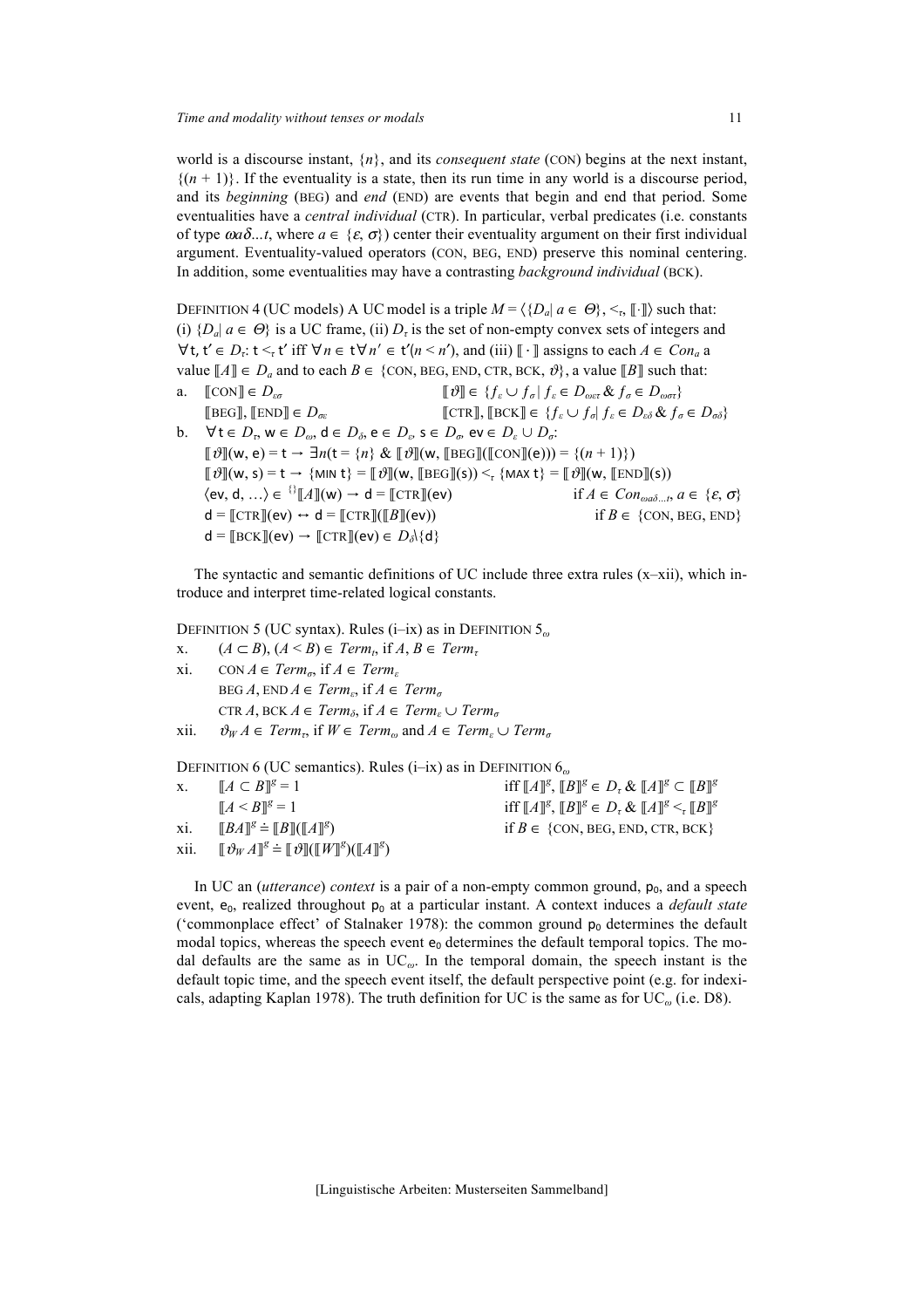world is a discourse instant, $\{n\}$, and its *consequent state* (CON) begins at the next instant, $\{(n+1)\}$. If the eventuality is a state, then its run time in any world is a discourse period, and its *beginning* (BEG) and *end* (END) are events that begin and end that period. Some eventualities have a *central individual* (CTR). In particular, verbal predicates (i.e. constants of type $\omega a\delta...t$, where $a \in \{\varepsilon, \sigma\}$) center their eventuality argument on their first individual argument. Eventuality-valued operators (CON, BEG, END) preserve this nominal centering. In addition, some eventualities may have a contrasting *background individual* (BCK).

DEFINITION 4 (UC models) A UC model is a triple $M = \langle\{D_a | a \in \Theta\}, <_\tau, [\![\cdot]\!]\rangle$ such that: (i) $\{D_a | a \in \Theta\}$ is a UC frame, (ii) $D_\tau$ is the set of non-empty convex sets of integers and $\forall \mathsf{t}, \mathsf{t}' \in D_\tau$: $\mathsf{t} <_\tau \mathsf{t}'$ iff $\forall n \in \mathsf{t} \forall n' \in \mathsf{t}'(n < n')$, and (iii) $[\![\cdot]\!]$ assigns to each $A \in Con_a$ a value $[\![A]\!] \in D_a$ and to each $B \in \{$CON, BEG, END, CTR, BCK, $\vartheta\}$, a value $[\![B]\!]$ such that:

a. $[\![\text{CON}]\!] \in D_{\varepsilon\sigma}$ $\qquad [\![\vartheta]\!] \in \{f_\varepsilon \cup f_\sigma \mid f_\varepsilon \in D_{\omega\varepsilon\tau} \;\&\; f_\sigma \in D_{\omega\sigma\tau}\}$

$\quad [\![\text{BEG}]\!], [\![\text{END}]\!] \in D_{\sigma\varepsilon}$ $\qquad [\![\text{CTR}]\!], [\![\text{BCK}]\!] \in \{f_\varepsilon \cup f_\sigma \mid f_\varepsilon \in D_{\varepsilon\delta} \;\&\; f_\sigma \in D_{\sigma\delta}\}$

b. $\forall \mathsf{t} \in D_\tau, \mathsf{w} \in D_\omega, \mathsf{d} \in D_\delta, \mathsf{e} \in D_\varepsilon, \mathsf{s} \in D_\sigma, \mathsf{ev} \in D_\varepsilon \cup D_\sigma$:

$\quad [\![\vartheta]\!](\mathsf{w}, \mathsf{e}) = \mathsf{t} \rightarrow \exists n(\mathsf{t} = \{n\} \;\&\; [\![\vartheta]\!](\mathsf{w}, [\![\text{BEG}]\!]([\![\text{CON}]\!](\mathsf{e}))) = \{(n+1)\})$

$\quad [\![\vartheta]\!](\mathsf{w}, \mathsf{s}) = \mathsf{t} \rightarrow \{\text{MIN } \mathsf{t}\} = [\![\vartheta]\!](\mathsf{w}, [\![\text{BEG}]\!](\mathsf{s})) <_\tau \{\text{MAX } \mathsf{t}\} = [\![\vartheta]\!](\mathsf{w}, [\![\text{END}]\!](\mathsf{s}))$

$\quad \langle \mathsf{ev}, \mathsf{d}, \ldots\rangle \in {}^{\{\}}[\![A]\!](\mathsf{w}) \rightarrow \mathsf{d} = [\![\text{CTR}]\!](\mathsf{ev})$ $\qquad$ if $A \in Con_{\omega a\delta\ldots t}, a \in \{\varepsilon, \sigma\}$

$\quad \mathsf{d} = [\![\text{CTR}]\!](\mathsf{ev}) \leftrightarrow \mathsf{d} = [\![\text{CTR}]\!]([\![B]\!](\mathsf{ev}))$ $\qquad$ if $B \in \{$CON, BEG, END$\}$

$\quad \mathsf{d} = [\![\text{BCK}]\!](\mathsf{ev}) \rightarrow [\![\text{CTR}]\!](\mathsf{ev}) \in D_\delta \backslash \{\mathsf{d}\}$

The syntactic and semantic definitions of UC include three extra rules (x–xii), which introduce and interpret time-related logical constants.

DEFINITION 5 (UC syntax). Rules (i–ix) as in DEFINITION $5_\omega$

x. $\quad (A \subset B), (A < B) \in Term_t$, if $A, B \in Term_\tau$

xi. $\quad$ CON $A \in Term_\sigma$, if $A \in Term_\varepsilon$

$\quad$ BEG $A$, END $A \in Term_\varepsilon$, if $A \in Term_\sigma$

$\quad$ CTR $A$, BCK $A \in Term_\delta$, if $A \in Term_\varepsilon \cup Term_\sigma$

xii. $\quad \vartheta_W A \in Term_\tau$, if $W \in Term_\omega$ and $A \in Term_\varepsilon \cup Term_\sigma$

DEFINITION 6 (UC semantics). Rules (i–ix) as in DEFINITION $6_\omega$

x. $\quad [\![A \subset B]\!]^g = 1$ $\qquad$ iff $[\![A]\!]^g, [\![B]\!]^g \in D_\tau \;\&\; [\![A]\!]^g \subset [\![B]\!]^g$

$\quad [\![A < B]\!]^g = 1$ $\qquad$ iff $[\![A]\!]^g, [\![B]\!]^g \in D_\tau \;\&\; [\![A]\!]^g <_\tau [\![B]\!]^g$

xi. $\quad [\![BA]\!]^g \doteq [\![B]\!]([\![A]\!]^g)$ $\qquad$ if $B \in \{$CON, BEG, END, CTR, BCK$\}$

xii. $\quad [\![\vartheta_W A]\!]^g \doteq [\![\vartheta]\!]([\![W]\!]^g)([\![A]\!]^g)$

In UC an (*utterance*) *context* is a pair of a non-empty common ground, $\mathsf{p}_0$, and a speech event, $\mathsf{e}_0$, realized throughout $\mathsf{p}_0$ at a particular instant. A context induces a *default state* ('commonplace effect' of Stalnaker 1978): the common ground $\mathsf{p}_0$ determines the default modal topics, whereas the speech event $\mathsf{e}_0$ determines the default temporal topics. The modal defaults are the same as in $\text{UC}_\omega$. In the temporal domain, the speech instant is the default topic time, and the speech event itself, the default perspective point (e.g. for indexicals, adapting Kaplan 1978). The truth definition for UC is the same as for $\text{UC}_\omega$ (i.e. D8).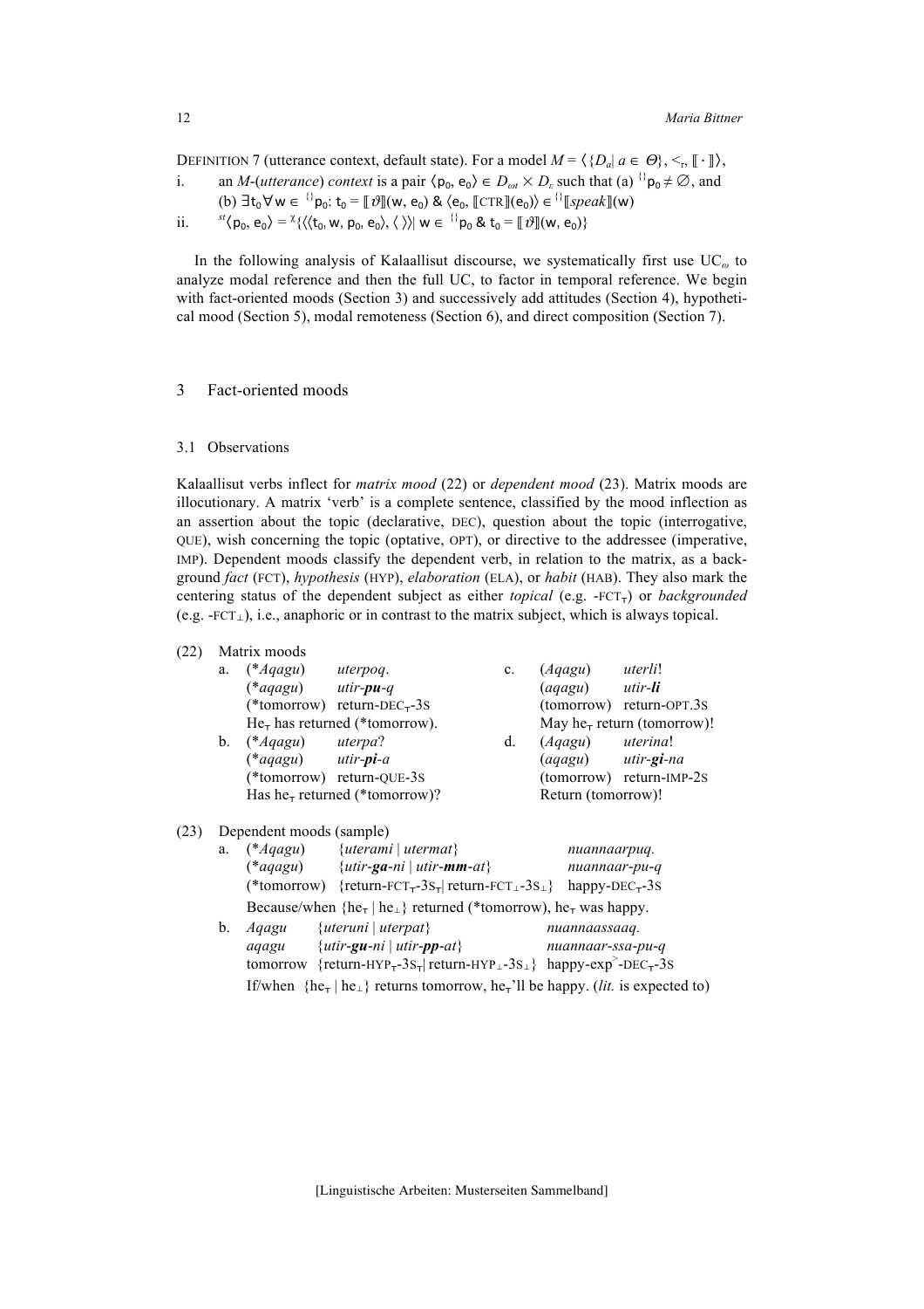DEFINITION 7 (utterance context, default state). For a model $M = \langle \{D_a | a \in \Theta\}, <_\tau, [\![ \cdot ]\!] \rangle$,

i. an $M$-(*utterance*) *context* is a pair $\langle p_0, e_0 \rangle \in D_{\omega t} \times D_\varepsilon$ such that (a) $^{\{\}}p_0 \neq \emptyset$, and (b) $\exists t_0 \forall w \in {}^{\{\}}p_0$: $t_0 = [\![ \vartheta ]\!](w, e_0)$ & $\langle e_0, [\![\text{CTR}]\!](e_0) \rangle \in {}^{\{\}}[\![ speak ]\!](w)$

ii. $^{st}\langle p_0, e_0 \rangle = {}^{\chi}\{\langle\langle t_0, w, p_0, e_0 \rangle, \langle\, \rangle\rangle | \; w \in {}^{\{\}}p_0 \;\&\; t_0 = [\![ \vartheta ]\!](w, e_0)\}$

In the following analysis of Kalaallisut discourse, we systematically first use $UC_\omega$ to analyze modal reference and then the full UC, to factor in temporal reference. We begin with fact-oriented moods (Section 3) and successively add attitudes (Section 4), hypothetical mood (Section 5), modal remoteness (Section 6), and direct composition (Section 7).

## 3 Fact-oriented moods

### 3.1 Observations

Kalaallisut verbs inflect for *matrix mood* (22) or *dependent mood* (23). Matrix moods are illocutionary. A matrix 'verb' is a complete sentence, classified by the mood inflection as an assertion about the topic (declarative, DEC), question about the topic (interrogative, QUE), wish concerning the topic (optative, OPT), or directive to the addressee (imperative, IMP). Dependent moods classify the dependent verb, in relation to the matrix, as a background *fact* (FCT), *hypothesis* (HYP), *elaboration* (ELA), or *habit* (HAB). They also mark the centering status of the dependent subject as either *topical* (e.g. -FCT$_\top$) or *backgrounded* (e.g. -FCT$_\perp$), i.e., anaphoric or in contrast to the matrix subject, which is always topical.

(22) Matrix moods

a. (\*Aqagu) *uterpoq*.
   (\*aqagu) *utir-**pu**-q*
   (\*tomorrow) return-DEC$_\top$-3S
   He$_\top$ has returned (\*tomorrow).

b. (\*Aqagu) *uterpa*?
   (\*aqagu) *utir-**pi**-a*
   (\*tomorrow) return-QUE-3S
   Has he$_\top$ returned (\*tomorrow)?

c. (*Aqagu*) *uterli*!
   (*aqagu*) *utir-**li***
   (tomorrow) return-OPT.3S
   May he$_\top$ return (tomorrow)!

d. (*Aqagu*) *uterina*!
   (*aqagu*) *utir-**gi**-na*
   (tomorrow) return-IMP-2S
   Return (tomorrow)!

(23) Dependent moods (sample)

a. (\*Aqagu) {*uterami* | *utermat*} *nuannaarpuq.*
   (\*aqagu) {*utir-**ga**-ni* | *utir-**mm**-at*} *nuannaar-pu-q*
   (\*tomorrow) {return-FCT$_\top$-3S$_\top$| return-FCT$_\perp$-3S$_\perp$} happy-DEC$_\top$-3S
   Because/when {he$_\top$ | he$_\perp$} returned (\*tomorrow), he$_\top$ was happy.

b. *Aqagu* {*uteruni* | *uterpat*} *nuannaassaaq.*
   *aqagu* {*utir-**gu**-ni* | *utir-**pp**-at*} *nuannaar-ssa-pu-q*
   tomorrow {return-HYP$_\top$-3S$_\top$| return-HYP$_\perp$-3S$_\perp$} happy-exp$^>$-DEC$_\top$-3S
   If/when {he$_\top$ | he$_\perp$} returns tomorrow, he$_\top$'ll be happy. (*lit.* is expected to)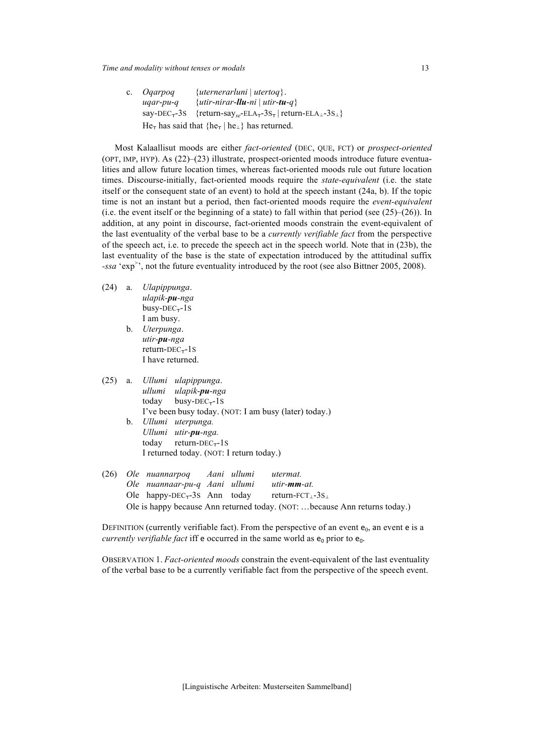c. *Oqarpoq* {*uternerarluni* | *utertoq*}.
*uqar-pu-q* {*utir-nirar-**llu**-ni* | *utir-**tu**-q*}
say-DEC$_{\top}$-3S {return-say$_{se}$-ELA$_{\top}$-3S$_{\top}$ | return-ELA$_{\perp}$-3S$_{\perp}$}
He$_{\top}$ has said that {he$_{\top}$ | he$_{\perp}$} has returned.

Most Kalaallisut moods are either *fact-oriented* (DEC, QUE, FCT) or *prospect-oriented* (OPT, IMP, HYP). As (22)–(23) illustrate, prospect-oriented moods introduce future eventualities and allow future location times, whereas fact-oriented moods rule out future location times. Discourse-initially, fact-oriented moods require the *state-equivalent* (i.e. the state itself or the consequent state of an event) to hold at the speech instant (24a, b). If the topic time is not an instant but a period, then fact-oriented moods require the *event-equivalent* (i.e. the event itself or the beginning of a state) to fall within that period (see (25)–(26)). In addition, at any point in discourse, fact-oriented moods constrain the event-equivalent of the last eventuality of the verbal base to be a *currently verifiable fact* from the perspective of the speech act, i.e. to precede the speech act in the speech world. Note that in (23b), the last eventuality of the base is the state of expectation introduced by the attitudinal suffix *-ssa* 'exp$^{>}$', not the future eventuality introduced by the root (see also Bittner 2005, 2008).

(24) a. *Ulapippunga*.
*ulapik-**pu**-nga*
busy-DEC$_{\top}$-1S
I am busy.

b. *Uterpunga*.
*utir-**pu**-nga*
return-DEC$_{\top}$-1S
I have returned.

(25) a. *Ullumi ulapippunga*.
*ullumi ulapik-**pu**-nga*
today busy-DEC$_{\top}$-1S
I've been busy today. (NOT: I am busy (later) today.)

b. *Ullumi uterpunga.*
*Ullumi utir-**pu**-nga.*
today return-DEC$_{\top}$-1S
I returned today. (NOT: I return today.)

(26) *Ole nuannarpoq Aani ullumi utermat.*
*Ole nuannaar-pu-q Aani ullumi utir-**mm**-at.*
Ole happy-DEC$_{\top}$-3S Ann today return-FCT$_{\perp}$-3S$_{\perp}$
Ole is happy because Ann returned today. (NOT: …because Ann returns today.)

DEFINITION (currently verifiable fact). From the perspective of an event $e_0$, an event $e$ is a *currently verifiable fact* iff $e$ occurred in the same world as $e_0$ prior to $e_0$.

OBSERVATION 1. *Fact-oriented moods* constrain the event-equivalent of the last eventuality of the verbal base to be a currently verifiable fact from the perspective of the speech event.

[Linguistische Arbeiten: Musterseiten Sammelband]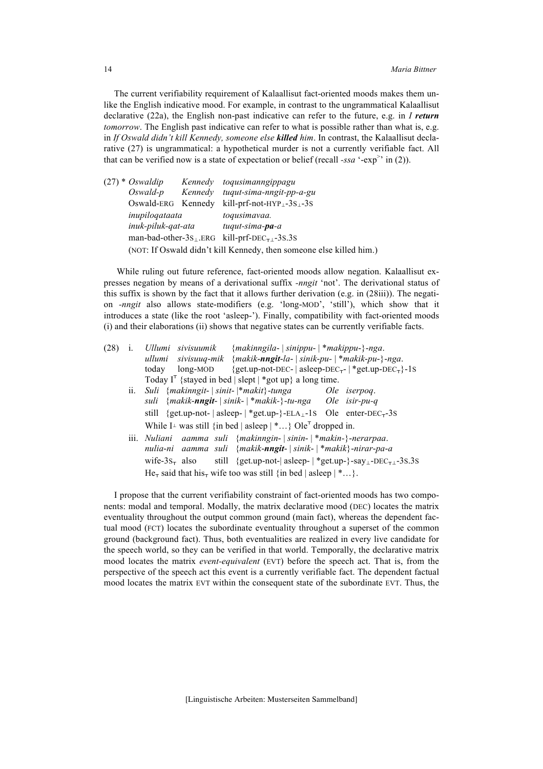The current verifiability requirement of Kalaallisut fact-oriented moods makes them unlike the English indicative mood. For example, in contrast to the ungrammatical Kalaallisut declarative (22a), the English non-past indicative can refer to the future, e.g. in *I **return** tomorrow*. The English past indicative can refer to what is possible rather than what is, e.g. in *If Oswald didn't kill Kennedy, someone else **killed** him*. In contrast, the Kalaallisut declarative (27) is ungrammatical: a hypothetical murder is not a currently verifiable fact. All that can be verified now is a state of expectation or belief (recall *-ssa* '-exp$^{>}$' in (2)).

(27) * *Oswaldip* *Kennedy* *toqusimanngippagu*
*Oswald-p* *Kennedy* *tuqut-sima-nngit-pp-a-gu*
Oswald-ERG Kennedy kill-prf-not-HYP$_{\perp}$-3S$_{\perp}$-3S
*inupiloqataata* *toqusimavaa.*
*inuk-piluk-qat-ata* *tuqut-sima-**pa**-a*
man-bad-other-3S$_{\perp}$.ERG kill-prf-DEC$_{\top\perp}$-3S.3S
(NOT: If Oswald didn't kill Kennedy, then someone else killed him.)

While ruling out future reference, fact-oriented moods allow negation. Kalaallisut expresses negation by means of a derivational suffix *-nngit* 'not'. The derivational status of this suffix is shown by the fact that it allows further derivation (e.g. in (28iii)). The negation *-nngit* also allows state-modifiers (e.g. 'long-MOD', 'still'), which show that it introduces a state (like the root 'asleep-'). Finally, compatibility with fact-oriented moods (i) and their elaborations (ii) shows that negative states can be currently verifiable facts.

(28) i. *Ullumi sivisuumik* {*makinngila-* | *sinippu-* | \**makippu-*}*-nga*.
*ullumi sivisuuq-mik* {*makik-**nngit**-la-* | *sinik-pu-* | \**makik-pu-*}*-nga*.
today long-MOD {get.up-not-DEC- | asleep-DEC$_{\top}$- | \*get.up-DEC$_{\top}$}-1S
Today I$^{\top}$ {stayed in bed | slept | \*got up} a long time.

ii. *Suli* {*makinngit-* | *sinit-* |\**makit*}*-tunga* *Ole iserpoq*.
*suli* {*makik-**nngit**-* | *sinik-* | \**makik-*}*-tu-nga* *Ole isir-pu-q*
still {get.up-not- | asleep- | \*get.up-}-ELA$_{\perp}$-1S Ole enter-DEC$_{\top}$-3S
While I$^{\perp}$ was still {in bed | asleep | \*…} Ole$^{\top}$ dropped in.

iii. *Nuliani aamma suli* {*makinngin-* | *sinin-* | \**makin-*}*-nerarpaa*.
*nulia-ni aamma suli* {*makik-**nngit**-* | *sinik-* | \**makik*}*-nirar-pa-a*
wife-3S$_{\top}$ also still {get.up-not-| asleep- | \*get.up-}-say$_{\perp}$-DEC$_{\top\perp}$-3S.3S
He$_{\top}$ said that his$_{\top}$ wife too was still {in bed | asleep | \*…}.

I propose that the current verifiability constraint of fact-oriented moods has two components: modal and temporal. Modally, the matrix declarative mood (DEC) locates the matrix eventuality throughout the output common ground (main fact), whereas the dependent factual mood (FCT) locates the subordinate eventuality throughout a superset of the common ground (background fact). Thus, both eventualities are realized in every live candidate for the speech world, so they can be verified in that world. Temporally, the declarative matrix mood locates the matrix *event-equivalent* (EVT) before the speech act. That is, from the perspective of the speech act this event is a currently verifiable fact. The dependent factual mood locates the matrix EVT within the consequent state of the subordinate EVT. Thus, the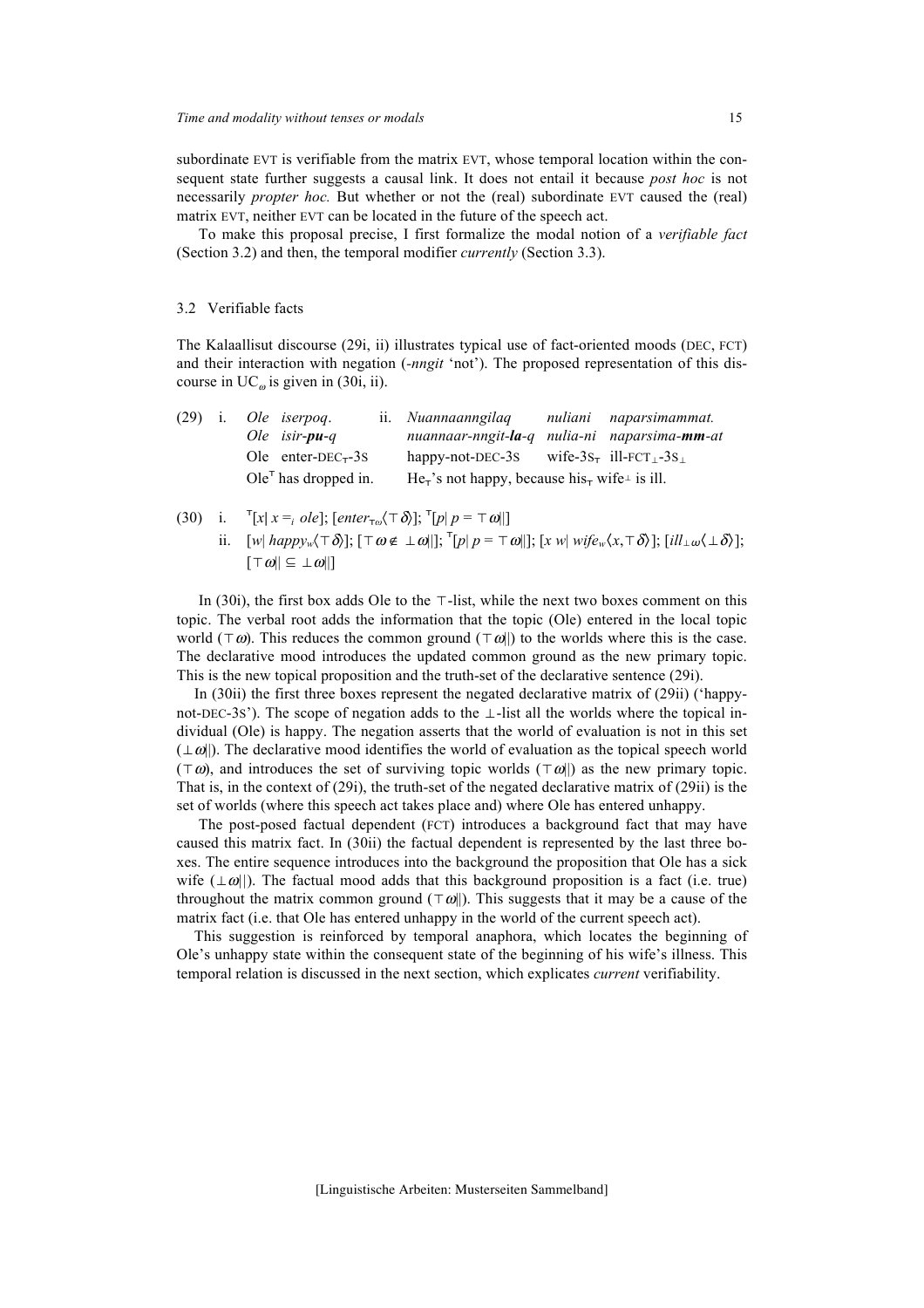subordinate EVT is verifiable from the matrix EVT, whose temporal location within the consequent state further suggests a causal link. It does not entail it because *post hoc* is not necessarily *propter hoc.* But whether or not the (real) subordinate EVT caused the (real) matrix EVT, neither EVT can be located in the future of the speech act.

To make this proposal precise, I first formalize the modal notion of a *verifiable fact* (Section 3.2) and then, the temporal modifier *currently* (Section 3.3).

## 3.2 Verifiable facts

The Kalaallisut discourse (29i, ii) illustrates typical use of fact-oriented moods (DEC, FCT) and their interaction with negation (*-nngit* 'not'). The proposed representation of this discourse in $\text{UC}_\omega$ is given in (30i, ii).

(29) i. *Ole iserpoq.*
*Ole isir-**pu**-q*
Ole enter-DEC$_\top$-3S
Ole$^\top$ has dropped in.

ii. *Nuannaanngilaq nuliani naparsimammat.*
*nuannaar-nngit-**la**-q nulia-ni naparsima-**mm**-at*
happy-not-DEC-3S wife-3S$_\top$ ill-FCT$_\perp$-3S$_\perp$
He$_\top$'s not happy, because his$_\top$ wife$^\perp$ is ill.

(30) i. $^\top[x|\ x =_i ole]$; $[enter_{\top\omega}\langle\top\delta\rangle]$; $^\top[p|\ p = \top\omega||]$

ii. $[w|\ happy_w\langle\top\delta\rangle]$; $[\top\omega \notin \perp\omega||]$; $^\top[p|\ p = \top\omega||]$; $[x\ w|\ wife_w\langle x,\top\delta\rangle]$; $[ill_{\perp\omega}\langle\perp\delta\rangle]$; $[\top\omega|| \subseteq \perp\omega||]$

In (30i), the first box adds Ole to the $\top$-list, while the next two boxes comment on this topic. The verbal root adds the information that the topic (Ole) entered in the local topic world ($\top\omega$). This reduces the common ground ($\top\omega||$) to the worlds where this is the case. The declarative mood introduces the updated common ground as the new primary topic. This is the new topical proposition and the truth-set of the declarative sentence (29i).

In (30ii) the first three boxes represent the negated declarative matrix of (29ii) ('happy-not-DEC-3S'). The scope of negation adds to the $\perp$-list all the worlds where the topical individual (Ole) is happy. The negation asserts that the world of evaluation is not in this set ($\perp\omega||$). The declarative mood identifies the world of evaluation as the topical speech world ($\top\omega$), and introduces the set of surviving topic worlds ($\top\omega||$) as the new primary topic. That is, in the context of (29i), the truth-set of the negated declarative matrix of (29ii) is the set of worlds (where this speech act takes place and) where Ole has entered unhappy.

The post-posed factual dependent (FCT) introduces a background fact that may have caused this matrix fact. In (30ii) the factual dependent is represented by the last three boxes. The entire sequence introduces into the background the proposition that Ole has a sick wife ($\perp\omega||$). The factual mood adds that this background proposition is a fact (i.e. true) throughout the matrix common ground ($\top\omega||$). This suggests that it may be a cause of the matrix fact (i.e. that Ole has entered unhappy in the world of the current speech act).

This suggestion is reinforced by temporal anaphora, which locates the beginning of Ole's unhappy state within the consequent state of the beginning of his wife's illness. This temporal relation is discussed in the next section, which explicates *current* verifiability.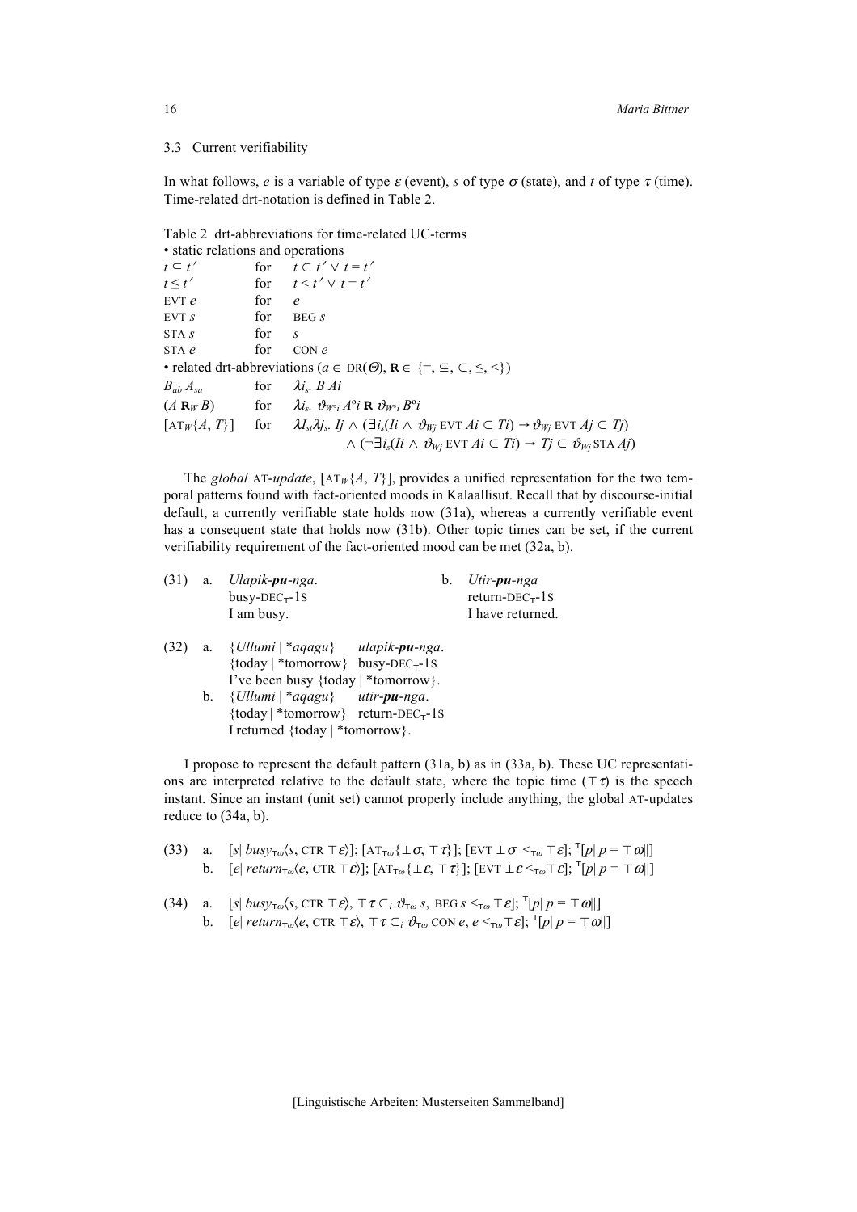### 3.3 Current verifiability

In what follows, $e$ is a variable of type $\varepsilon$ (event), $s$ of type $\sigma$ (state), and $t$ of type $\tau$ (time). Time-related drt-notation is defined in Table 2.

Table 2 drt-abbreviations for time-related UC-terms

• static relations and operations

| | | |
|---|---|---|
| $t \subseteq t'$ | for | $t \subset t' \vee t = t'$ |
| $t \leq t'$ | for | $t < t' \vee t = t'$ |
| EVT $e$ | for | $e$ |
| EVT $s$ | for | BEG $s$ |
| STA $s$ | for | $s$ |
| STA $e$ | for | CON $e$ |

• related drt-abbreviations ($a \in$ DR($\Theta$), $\mathbf{R} \in \{=, \subseteq, \subset, \leq, <\}$)

| | | |
|---|---|---|
| $B_{ab}\, A_{sa}$ | for | $\lambda i_s.\ B\, Ai$ |
| $(A\ \mathbf{R}_W\ B)$ | for | $\lambda i_s.\ \vartheta_{W^\circ i}\, A^\circ i\ \mathbf{R}\ \vartheta_{W^\circ i}\, B^\circ i$ |
| [AT$_W\{A, T\}$] | for | $\lambda I_{st}\lambda j_s.\ Ij \wedge (\exists i_s(Ii \wedge \vartheta_{Wj}$ EVT $Ai \subset Ti) \rightarrow \vartheta_{Wj}$ EVT $Aj \subset Tj)$ |
| | | $\wedge\ (\neg\exists i_s(Ii \wedge \vartheta_{Wj}$ EVT $Ai \subset Ti) \rightarrow Tj \subset \vartheta_{Wj}$ STA $Aj)$ |

The *global* AT-*update*, [AT$_W\{A, T\}$], provides a unified representation for the two temporal patterns found with fact-oriented moods in Kalaallisut. Recall that by discourse-initial default, a currently verifiable state holds now (31a), whereas a currently verifiable event has a consequent state that holds now (31b). Other topic times can be set, if the current verifiability requirement of the fact-oriented mood can be met (32a, b).

(31) a. *Ulapik-**pu**-nga*.
busy-DEC$_\top$-1S
I am busy.

b. *Utir-**pu**-nga*
return-DEC$_\top$-1S
I have returned.

(32) a. {*Ullumi* | \**aqagu*} *ulapik-**pu**-nga*.
{today | \*tomorrow} busy-DEC$_\top$-1S
I've been busy {today | \*tomorrow}.

b. {*Ullumi* | \**aqagu*} *utir-**pu**-nga*.
{today | \*tomorrow} return-DEC$_\top$-1S
I returned {today | \*tomorrow}.

I propose to represent the default pattern (31a, b) as in (33a, b). These UC representations are interpreted relative to the default state, where the topic time ($\top\tau$) is the speech instant. Since an instant (unit set) cannot properly include anything, the global AT-updates reduce to (34a, b).

(33) a. $[s|\ busy_{\top\omega}\langle s, \text{CTR}\ \top\varepsilon\rangle]$; [AT$_{\top\omega}\{\bot\sigma, \top\tau\}$]; [EVT $\bot\sigma <_{\top\omega} \top\varepsilon$]; $^\top[p|\ p = \top\omega||]$

b. $[e|\ return_{\top\omega}\langle e, \text{CTR}\ \top\varepsilon\rangle]$; [AT$_{\top\omega}\{\bot\varepsilon, \top\tau\}$]; [EVT $\bot\varepsilon <_{\top\omega} \top\varepsilon$]; $^\top[p|\ p = \top\omega||]$

(34) a. $[s|\ busy_{\top\omega}\langle s, \text{CTR}\ \top\varepsilon\rangle,\ \top\tau \subset_i \vartheta_{\top\omega}\, s,\ \text{BEG}\, s <_{\top\omega} \top\varepsilon]$; $^\top[p|\ p = \top\omega||]$

b. $[e|\ return_{\top\omega}\langle e, \text{CTR}\ \top\varepsilon\rangle,\ \top\tau \subset_i \vartheta_{\top\omega}\ \text{CON}\, e,\ e <_{\top\omega} \top\varepsilon]$; $^\top[p|\ p = \top\omega||]$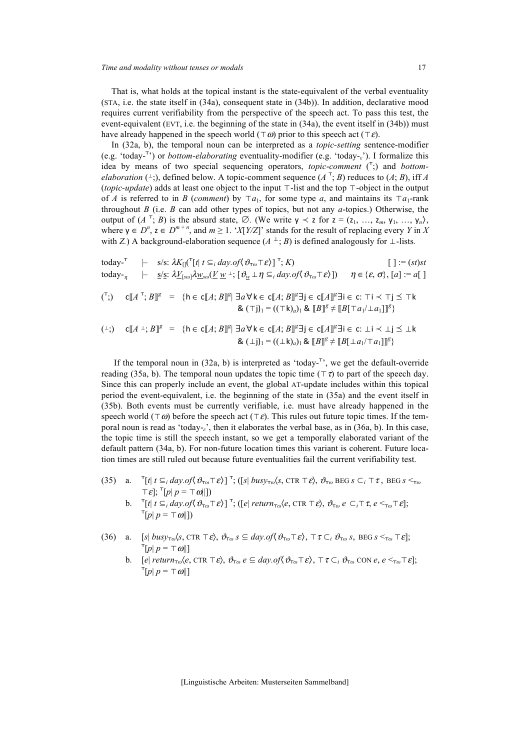That is, what holds at the topical instant is the state-equivalent of the verbal eventuality (STA, i.e. the state itself in (34a), consequent state in (34b)). In addition, declarative mood requires current verifiability from the perspective of the speech act. To pass this test, the event-equivalent (EVT, i.e. the beginning of the state in (34a), the event itself in (34b)) must have already happened in the speech world ($\top\omega$) prior to this speech act ($\top\varepsilon$).

In (32a, b), the temporal noun can be interpreted as a *topic-setting* sentence-modifier (e.g. 'today-$^{\top}$') or *bottom-elaborating* eventuality-modifier (e.g. 'today-$_{\varepsilon}$'). I formalize this idea by means of two special sequencing operators, *topic-comment* ($^{\top}$;) and *bottom-elaboration* ($^{\bot}$;), defined below. A topic-comment sequence ($A\ ^{\top}; B$) reduces to ($A$; $B$), iff $A$ (*topic-update*) adds at least one object to the input $\top$-list and the top $\top$-object in the output of $A$ is referred to in $B$ (*comment*) by $\top a_1$, for some type $a$, and maintains its $\top a_1$-rank throughout $B$ (i.e. $B$ can add other types of topics, but not any $a$-topics.) Otherwise, the output of ($A\ ^{\top}; B$) is the absurd state, $\emptyset$. (We write $\mathsf{y} \prec \mathsf{z}$ for $\mathsf{z} = (\mathsf{z}_1, \ldots, \mathsf{z}_m, \mathsf{y}_1, \ldots, \mathsf{y}_n)$, where $\mathsf{y} \in D^n$, $\mathsf{z} \in D^{m+n}$, and $m \geq 1$. '$X[Y/Z]$' stands for the result of replacing every $Y$ in $X$ with $Z$.) A background-elaboration sequence ($A\ ^{\bot}; B$) is defined analogously for $\bot$-lists.

$$\text{today-}^{\top} \quad |\!- \quad \text{s/s: } \lambda K_{[]}(^{\top}[t|\ t \subseteq_i day.of\langle \vartheta_{\top\omega}\top\varepsilon\rangle]\ ^{\top}; K) \qquad [\ ] := (st)st$$

$$\text{today-}_{\eta} \quad |\!- \quad \underline{\text{s}}/\underline{\text{s}}\text{: } \lambda \underline{V}_{[s\omega]}\lambda \underline{w}_{s\omega}(\underline{V}\ \underline{w}\ ^{\bot}; [\vartheta_{\underline{w}} \bot\eta \subseteq_i day.of\langle \vartheta_{\top\omega}\top\varepsilon\rangle]) \qquad \eta \in \{\varepsilon, \sigma\}, [a] := a[\ ]$$

$$(^{\top};) \quad \mathsf{c}[\![A\ ^{\top}; B]\!]^g = \{\mathsf{h} \in \mathsf{c}[\![A; B]\!]^g |\ \exists a \forall \mathsf{k} \in \mathsf{c}[\![A; B]\!]^g \exists \mathsf{j} \in \mathsf{c}[\![A]\!]^g \exists \mathsf{i} \in \mathsf{c}\text{: } \top\mathsf{i} \prec \top\mathsf{j} \preceq \top\mathsf{k}$$
$$\& \ (\top\mathsf{j})_1 = ((\top\mathsf{k})_a)_1 \ \& \ [\![B]\!]^g \neq [\![B[\top a_1/\bot a_1]]\!]^g\}$$

$$(^{\bot};) \quad \mathsf{c}[\![A\ ^{\bot}; B]\!]^g = \{\mathsf{h} \in \mathsf{c}[\![A; B]\!]^g |\ \exists a \forall \mathsf{k} \in \mathsf{c}[\![A; B]\!]^g \exists \mathsf{j} \in \mathsf{c}[\![A]\!]^g \exists \mathsf{i} \in \mathsf{c}\text{: } \bot\mathsf{i} \prec \bot\mathsf{j} \preceq \bot\mathsf{k}$$
$$\& \ (\bot\mathsf{j})_1 = ((\bot\mathsf{k})_a)_1 \ \& \ [\![B]\!]^g \neq [\![B[\bot a_1/\top a_1]]\!]^g\}$$

If the temporal noun in (32a, b) is interpreted as 'today-$^{\top}$', we get the default-override reading (35a, b). The temporal noun updates the topic time ($\top\tau$) to part of the speech day. Since this can properly include an event, the global AT-update includes within this topical period the event-equivalent, i.e. the beginning of the state in (35a) and the event itself in (35b). Both events must be currently verifiable, i.e. must have already happened in the speech world ($\top\omega$) before the speech act ($\top\varepsilon$). This rules out future topic times. If the temporal noun is read as 'today-$_{\varepsilon}$', then it elaborates the verbal base, as in (36a, b). In this case, the topic time is still the speech instant, so we get a temporally elaborated variant of the default pattern (34a, b). For non-future location times this variant is coherent. Future location times are still ruled out because future eventualities fail the current verifiability test.

(35) a. $^{\top}[t|\ t \subseteq_i day.of\langle \vartheta_{\top\omega}\top\varepsilon\rangle]\ ^{\top}$; ($[s|\ busy_{\top\omega}\langle s, \text{CTR}\ \top\varepsilon\rangle, \vartheta_{\top\omega}\ \text{BEG}\ s \subset_i \top\tau,\ \text{BEG}\ s <_{\top\omega} \top\varepsilon]$; $^{\top}[p|\ p = \top\omega\|]$)

b. $^{\top}[t|\ t \subseteq_i day.of\langle \vartheta_{\top\omega}\top\varepsilon\rangle]\ ^{\top}$; ($[e|\ return_{\top\omega}\langle e, \text{CTR}\ \top\varepsilon\rangle, \vartheta_{\top\omega}\ e \subset_i \top\tau, e <_{\top\omega} \top\varepsilon]$; $^{\top}[p|\ p = \top\omega\|]$)

(36) a. $[s|\ busy_{\top\omega}\langle s, \text{CTR}\ \top\varepsilon\rangle, \vartheta_{\top\omega}\ s \subseteq day.of\langle \vartheta_{\top\omega}\top\varepsilon\rangle, \top\tau \subset_i \vartheta_{\top\omega}\ s,\ \text{BEG}\ s <_{\top\omega} \top\varepsilon]$; $^{\top}[p|\ p = \top\omega\|]$

b. $[e|\ return_{\top\omega}\langle e, \text{CTR}\ \top\varepsilon\rangle, \vartheta_{\top\omega}\ e \subseteq day.of\langle \vartheta_{\top\omega}\top\varepsilon\rangle, \top\tau \subset_i \vartheta_{\top\omega}\ \text{CON}\ e, e <_{\top\omega} \top\varepsilon]$; $^{\top}[p|\ p = \top\omega\|]$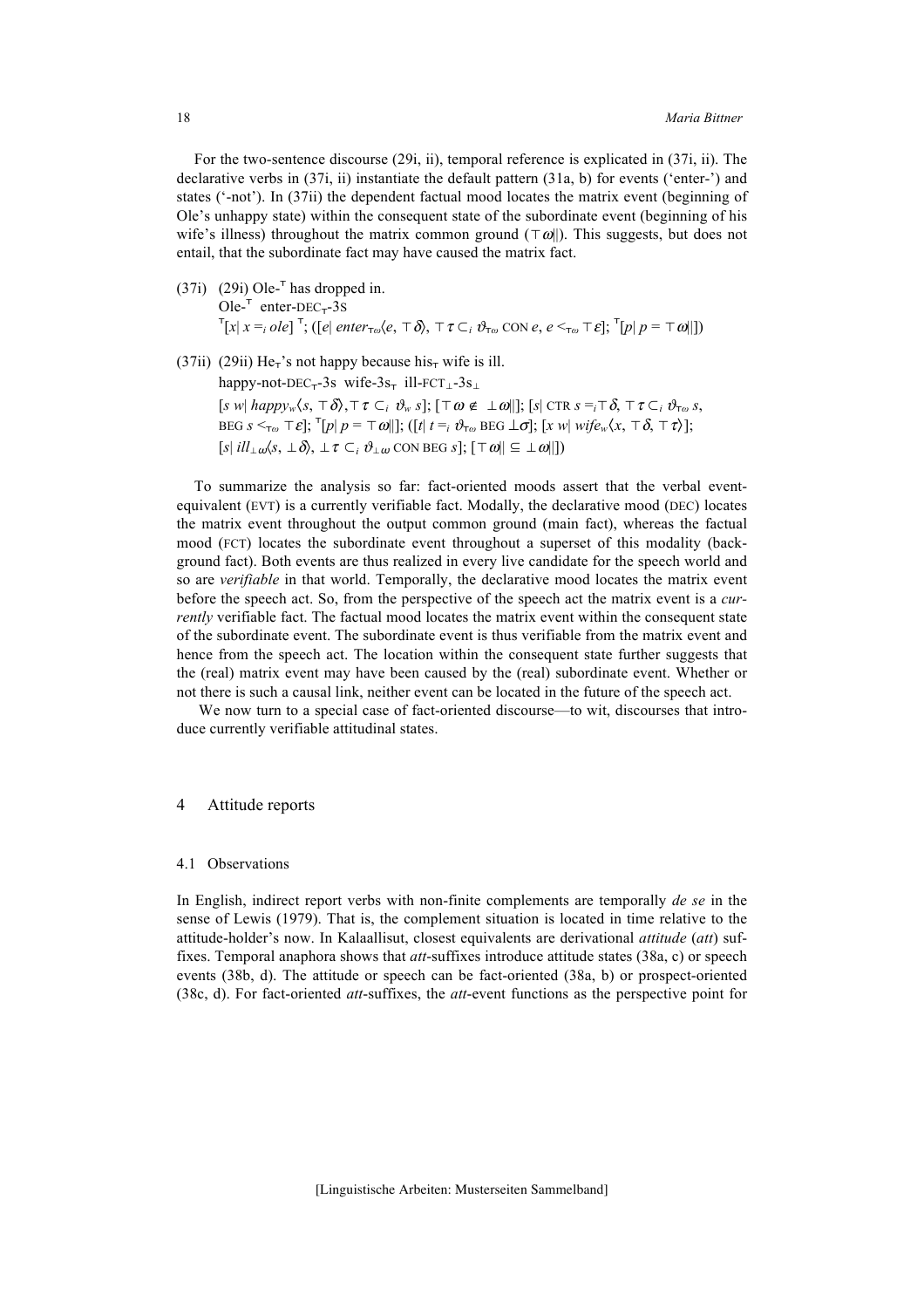For the two-sentence discourse (29i, ii), temporal reference is explicated in (37i, ii). The declarative verbs in (37i, ii) instantiate the default pattern (31a, b) for events ('enter-') and states ('-not'). In (37ii) the dependent factual mood locates the matrix event (beginning of Ole's unhappy state) within the consequent state of the subordinate event (beginning of his wife's illness) throughout the matrix common ground ($\top\omega||$). This suggests, but does not entail, that the subordinate fact may have caused the matrix fact.

(37i) (29i) Ole-$^{\top}$ has dropped in.
Ole-$^{\top}$ enter-DEC$_{\top}$-3S
$^{\top}[x|\ x =_i ole]\ ^{\top}$; $([e|\ enter_{\top\omega}\langle e, \top\delta\rangle, \top\tau \subset_i \vartheta_{\top\omega}$ CON $e$, $e <_{\top\omega} \top\varepsilon]$; $^{\top}[p|\ p = \top\omega||])$

(37ii) (29ii) He$_{\top}$'s not happy because his$_{\top}$ wife is ill.
happy-not-DEC$_{\top}$-3s wife-3s$_{\top}$ ill-FCT$_{\perp}$-3s$_{\perp}$
$[s\ w|\ happy_w\langle s, \top\delta\rangle, \top\tau \subset_i \vartheta_w\ s]$; $[\top\omega \notin \perp\omega||]$; $[s|$ CTR $s =_i \top\delta$, $\top\tau \subset_i \vartheta_{\top\omega}\ s$, BEG $s <_{\top\omega} \top\varepsilon]$; $^{\top}[p|\ p = \top\omega||]$; $([t|\ t =_i \vartheta_{\top\omega}$ BEG $\perp\sigma]$; $[x\ w|\ wife_w\langle x, \top\delta, \top\tau\rangle]$; $[s|\ ill_{\perp\omega}\langle s, \perp\delta\rangle, \perp\tau \subset_i \vartheta_{\perp\omega}$ CON BEG $s]$; $[\top\omega|| \subseteq \perp\omega||])$

To summarize the analysis so far: fact-oriented moods assert that the verbal event-equivalent (EVT) is a currently verifiable fact. Modally, the declarative mood (DEC) locates the matrix event throughout the output common ground (main fact), whereas the factual mood (FCT) locates the subordinate event throughout a superset of this modality (background fact). Both events are thus realized in every live candidate for the speech world and so are *verifiable* in that world. Temporally, the declarative mood locates the matrix event before the speech act. So, from the perspective of the speech act the matrix event is a *currently* verifiable fact. The factual mood locates the matrix event within the consequent state of the subordinate event. The subordinate event is thus verifiable from the matrix event and hence from the speech act. The location within the consequent state further suggests that the (real) matrix event may have been caused by the (real) subordinate event. Whether or not there is such a causal link, neither event can be located in the future of the speech act.

We now turn to a special case of fact-oriented discourse—to wit, discourses that introduce currently verifiable attitudinal states.

## 4 Attitude reports

### 4.1 Observations

In English, indirect report verbs with non-finite complements are temporally *de se* in the sense of Lewis (1979). That is, the complement situation is located in time relative to the attitude-holder's now. In Kalaallisut, closest equivalents are derivational *attitude* (*att*) suffixes. Temporal anaphora shows that *att*-suffixes introduce attitude states (38a, c) or speech events (38b, d). The attitude or speech can be fact-oriented (38a, b) or prospect-oriented (38c, d). For fact-oriented *att*-suffixes, the *att*-event functions as the perspective point for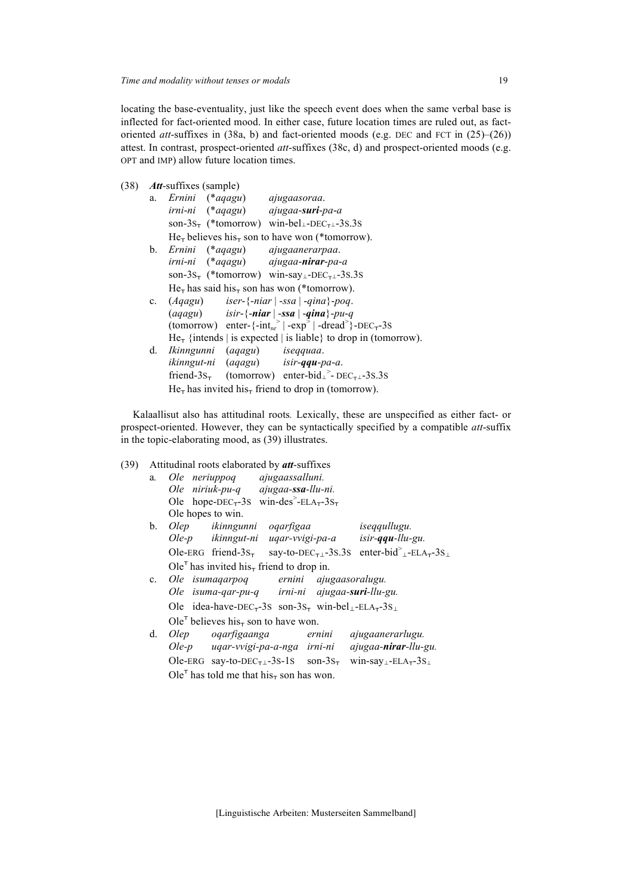locating the base-eventuality, just like the speech event does when the same verbal base is inflected for fact-oriented mood. In either case, future location times are ruled out, as fact-oriented *att*-suffixes in (38a, b) and fact-oriented moods (e.g. DEC and FCT in (25)–(26)) attest. In contrast, prospect-oriented *att*-suffixes (38c, d) and prospect-oriented moods (e.g. OPT and IMP) allow future location times.

(38) ***Att*-suffixes (sample)**

a. *Ernini* (\**aqagu*) *ajugaasoraa*.
   *irni-ni* (\**aqagu*) *ajugaa-**suri**-pa-a*
   son-3S$_{\top}$ (\*tomorrow) win-bel$_{\perp}$-DEC$_{\top\perp}$-3S.3S
   He$_{\top}$ believes his$_{\top}$ son to have won (\*tomorrow).

b. *Ernini* (\**aqagu*) *ajugaanerarpaa*.
   *irni-ni* (\**aqagu*) *ajugaa-**nirar**-pa-a*
   son-3S$_{\top}$ (\*tomorrow) win-say$_{\perp}$-DEC$_{\top\perp}$-3S.3S
   He$_{\top}$ has said his$_{\top}$ son has won (\*tomorrow).

c. (*Aqagu*) *iser-*{*-niar* | *-ssa* | *-qina*}*-poq*.
   (*aqagu*) *isir-*{*-**niar*** | *-**ssa*** | *-**qina***}*-pu-q*
   (tomorrow) enter-{-int$_{se}^{>}$ | -exp$^{>}$ | -dread$^{>}$}-DEC$_{\top}$-3S
   He$_{\top}$ {intends | is expected | is liable} to drop in (tomorrow).

d. *Ikinngunni* (*aqagu*) *iseqquaa*.
   *ikinngut-ni* (*aqagu*) *isir-**qqu**-pa-a*.
   friend-3S$_{\top}$ (tomorrow) enter-bid$_{\perp}^{>}$- DEC$_{\top\perp}$-3S.3S
   He$_{\top}$ has invited his$_{\top}$ friend to drop in (tomorrow).

Kalaallisut also has attitudinal roots. Lexically, these are unspecified as either fact- or prospect-oriented. However, they can be syntactically specified by a compatible *att*-suffix in the topic-elaborating mood, as (39) illustrates.

(39) Attitudinal roots elaborated by ***att*-suffixes**

a. *Ole neriuppoq ajugaassalluni.*
   *Ole niriuk-pu-q ajugaa-**ssa**-llu-ni.*
   Ole hope-DEC$_{\top}$-3S win-des$^{>}$-ELA$_{\top}$-3S$_{\top}$
   Ole hopes to win.

b. *Olep ikinngunni oqarfigaa iseqqullugu.*
   *Ole-p ikinngut-ni uqar-vvigi-pa-a isir-**qqu**-llu-gu.*
   Ole-ERG friend-3S$_{\top}$ say-to-DEC$_{\top\perp}$-3S.3S enter-bid$^{>}_{\perp}$-ELA$_{\top}$-3S$_{\perp}$
   Ole$^{\top}$ has invited his$_{\top}$ friend to drop in.

c. *Ole isumaqarpoq ernini ajugaasoralugu.*
   *Ole isuma-qar-pu-q irni-ni ajugaa-**suri**-llu-gu.*
   Ole idea-have-DEC$_{\top}$-3S son-3S$_{\top}$ win-bel$_{\perp}$-ELA$_{\top}$-3S$_{\perp}$
   Ole$^{\top}$ believes his$_{\top}$ son to have won.

d. *Olep oqarfigaanga ernini ajugaanerarlugu.*
   *Ole-p uqar-vvigi-pa-a-nga irni-ni ajugaa-**nirar**-llu-gu.*
   Ole-ERG say-to-DEC$_{\top\perp}$-3S-1S son-3S$_{\top}$ win-say$_{\perp}$-ELA$_{\top}$-3S$_{\perp}$
   Ole$^{\top}$ has told me that his$_{\top}$ son has won.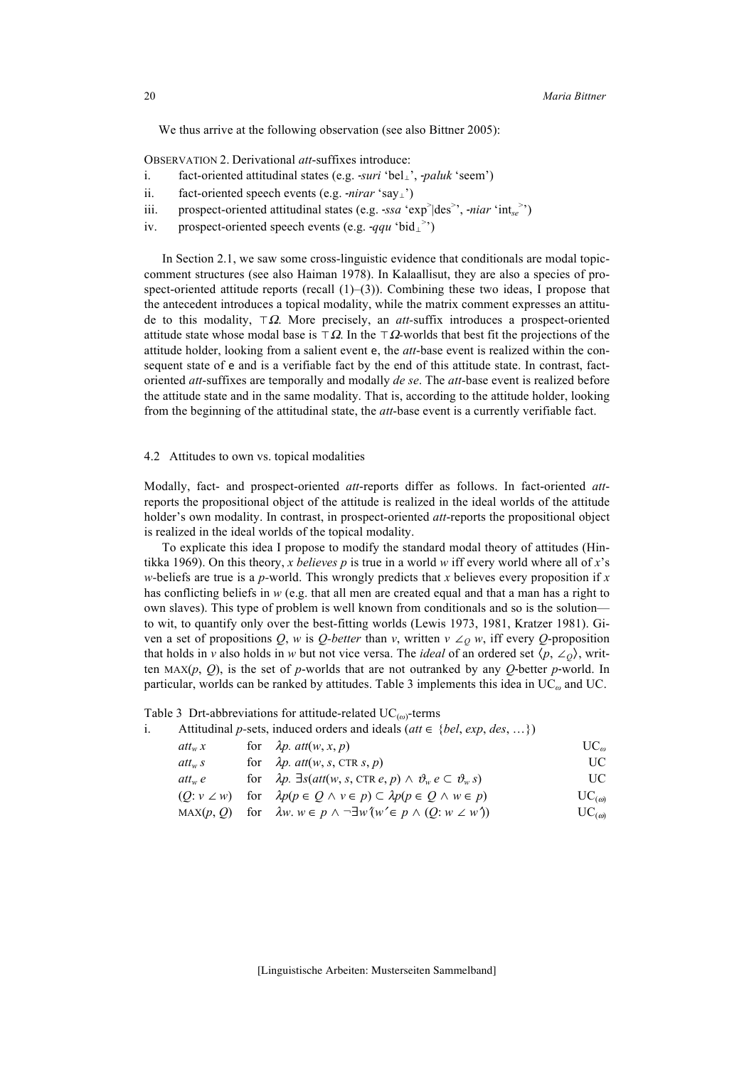We thus arrive at the following observation (see also Bittner 2005):

OBSERVATION 2. Derivational *att*-suffixes introduce:

i. fact-oriented attitudinal states (e.g. *-suri* '$\text{bel}_{\perp}$', *-paluk* 'seem')

ii. fact-oriented speech events (e.g. *-nirar* '$\text{say}_{\perp}$')

iii. prospect-oriented attitudinal states (e.g. *-ssa* '$\text{exp}^{>}|\text{des}^{>}$', *-niar* '$\text{int}_{se}^{>}$')

iv. prospect-oriented speech events (e.g. *-qqu* '$\text{bid}_{\perp}^{>}$')

In Section 2.1, we saw some cross-linguistic evidence that conditionals are modal topic-comment structures (see also Haiman 1978). In Kalaallisut, they are also a species of prospect-oriented attitude reports (recall (1)–(3)). Combining these two ideas, I propose that the antecedent introduces a topical modality, while the matrix comment expresses an attitude to this modality, $\top\Omega$. More precisely, an *att*-suffix introduces a prospect-oriented attitude state whose modal base is $\top\Omega$. In the $\top\Omega$-worlds that best fit the projections of the attitude holder, looking from a salient event e, the *att*-base event is realized within the consequent state of e and is a verifiable fact by the end of this attitude state. In contrast, fact-oriented *att*-suffixes are temporally and modally *de se*. The *att*-base event is realized before the attitude state and in the same modality. That is, according to the attitude holder, looking from the beginning of the attitudinal state, the *att*-base event is a currently verifiable fact.

## 4.2 Attitudes to own vs. topical modalities

Modally, fact- and prospect-oriented *att*-reports differ as follows. In fact-oriented *att*-reports the propositional object of the attitude is realized in the ideal worlds of the attitude holder's own modality. In contrast, in prospect-oriented *att*-reports the propositional object is realized in the ideal worlds of the topical modality.

To explicate this idea I propose to modify the standard modal theory of attitudes (Hintikka 1969). On this theory, *x believes p* is true in a world *w* iff every world where all of *x*'s *w*-beliefs are true is a *p*-world. This wrongly predicts that *x* believes every proposition if *x* has conflicting beliefs in *w* (e.g. that all men are created equal and that a man has a right to own slaves). This type of problem is well known from conditionals and so is the solution—to wit, to quantify only over the best-fitting worlds (Lewis 1973, 1981, Kratzer 1981). Given a set of propositions $Q$, $w$ is *Q-better* than $v$, written $v \angle_Q w$, iff every $Q$-proposition that holds in $v$ also holds in $w$ but not vice versa. The *ideal* of an ordered set $\langle p, \angle_Q \rangle$, written $\text{MAX}(p, Q)$, is the set of $p$-worlds that are not outranked by any $Q$-better $p$-world. In particular, worlds can be ranked by attitudes. Table 3 implements this idea in $\text{UC}_\omega$ and UC.

Table 3 Drt-abbreviations for attitude-related $\text{UC}_{(\omega)}$-terms

i. Attitudinal *p*-sets, induced orders and ideals ($att \in \{bel, exp, des, \ldots\}$)

| | | | |
|---|---|---|---|
| $att_w\, x$ | for | $\lambda p.\ att(w, x, p)$ | $\text{UC}_\omega$ |
| $att_w\, s$ | for | $\lambda p.\ att(w, s, \text{CTR}\ s, p)$ | UC |
| $att_w\, e$ | for | $\lambda p.\ \exists s(att(w, s, \text{CTR}\ e, p) \wedge \vartheta_w\, e \subset \vartheta_w\, s)$ | UC |
| $(Q{:}\ v \angle w)$ | for | $\lambda p(p \in Q \wedge v \in p) \subset \lambda p(p \in Q \wedge w \in p)$ | $\text{UC}_{(\omega)}$ |
| $\text{MAX}(p, Q)$ | for | $\lambda w.\ w \in p \wedge \neg\exists w'(w' \in p \wedge (Q{:}\ w \angle w'))$ | $\text{UC}_{(\omega)}$ |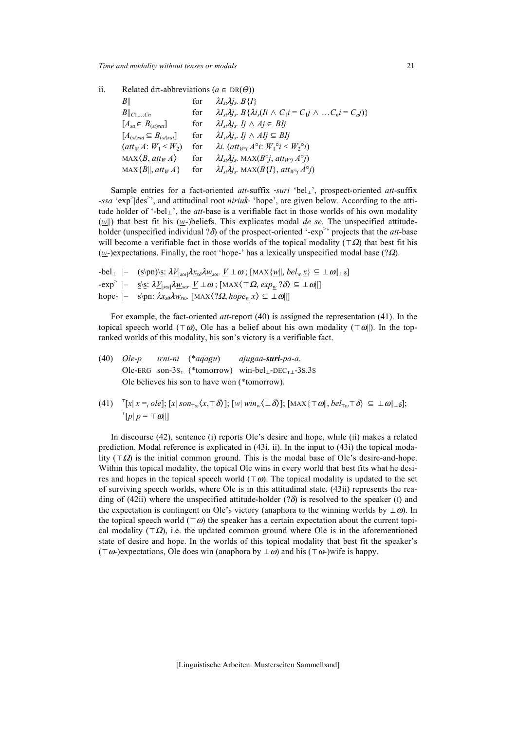ii. Related drt-abbreviations ($a \in$ DR($\Theta$))

| | | |
|---|---|---|
| $B\|\|$ | for | $\lambda I_{st}\lambda j_s.\ B\{I\}$ |
| $B\|\|_{C1,\ldots Cn}$ | for | $\lambda I_{st}\lambda j_s.\ B\{\lambda i_s(Ii \wedge C_1 i = C_1 j \wedge \ldots C_n i = C_n j)\}$ |
| $[A_{sa} \in B_{(st)sat}]$ | for | $\lambda I_{st}\lambda j_s.\ Ij \wedge Aj \in BIj$ |
| $[A_{(st)sat} \subseteq B_{(st)sat}]$ | for | $\lambda I_{st}\lambda j_s.\ Ij \wedge AIj \subseteq BIj$ |
| $(att_W A\colon W_1 < W_2)$ | for | $\lambda i.\ (att_{W^\circ i}\, A^\circ i\colon W_1{}^\circ i < W_2{}^\circ i)$ |
| $\text{MAX}\langle B, att_W A\rangle$ | for | $\lambda I_{st}\lambda j_s.\ \text{MAX}(B^\circ j, att_{W^\circ j}\, A^\circ j)$ |
| $\text{MAX}\{B\|\|, att_W A\}$ | for | $\lambda I_{st}\lambda j_s.\ \text{MAX}(B\{I\}, att_{W^\circ j}\, A^\circ j)$ |

Sample entries for a fact-oriented *att*-suffix *-suri* '$\text{bel}_\perp$', prospect-oriented *att*-suffix *-ssa* '$\text{exp}^>|\text{des}^>$', and attitudinal root *niriuk-* 'hope', are given below. According to the attitude holder of '$\text{-bel}_\perp$', the *att*-base is a verifiable fact in those worlds of his own modality ($\underline{w}\|$) that best fit his ($\underline{w}$-)beliefs. This explicates modal *de se.* The unspecified attitude-holder (unspecified individual $?\delta$) of the prospect-oriented '$\text{-exp}^>$' projects that the *att*-base will become a verifiable fact in those worlds of the topical modality ($\top\Omega$) that best fit his ($\underline{w}$-)expectations. Finally, the root 'hope-' has a lexically unspecified modal base ($?\Omega$).

$\text{-bel}_\perp$ |– $(\underline{\text{s}}\backslash\text{pn})\backslash\underline{\text{s}}$: $\lambda \underline{V}_{[s\omega]}\lambda \underline{x}_{s\delta}\lambda \underline{w}_{s\omega}.\ \underline{V} \perp\omega$ ; $[\text{MAX}\{\underline{w}\|, bel_{\underline{w}}\, \underline{x}\} \subseteq \perp\omega\|_{\perp\delta}]$

$\text{-exp}^>$ |– $\underline{\text{s}}\backslash\underline{\text{s}}$: $\lambda \underline{V}_{[s\omega]}\lambda \underline{w}_{s\omega}.\ \underline{V} \perp\omega$ ; $[\text{MAX}\langle\top\Omega, exp_{\underline{w}}\, ?\delta\rangle \subseteq \perp\omega\|]$

hope- |– $\underline{\text{s}}\backslash\text{pn}$: $\lambda \underline{x}_{s\delta}\lambda \underline{w}_{s\omega}.\ [\text{MAX}\langle ?\Omega, hope_{\underline{w}}\, \underline{x}\rangle \subseteq \perp\omega\|]$

For example, the fact-oriented *att*-report (40) is assigned the representation (41). In the topical speech world ($\top\omega$), Ole has a belief about his own modality ($\top\omega\|$). In the top-ranked worlds of this modality, his son's victory is a verifiable fact.

(40) *Ole-p* *irni-ni* (\**aqagu*) *ajugaa-**suri**-pa-a*.
Ole-ERG son-3S$_\top$ (\*tomorrow) win-$\text{bel}_\perp$-$\text{DEC}_{\top\perp}$-3S.3S
Ole believes his son to have won (\*tomorrow).

(41) $^\top[x|\ x =_i ole]$; $[x|\ son_{\top\omega}\langle x, \top\delta\rangle]$; $[w|\ win_w\langle\perp\delta\rangle]$; $[\text{MAX}\{\top\omega\|, bel_{\top\omega}\top\delta\} \subseteq \perp\omega\|_{\perp\delta}]$;
$^\top[p|\ p = \top\omega\|]$

In discourse (42), sentence (i) reports Ole's desire and hope, while (ii) makes a related prediction. Modal reference is explicated in (43i, ii). In the input to (43i) the topical modality ($\top\Omega$) is the initial common ground. This is the modal base of Ole's desire-and-hope. Within this topical modality, the topical Ole wins in every world that best fits what he desires and hopes in the topical speech world ($\top\omega$). The topical modality is updated to the set of surviving speech worlds, where Ole is in this attitudinal state. (43ii) represents the reading of (42ii) where the unspecified attitude-holder ($?\delta$) is resolved to the speaker (I) and the expectation is contingent on Ole's victory (anaphora to the winning worlds by $\perp\omega$). In the topical speech world ($\top\omega$) the speaker has a certain expectation about the current topical modality ($\top\Omega$), i.e. the updated common ground where Ole is in the aforementioned state of desire and hope. In the worlds of this topical modality that best fit the speaker's ($\top\omega$-)expectations, Ole does win (anaphora by $\perp\omega$) and his ($\top\omega$-)wife is happy.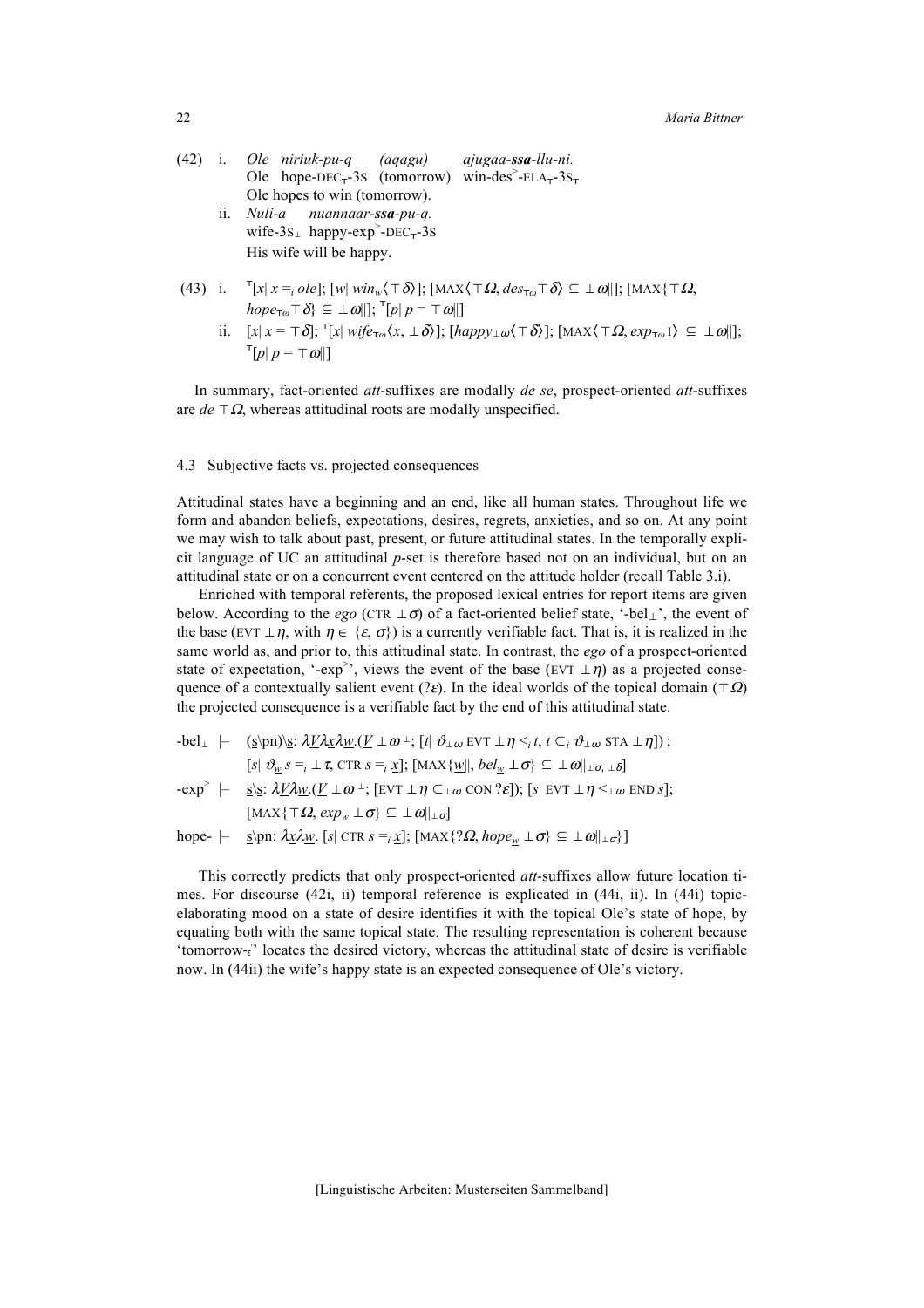(42) i. *Ole niriuk-pu-q (aqagu) ajugaa-**ssa**-llu-ni.*
Ole hope-DEC$_{\top}$-3S (tomorrow) win-des$^{>}$-ELA$_{\top}$-3S$_{\top}$
Ole hopes to win (tomorrow).

ii. *Nuli-a nuannaar-**ssa**-pu-q.*
wife-3S$_{\perp}$ happy-exp$^{>}$-DEC$_{\top}$-3S
His wife will be happy.

(43) i. $^{\top}[x|\ x =_i ole]$; $[w|\ win_w\langle\top\delta\rangle]$; $[\text{MAX}\langle\top\Omega, des_{\top\omega}\top\delta\rangle \subseteq \perp\omega||]$; $[\text{MAX}\{\top\Omega, hope_{\top\omega}\top\delta\} \subseteq \perp\omega||]$; $^{\top}[p|\ p = \top\omega||]$

ii. $[x|\ x = \top\delta]$; $^{\top}[x|\ wife_{\top\omega}\langle x, \perp\delta\rangle]$; $[happy_{\perp\omega}\langle\top\delta\rangle]$; $[\text{MAX}\langle\top\Omega, exp_{\top\omega}1\rangle \subseteq \perp\omega||]$; $^{\top}[p|\ p = \top\omega||]$

In summary, fact-oriented *att*-suffixes are modally *de se*, prospect-oriented *att*-suffixes are *de* $\top\Omega$, whereas attitudinal roots are modally unspecified.

### 4.3 Subjective facts vs. projected consequences

Attitudinal states have a beginning and an end, like all human states. Throughout life we form and abandon beliefs, expectations, desires, regrets, anxieties, and so on. At any point we may wish to talk about past, present, or future attitudinal states. In the temporally explicit language of UC an attitudinal *p*-set is therefore based not on an individual, but on an attitudinal state or on a concurrent event centered on the attitude holder (recall Table 3.i).

Enriched with temporal referents, the proposed lexical entries for report items are given below. According to the *ego* (CTR $\perp\sigma$) of a fact-oriented belief state, '-bel$_{\perp}$', the event of the base (EVT $\perp\eta$, with $\eta \in \{\varepsilon, \sigma\}$) is a currently verifiable fact. That is, it is realized in the same world as, and prior to, this attitudinal state. In contrast, the *ego* of a prospect-oriented state of expectation, '-exp$^{>}$', views the event of the base (EVT $\perp\eta$) as a projected consequence of a contextually salient event ($?\varepsilon$). In the ideal worlds of the topical domain ($\top\Omega$) the projected consequence is a verifiable fact by the end of this attitudinal state.

-bel$_{\perp}$ $\vdash$ $(\underline{s}\backslash\text{pn})\backslash\underline{s}$: $\lambda\underline{V}\lambda\underline{x}\lambda\underline{w}.(\underline{V}\perp\omega^{\perp}; [t|\ \vartheta_{\perp\omega}\ \text{EVT}\perp\eta <_i t, t \subset_i \vartheta_{\perp\omega}\ \text{STA}\perp\eta])$;
$[s|\ \vartheta_{\underline{w}}\ s =_i \perp\tau, \text{CTR}\ s =_i \underline{x}]$; $[\text{MAX}\{\underline{w}||, bel_{\underline{w}}\perp\sigma\} \subseteq \perp\omega||_{\perp\sigma, \perp\delta}]$

-exp$^{>}$ $\vdash$ $\underline{s}\backslash\underline{s}$: $\lambda\underline{V}\lambda\underline{w}.(\underline{V}\perp\omega^{\perp}; [\text{EVT}\perp\eta \subset_{\perp\omega} \text{CON}\ ?\varepsilon])$; $[s|\ \text{EVT}\perp\eta <_{\perp\omega} \text{END}\ s]$;
$[\text{MAX}\{\top\Omega, exp_{\underline{w}}\perp\sigma\} \subseteq \perp\omega||_{\perp\sigma}]$

hope- $\vdash$ $\underline{s}\backslash\text{pn}$: $\lambda\underline{x}\lambda\underline{w}.\ [s|\ \text{CTR}\ s =_i \underline{x}]$; $[\text{MAX}\{?\Omega, hope_{\underline{w}}\perp\sigma\} \subseteq \perp\omega||_{\perp\sigma}\}]$

This correctly predicts that only prospect-oriented *att*-suffixes allow future location times. For discourse (42i, ii) temporal reference is explicated in (44i, ii). In (44i) topic-elaborating mood on a state of desire identifies it with the topical Ole's state of hope, by equating both with the same topical state. The resulting representation is coherent because 'tomorrow-$_{\varepsilon}$' locates the desired victory, whereas the attitudinal state of desire is verifiable now. In (44ii) the wife's happy state is an expected consequence of Ole's victory.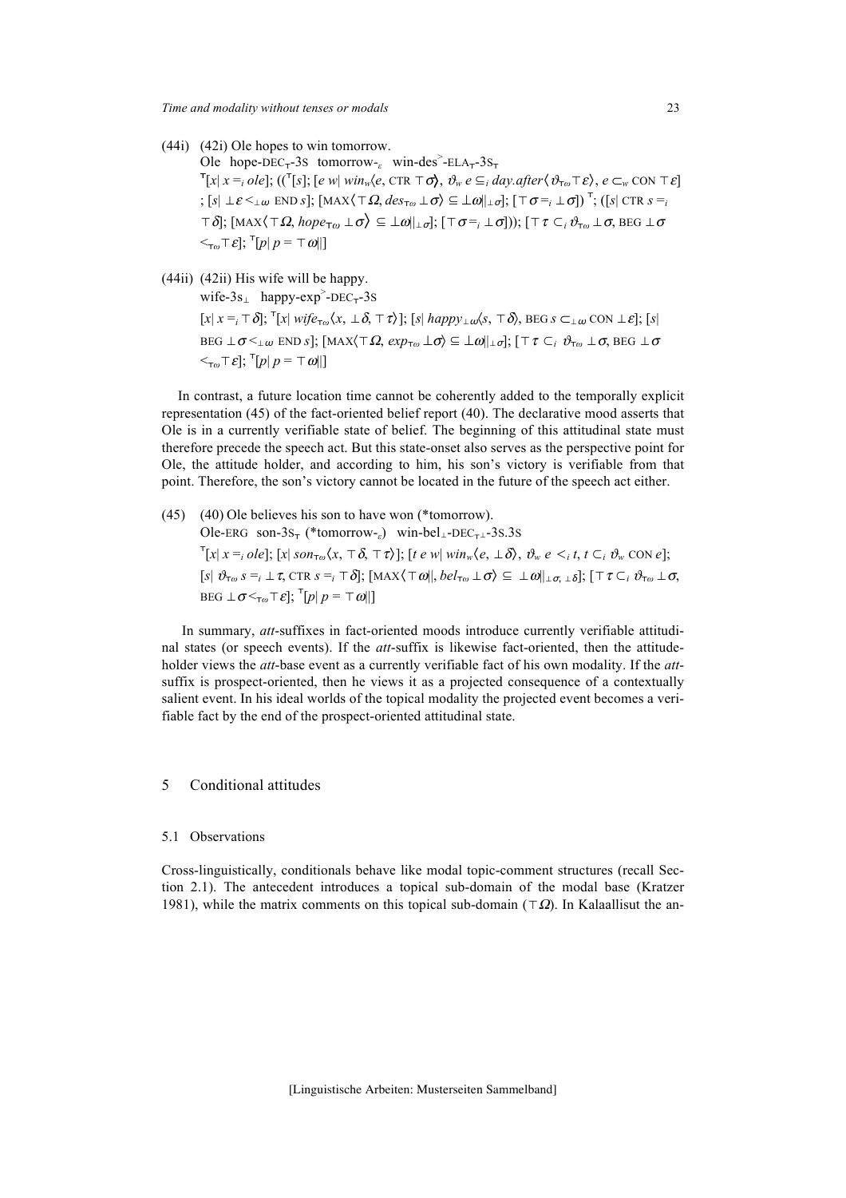(44i) (42i) Ole hopes to win tomorrow.

Ole hope-DEC$_{\top}$-3S tomorrow-$_{\varepsilon}$ win-des$^{>}$-ELA$_{\top}$-3S$_{\top}$

$^{\top}[x|\ x =_i ole]$; $((^{\top}[s]; [e\ w|\ win_w\langle e, \text{CTR}\ \top\sigma\rangle, \vartheta_w\ e \subseteq_i day.after\langle \vartheta_{\top\omega}\top\varepsilon\rangle, e \subset_w \text{CON}\ \top\varepsilon]$ $; [s|\ \bot\varepsilon <_{\bot\omega} \text{END}\ s]; [\text{MAX}\langle\top\Omega, des_{\top\omega}\ \bot\sigma\rangle \subseteq \bot\omega||_{\bot\sigma}]; [\top\sigma =_i \bot\sigma])^{\top}; ([s|\ \text{CTR}\ s =_i$ $\top\delta]; [\text{MAX}\langle\top\Omega, hope_{\top\omega}\ \bot\sigma\rangle \subseteq \bot\omega||_{\bot\sigma}]; [\top\sigma =_i \bot\sigma])); [\top\tau \subset_i \vartheta_{\top\omega}\ \bot\sigma, \text{BEG}\ \bot\sigma$ $<_{\top\omega}\top\varepsilon]; {}^{\top}[p|\ p = \top\omega||]$

(44ii) (42ii) His wife will be happy.

wife-3s$_{\bot}$ happy-exp$^{>}$-DEC$_{\top}$-3S

$[x|\ x =_i \top\delta]; {}^{\top}[x|\ wife_{\top\omega}\langle x, \bot\delta, \top\tau\rangle]; [s|\ happy_{\bot\omega}\langle s, \top\delta\rangle, \text{BEG}\ s \subset_{\bot\omega} \text{CON}\ \bot\varepsilon]; [s|$ $\text{BEG}\ \bot\sigma <_{\bot\omega} \text{END}\ s]; [\text{MAX}\langle\top\Omega, exp_{\top\omega}\ \bot\sigma\rangle \subseteq \bot\omega||_{\bot\sigma}]; [\top\tau \subset_i \vartheta_{\top\omega}\ \bot\sigma, \text{BEG}\ \bot\sigma$ $<_{\top\omega}\top\varepsilon]; {}^{\top}[p|\ p = \top\omega||]$

In contrast, a future location time cannot be coherently added to the temporally explicit representation (45) of the fact-oriented belief report (40). The declarative mood asserts that Ole is in a currently verifiable state of belief. The beginning of this attitudinal state must therefore precede the speech act. But this state-onset also serves as the perspective point for Ole, the attitude holder, and according to him, his son's victory is verifiable from that point. Therefore, the son's victory cannot be located in the future of the speech act either.

(45) (40) Ole believes his son to have won (*tomorrow).

Ole-ERG son-3S$_{\top}$ (*tomorrow-$_{\varepsilon}$) win-bel$_{\bot}$-DEC$_{\top\bot}$-3S.3S

$^{\top}[x|\ x =_i ole]; [x|\ son_{\top\omega}\langle x, \top\delta, \top\tau\rangle]; [t\ e\ w|\ win_w\langle e, \bot\delta\rangle, \vartheta_w\ e <_i t, t \subset_i \vartheta_w\ \text{CON}\ e];$ $[s|\ \vartheta_{\top\omega}\ s =_i \bot\tau, \text{CTR}\ s =_i \top\delta]; [\text{MAX}\langle\top\omega||, bel_{\top\omega}\ \bot\sigma\rangle \subseteq \bot\omega||_{\bot\sigma, \bot\delta}]; [\top\tau \subset_i \vartheta_{\top\omega}\ \bot\sigma,$ $\text{BEG}\ \bot\sigma <_{\top\omega}\top\varepsilon]; {}^{\top}[p|\ p = \top\omega||]$

In summary, *att*-suffixes in fact-oriented moods introduce currently verifiable attitudinal states (or speech events). If the *att*-suffix is likewise fact-oriented, then the attitude-holder views the *att*-base event as a currently verifiable fact of his own modality. If the *att*-suffix is prospect-oriented, then he views it as a projected consequence of a contextually salient event. In his ideal worlds of the topical modality the projected event becomes a verifiable fact by the end of the prospect-oriented attitudinal state.

## 5 Conditional attitudes

### 5.1 Observations

Cross-linguistically, conditionals behave like modal topic-comment structures (recall Section 2.1). The antecedent introduces a topical sub-domain of the modal base (Kratzer 1981), while the matrix comments on this topical sub-domain ($\top\Omega$). In Kalaallisut the an-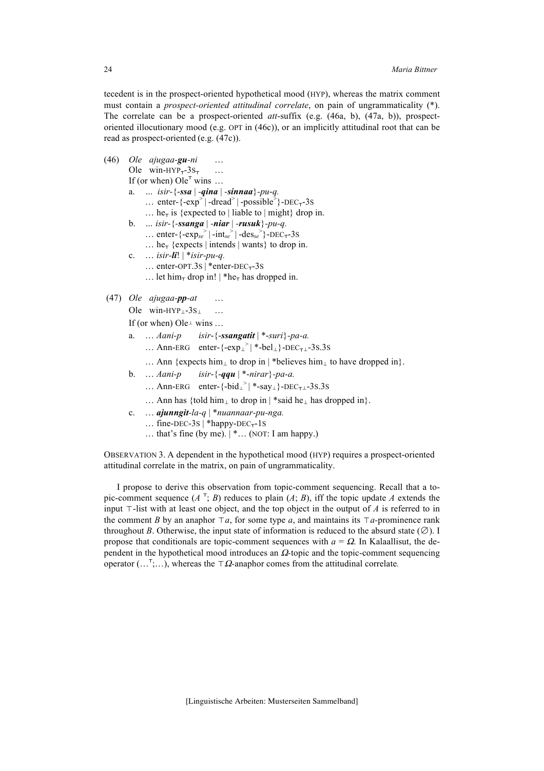tecedent is in the prospect-oriented hypothetical mood (HYP), whereas the matrix comment must contain a *prospect-oriented attitudinal correlate*, on pain of ungrammaticality (*). The correlate can be a prospect-oriented *att*-suffix (e.g. (46a, b), (47a, b)), prospect-oriented illocutionary mood (e.g. OPT in (46c)), or an implicitly attitudinal root that can be read as prospect-oriented (e.g. (47c)).

(46) *Ole ajugaa-**gu**-ni* …
 Ole win-HYP$_{\top}$-3S$_{\top}$ …
 If (or when) Ole$^{\top}$ wins …

 a. … *isir-{-**ssa** | -**qina** | -**sinnaa**}-pu-q.*
  … enter-{-exp$^{>}$ | -dread$^{>}$ | -possible$^{>}$}-DEC$_{\top}$-3S
  … he$_{\top}$ is {expected to | liable to | might} drop in.

 b. … *isir-{-**ssanga** | -**niar** | -**rusuk**}-pu-q.*
  … enter-{-exp$_{se}^{>}$ | -int$_{se}^{>}$ | -des$_{se}^{>}$}-DEC$_{\top}$-3S
  … he$_{\top}$ {expects | intends | wants} to drop in.

 c. … *isir-**li**!* | **isir-pu-q.*
  … enter-OPT.3S | *enter-DEC$_{\top}$-3S
  … let him$_{\top}$ drop in! | *he$_{\top}$ has dropped in.

(47) *Ole ajugaa-**pp**-at* …
 Ole win-HYP$_{\perp}$-3S$_{\perp}$ …
 If (or when) Ole$^{\perp}$ wins …

 a. … *Aani-p isir-{-**ssangatit** | *-suri}-pa-a.*
  … Ann-ERG enter-{-exp$_{\perp}^{>}$ | *-bel$_{\perp}$}-DEC$_{\top\perp}$-3S.3S
  … Ann {expects him$_{\perp}$ to drop in | *believes him$_{\perp}$ to have dropped in}.

 b. … *Aani-p isir-{-**qqu** | *-nirar}-pa-a.*
  … Ann-ERG enter-{-bid$_{\perp}^{>}$ | *-say$_{\perp}$}-DEC$_{\top\perp}$-3S.3S
  … Ann has {told him$_{\perp}$ to drop in | *said he$_{\perp}$ has dropped in}.

 c. … ***ajunngit**-la-q* | **nuannaar-pu-nga.*
  … fine-DEC-3S | *happy-DEC$_{\top}$-1S
  … that's fine (by me). | *… (NOT: I am happy.)

OBSERVATION 3. A dependent in the hypothetical mood (HYP) requires a prospect-oriented attitudinal correlate in the matrix, on pain of ungrammaticality.

I propose to derive this observation from topic-comment sequencing. Recall that a topic-comment sequence ($A^{\top}$; $B$) reduces to plain ($A$; $B$), iff the topic update $A$ extends the input $\top$-list with at least one object, and the top object in the output of $A$ is referred to in the comment $B$ by an anaphor $\top a$, for some type $a$, and maintains its $\top a$-prominence rank throughout $B$. Otherwise, the input state of information is reduced to the absurd state ($\varnothing$). I propose that conditionals are topic-comment sequences with $a = \Omega$. In Kalaallisut, the dependent in the hypothetical mood introduces an $\Omega$-topic and the topic-comment sequencing operator (…$^{\top}$;…), whereas the $\top\Omega$-anaphor comes from the attitudinal correlate.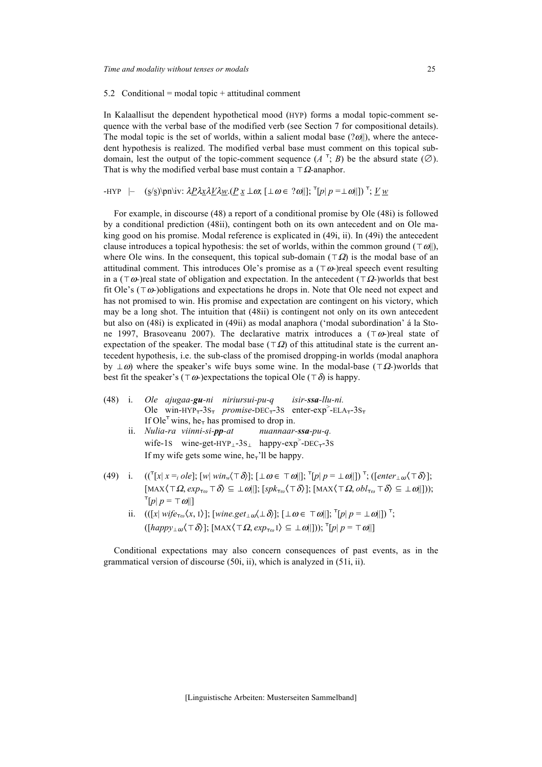### 5.2 Conditional = modal topic + attitudinal comment

In Kalaallisut the dependent hypothetical mood (HYP) forms a modal topic-comment sequence with the verbal base of the modified verb (see Section 7 for compositional details). The modal topic is the set of worlds, within a salient modal base ($?\omega||$), where the antecedent hypothesis is realized. The modified verbal base must comment on this topical subdomain, lest the output of the topic-comment sequence ($A\ ^{\top}; B$) be the absurd state ($\emptyset$). That is why the modified verbal base must contain a $\top\Omega$-anaphor.

-HYP $\vdash$ $(\underline{s}/\underline{s})\backslash\text{pn}\backslash\text{iv}$: $\lambda\underline{P}\lambda\underline{x}\lambda\underline{V}\lambda\underline{w}.(\underline{P}\ \underline{x}\ \bot\omega;\ [\bot\omega \in\ ?\omega||];\ ^{\top}[p|\ p = \bot\omega||])\ ^{\top};\ \underline{V}\ \underline{w}$

For example, in discourse (48) a report of a conditional promise by Ole (48i) is followed by a conditional prediction (48ii), contingent both on its own antecedent and on Ole making good on his promise. Modal reference is explicated in (49i, ii). In (49i) the antecedent clause introduces a topical hypothesis: the set of worlds, within the common ground ($\top\omega||$), where Ole wins. In the consequent, this topical sub-domain ($\top\Omega$) is the modal base of an attitudinal comment. This introduces Ole's promise as a ($\top\omega$-)real speech event resulting in a ($\top\omega$-)real state of obligation and expectation. In the antecedent ($\top\Omega$-)worlds that best fit Ole's ($\top\omega$-)obligations and expectations he drops in. Note that Ole need not expect and has not promised to win. His promise and expectation are contingent on his victory, which may be a long shot. The intuition that (48ii) is contingent not only on its own antecedent but also on (48i) is explicated in (49ii) as modal anaphora ('modal subordination' á la Stone 1997, Brasoveanu 2007). The declarative matrix introduces a ($\top\omega$-)real state of expectation of the speaker. The modal base ($\top\Omega$) of this attitudinal state is the current antecedent hypothesis, i.e. the sub-class of the promised dropping-in worlds (modal anaphora by $\bot\omega$) where the speaker's wife buys some wine. In the modal-base ($\top\Omega$-)worlds that best fit the speaker's ($\top\omega$-)expectations the topical Ole ($\top\delta$) is happy.

(48) i. *Ole ajugaa-**gu**-ni niriursui-pu-q isir-**ssa**-llu-ni.*
Ole win-HYP$_{\top}$-3S$_{\top}$ *promise*-DEC$_{\top}$-3S enter-exp$^{>}$-ELA$_{\top}$-3S$_{\top}$
If Ole$^{\top}$ wins, he$_{\top}$ has promised to drop in.

ii. *Nulia-ra viinni-si-**pp**-at nuannaar-**ssa**-pu-q.*
wife-1S wine-get-HYP$_{\bot}$-3S$_{\bot}$ happy-exp$^{>}$-DEC$_{\top}$-3S
If my wife gets some wine, he$_{\top}$'ll be happy.

(49) i. $((^{\top}[x|\ x =_i ole];\ [w|\ win_w\langle\top\delta\rangle];\ [\bot\omega \in \top\omega||];\ ^{\top}[p|\ p = \bot\omega||])\ ^{\top};\ ([enter_{\bot\omega}\langle\top\delta\rangle];$ $[\text{MAX}\langle\top\Omega, exp_{\top\omega}\top\delta\rangle \subseteq \bot\omega||];\ [spk_{\top\omega}\langle\top\delta\rangle];\ [\text{MAX}\langle\top\Omega, obl_{\top\omega}\top\delta\rangle \subseteq \bot\omega||]));$ $^{\top}[p|\ p = \top\omega||]$

ii. $(([x|\ wife_{\top\omega}\langle x, \text{I}\rangle];\ [wine.get_{\bot\omega}\langle\bot\delta\rangle];\ [\bot\omega \in \top\omega||];\ ^{\top}[p|\ p = \bot\omega||])\ ^{\top};$ $([happy_{\bot\omega}\langle\top\delta\rangle];\ [\text{MAX}\langle\top\Omega, exp_{\top\omega}\text{I}\rangle \subseteq \bot\omega||]));\ ^{\top}[p|\ p = \top\omega||]$

Conditional expectations may also concern consequences of past events, as in the grammatical version of discourse (50i, ii), which is analyzed in (51i, ii).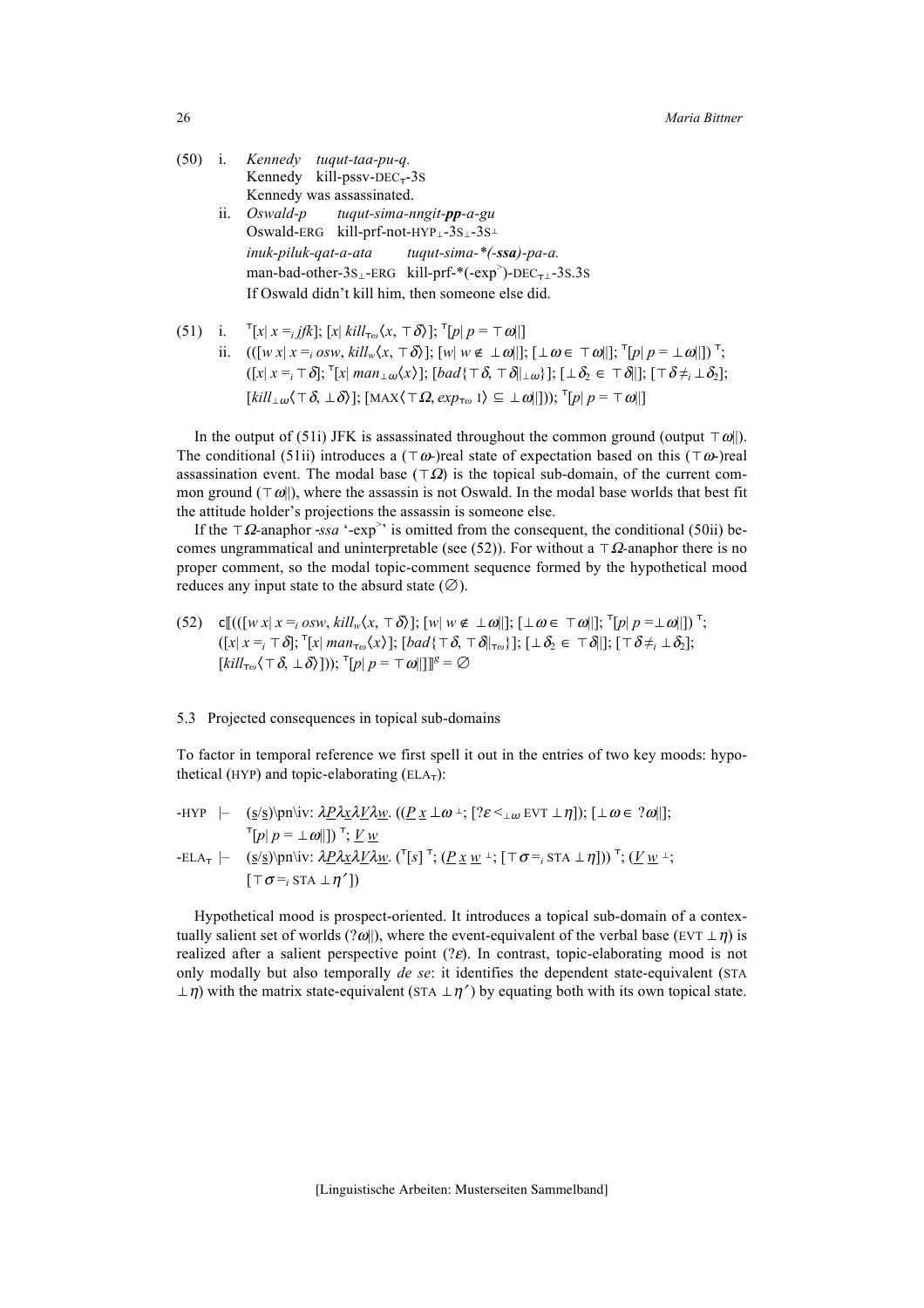(50) i. *Kennedy tuqut-taa-pu-q.*
Kennedy kill-pssv-DEC$_\top$-3S
Kennedy was assassinated.

ii. *Oswald-p tuqut-sima-nngit-**pp**-a-gu*
Oswald-ERG kill-prf-not-HYP$_\perp$-3S$_\perp$-3S$^\perp$
*inuk-piluk-qat-a-ata tuqut-sima-\*(**-ssa**)-pa-a.*
man-bad-other-3S$_\perp$-ERG kill-prf-\*(-exp$^>$)-DEC$_{\top\perp}$-3S.3S
If Oswald didn't kill him, then someone else did.

(51) i. $^\top[x|\ x =_i jfk]$; $[x|\ kill_{\top\omega}\langle x, \top\delta\rangle]$; $^\top[p|\ p = \top\omega\|]$

ii. $(([w\ x|\ x =_i osw, kill_w\langle x, \top\delta\rangle]$; $[w|\ w \notin \perp\omega\|]$; $[\perp\omega \in \top\omega\|]$; $^\top[p|\ p = \perp\omega\|])\ ^\top$; $([x|\ x =_i \top\delta]$; $^\top[x|\ man_{\perp\omega}\langle x\rangle]$; $[bad\{\top\delta, \top\delta|_{\perp\omega}\}]$; $[\perp\delta_2 \in \top\delta\|]$; $[\top\delta \neq_i \perp\delta_2]$; $[kill_{\perp\omega}\langle\top\delta, \perp\delta\rangle]$; $[\text{MAX}\langle\top\Omega, exp_{\top\omega}\ \text{I}\rangle \subseteq \perp\omega\|]))$; $^\top[p|\ p = \top\omega\|]$

In the output of (51i) JFK is assassinated throughout the common ground (output $\top\omega\|$). The conditional (51ii) introduces a ($\top\omega$-)real state of expectation based on this ($\top\omega$-)real assassination event. The modal base ($\top\Omega$) is the topical sub-domain, of the current common ground ($\top\omega\|$), where the assassin is not Oswald. In the modal base worlds that best fit the attitude holder's projections the assassin is someone else.

If the $\top\Omega$-anaphor *-ssa* '-exp$^>$' is omitted from the consequent, the conditional (50ii) becomes ungrammatical and uninterpretable (see (52)). For without a $\top\Omega$-anaphor there is no proper comment, so the modal topic-comment sequence formed by the hypothetical mood reduces any input state to the absurd state ($\varnothing$).

(52) $\mathbf{c}[\![((([w\ x|\ x =_i osw, kill_w\langle x, \top\delta\rangle]$; $[w|\ w \notin \perp\omega\|]$; $[\perp\omega \in \top\omega\|]$; $^\top[p|\ p = \perp\omega\|])\ ^\top$; $([x|\ x =_i \top\delta]$; $^\top[x|\ man_{\top\omega}\langle x\rangle]$; $[bad\{\top\delta, \top\delta|_{\top\omega}\}]$; $[\perp\delta_2 \in \top\delta\|]$; $[\top\delta \neq_i \perp\delta_2]$; $[kill_{\top\omega}\langle\top\delta, \perp\delta\rangle]))$; $^\top[p|\ p = \top\omega\|]]\!]^g = \varnothing$

### 5.3 Projected consequences in topical sub-domains

To factor in temporal reference we first spell it out in the entries of two key moods: hypothetical (HYP) and topic-elaborating (ELA$_\top$):

-HYP $\vdash$ $(\underline{s}/\underline{s})\backslash\text{pn}\backslash\text{iv}$: $\lambda\underline{P}\lambda\underline{x}\lambda\underline{V}\lambda\underline{w}.\ ((\underline{P}\ \underline{x}\ \perp\omega\ ^\perp$; $[?\varepsilon <_{\perp\omega} \text{EVT}\ \perp\eta])$; $[\perp\omega \in\ ?\omega\|]$; $^\top[p|\ p = \perp\omega\|])\ ^\top$; $\underline{V}\ \underline{w}$

-ELA$_\top$ $\vdash$ $(\underline{s}/\underline{s})\backslash\text{pn}\backslash\text{iv}$: $\lambda\underline{P}\lambda\underline{x}\lambda\underline{V}\lambda\underline{w}.\ (^\top[s]\ ^\top$; $(\underline{P}\ \underline{x}\ \underline{w}\ ^\perp$; $[\top\sigma =_i \text{STA}\ \perp\eta]))\ ^\top$; $(\underline{V}\ \underline{w}\ ^\perp$; $[\top\sigma =_i \text{STA}\ \perp\eta'])$

Hypothetical mood is prospect-oriented. It introduces a topical sub-domain of a contextually salient set of worlds ($?\omega\|$), where the event-equivalent of the verbal base (EVT $\perp\eta$) is realized after a salient perspective point ($?\varepsilon$). In contrast, topic-elaborating mood is not only modally but also temporally *de se*: it identifies the dependent state-equivalent (STA $\perp\eta$) with the matrix state-equivalent (STA $\perp\eta'$) by equating both with its own topical state.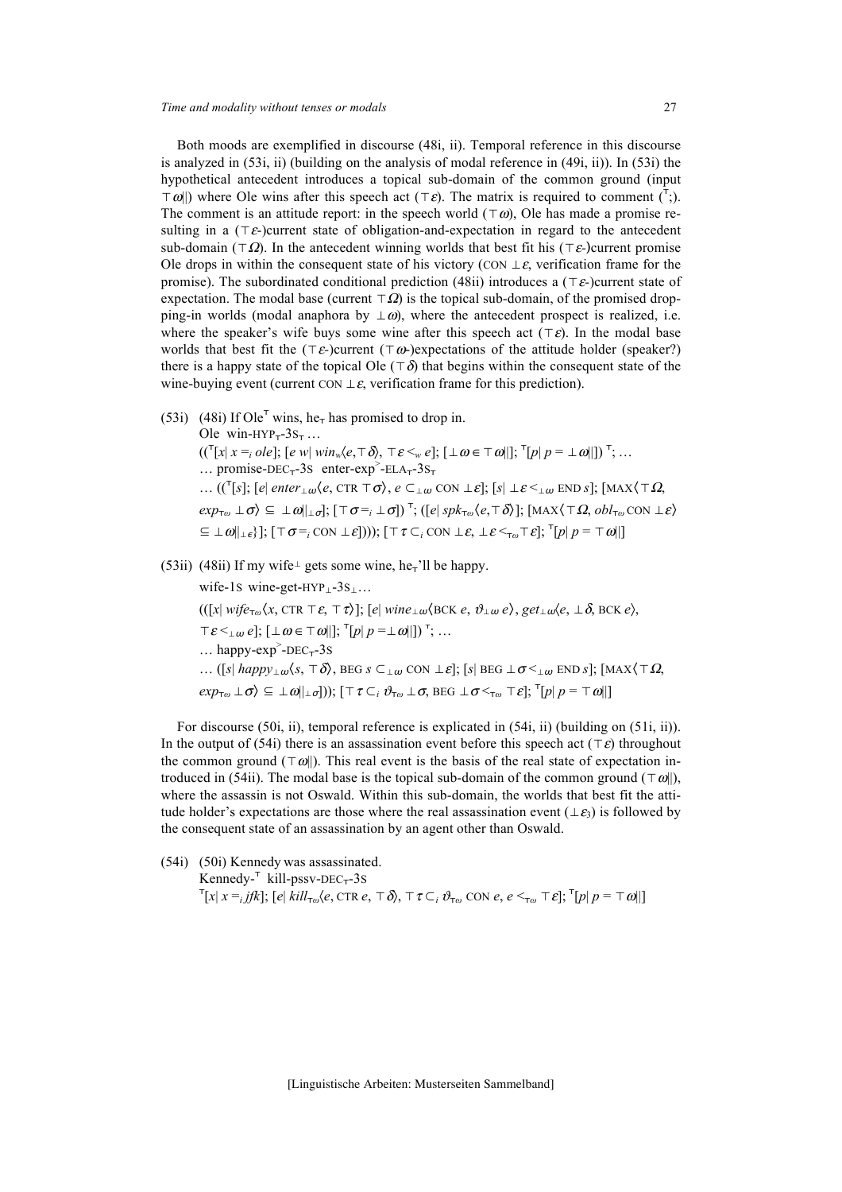Both moods are exemplified in discourse (48i, ii). Temporal reference in this discourse is analyzed in (53i, ii) (building on the analysis of modal reference in (49i, ii)). In (53i) the hypothetical antecedent introduces a topical sub-domain of the common ground (input $\top\omega||$) where Ole wins after this speech act ($\top\varepsilon$). The matrix is required to comment ($^{\top};$). The comment is an attitude report: in the speech world ($\top\omega$), Ole has made a promise resulting in a ($\top\varepsilon$-)current state of obligation-and-expectation in regard to the antecedent sub-domain ($\top\Omega$). In the antecedent winning worlds that best fit his ($\top\varepsilon$-)current promise Ole drops in within the consequent state of his victory (CON $\bot\varepsilon$, verification frame for the promise). The subordinated conditional prediction (48ii) introduces a ($\top\varepsilon$-)current state of expectation. The modal base (current $\top\Omega$) is the topical sub-domain, of the promised dropping-in worlds (modal anaphora by $\bot\omega$), where the antecedent prospect is realized, i.e. where the speaker's wife buys some wine after this speech act ($\top\varepsilon$). In the modal base worlds that best fit the ($\top\varepsilon$-)current ($\top\omega$-)expectations of the attitude holder (speaker?) there is a happy state of the topical Ole ($\top\delta$) that begins within the consequent state of the wine-buying event (current CON $\bot\varepsilon$, verification frame for this prediction).

(53i) (48i) If Ole$^{\top}$ wins, he$_{\top}$ has promised to drop in.
Ole win-HYP$_{\top}$-3S$_{\top}$ …
$((^{\top}[x|\ x =_i ole];\ [e\ w|\ win_w\langle e,\top\delta\rangle,\ \top\varepsilon <_w e];\ [\bot\omega \in \top\omega||];\ ^{\top}[p|\ p = \bot\omega||])\ ^{\top};$ …
… promise-DEC$_{\top}$-3S enter-exp$^{>}$-ELA$_{\top}$-3S$_{\top}$
… $((^{\top}[s];\ [e|\ enter_{\bot\omega}\langle e,\ \text{CTR}\ \top\sigma\rangle,\ e \subset_{\bot\omega} \text{CON}\ \bot\varepsilon];\ [s|\ \bot\varepsilon <_{\bot\omega} \text{END}\ s];\ [\text{MAX}\langle\top\Omega,$
$exp_{\top\omega}\ \bot\sigma\rangle \Subset \bot\omega||_{\bot\sigma}];\ [\top\sigma =_i \bot\sigma])\ ^{\top};\ ([e|\ spk_{\top\omega}\langle e,\top\delta\rangle];\ [\text{MAX}\langle\top\Omega,\ obl_{\top\omega}\ \text{CON}\ \bot\varepsilon\rangle$
$\Subset \bot\omega||_{\bot\varepsilon}\}];\ [\top\sigma =_i \text{CON}\ \bot\varepsilon])));\ [\top\tau \subset_i \text{CON}\ \bot\varepsilon,\ \bot\varepsilon <_{\top\omega} \top\varepsilon];\ ^{\top}[p|\ p = \top\omega||]$

(53ii) (48ii) If my wife$^{\bot}$ gets some wine, he$_{\top}$'ll be happy.
wife-1S wine-get-HYP$_{\bot}$-3S$_{\bot}$…
$(([x|\ wife_{\top\omega}\langle x,\ \text{CTR}\ \top\varepsilon,\ \top\tau\rangle];\ [e|\ wine_{\bot\omega}\langle \text{BCK}\ e,\ \vartheta_{\bot\omega}\ e\rangle,\ get_{\bot\omega}\langle e,\ \bot\delta,\ \text{BCK}\ e\rangle,$
$\top\varepsilon <_{\bot\omega} e];\ [\bot\omega \in \top\omega||];\ ^{\top}[p|\ p = \bot\omega||])\ ^{\top};$ …
… happy-exp$^{>}$-DEC$_{\top}$-3S
… $([s|\ happy_{\bot\omega}\langle s,\ \top\delta\rangle,\ \text{BEG}\ s \subset_{\bot\omega} \text{CON}\ \bot\varepsilon];\ [s|\ \text{BEG}\ \bot\sigma <_{\bot\omega} \text{END}\ s];\ [\text{MAX}\langle\top\Omega,$
$exp_{\top\omega}\ \bot\sigma\rangle \Subset \bot\omega||_{\bot\sigma}]));\ [\top\tau \subset_i \vartheta_{\top\omega}\ \bot\sigma,\ \text{BEG}\ \bot\sigma <_{\top\omega} \top\varepsilon];\ ^{\top}[p|\ p = \top\omega||]$

For discourse (50i, ii), temporal reference is explicated in (54i, ii) (building on (51i, ii)). In the output of (54i) there is an assassination event before this speech act ($\top\varepsilon$) throughout the common ground ($\top\omega||$). This real event is the basis of the real state of expectation introduced in (54ii). The modal base is the topical sub-domain of the common ground ($\top\omega||$), where the assassin is not Oswald. Within this sub-domain, the worlds that best fit the attitude holder's expectations are those where the real assassination event ($\bot\varepsilon_3$) is followed by the consequent state of an assassination by an agent other than Oswald.

(54i) (50i) Kennedy was assassinated.
Kennedy-$^{\top}$ kill-pssv-DEC$_{\top}$-3S
$^{\top}[x|\ x =_i jfk];\ [e|\ kill_{\top\omega}\langle e,\ \text{CTR}\ e,\ \top\delta\rangle,\ \top\tau \subset_i \vartheta_{\top\omega}\ \text{CON}\ e,\ e <_{\top\omega} \top\varepsilon];\ ^{\top}[p|\ p = \top\omega||]$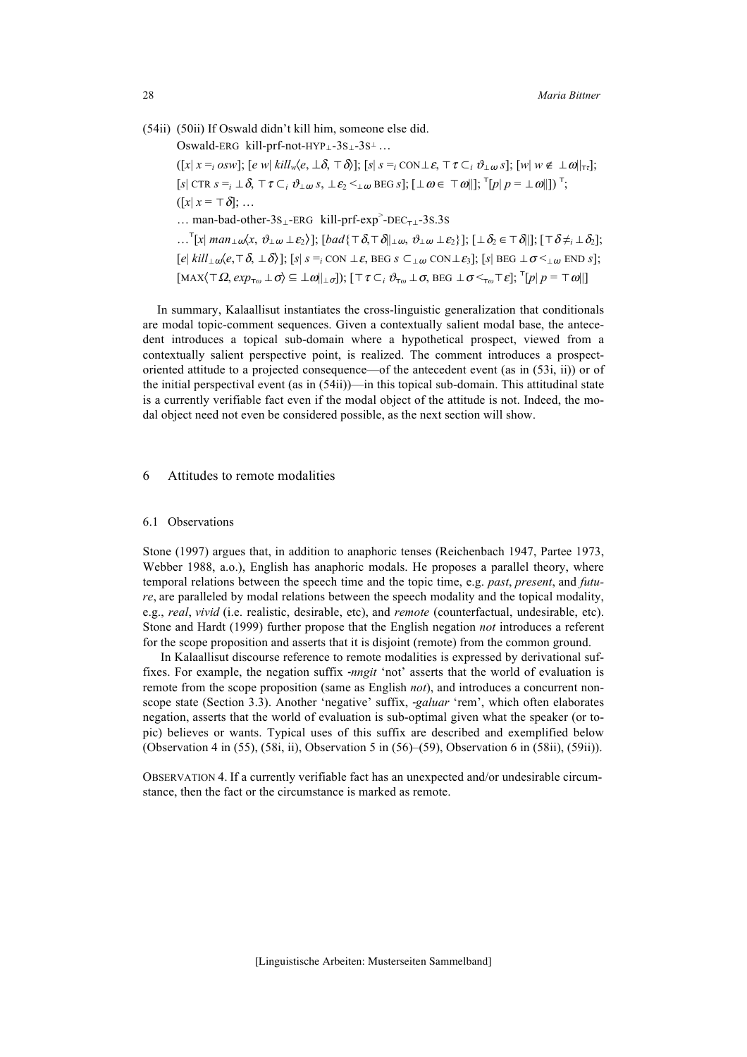(54ii) (50ii) If Oswald didn't kill him, someone else did.

Oswald-ERG kill-prf-not-HYP$_{\perp}$-3S$_{\perp}$-3S$^{\perp}$ …

$([x|\ x =_i osw];\ [e\ w|\ kill_w\langle e, \perp\delta, \top\delta\rangle];\ [s|\ s =_i \text{CON}\perp\varepsilon, \top\tau \subset_i \vartheta_{\perp\omega}\ s];\ [w|\ w \notin \perp\omega\|_{\top\tau}];$

$[s|\ \text{CTR}\ s =_i \perp\delta, \top\tau \subset_i \vartheta_{\perp\omega}\ s, \perp\varepsilon_2 <_{\perp\omega} \text{BEG}\ s];\ [\perp\omega \in \top\omega\|];\ {}^{\top}[p|\ p = \perp\omega\|])^{\top};$

$([x|\ x = \top\delta];$ …

… man-bad-other-3S$_{\perp}$-ERG kill-prf-exp$^{>}$-DEC$_{\top\perp}$-3S.3S

$\ldots{}^{\top}[x|\ man_{\perp\omega}\langle x, \vartheta_{\perp\omega} \perp\varepsilon_2\rangle];\ [bad\{\top\delta, \top\delta\|_{\perp\omega}, \vartheta_{\perp\omega} \perp\varepsilon_2\}];\ [\perp\delta_2 \in \top\delta\|];\ [\top\delta \neq_i \perp\delta_2];$

$[e|\ kill_{\perp\omega}\langle e, \top\delta, \perp\delta\rangle];\ [s|\ s =_i \text{CON}\perp\varepsilon, \text{BEG}\ s \subset_{\perp\omega} \text{CON}\perp\varepsilon_3];\ [s|\ \text{BEG} \perp\sigma <_{\perp\omega} \text{END}\ s];$

$[\text{MAX}\langle\top\Omega, exp_{\top\omega} \perp\sigma\rangle \subseteq \perp\omega\|_{\perp\sigma}]);\ [\top\tau \subset_i \vartheta_{\top\omega} \perp\sigma, \text{BEG} \perp\sigma <_{\top\omega} \top\varepsilon];\ {}^{\top}[p|\ p = \top\omega\|]$

In summary, Kalaallisut instantiates the cross-linguistic generalization that conditionals are modal topic-comment sequences. Given a contextually salient modal base, the antecedent introduces a topical sub-domain where a hypothetical prospect, viewed from a contextually salient perspective point, is realized. The comment introduces a prospect-oriented attitude to a projected consequence—of the antecedent event (as in (53i, ii)) or of the initial perspectival event (as in (54ii))—in this topical sub-domain. This attitudinal state is a currently verifiable fact even if the modal object of the attitude is not. Indeed, the modal object need not even be considered possible, as the next section will show.

## 6 Attitudes to remote modalities

### 6.1 Observations

Stone (1997) argues that, in addition to anaphoric tenses (Reichenbach 1947, Partee 1973, Webber 1988, a.o.), English has anaphoric modals. He proposes a parallel theory, where temporal relations between the speech time and the topic time, e.g. *past*, *present*, and *future*, are paralleled by modal relations between the speech modality and the topical modality, e.g., *real*, *vivid* (i.e. realistic, desirable, etc), and *remote* (counterfactual, undesirable, etc). Stone and Hardt (1999) further propose that the English negation *not* introduces a referent for the scope proposition and asserts that it is disjoint (remote) from the common ground.

In Kalaallisut discourse reference to remote modalities is expressed by derivational suffixes. For example, the negation suffix *-nngit* 'not' asserts that the world of evaluation is remote from the scope proposition (same as English *not*), and introduces a concurrent non-scope state (Section 3.3). Another 'negative' suffix, *-galuar* 'rem', which often elaborates negation, asserts that the world of evaluation is sub-optimal given what the speaker (or topic) believes or wants. Typical uses of this suffix are described and exemplified below (Observation 4 in (55), (58i, ii), Observation 5 in (56)–(59), Observation 6 in (58ii), (59ii)).

OBSERVATION 4. If a currently verifiable fact has an unexpected and/or undesirable circumstance, then the fact or the circumstance is marked as remote.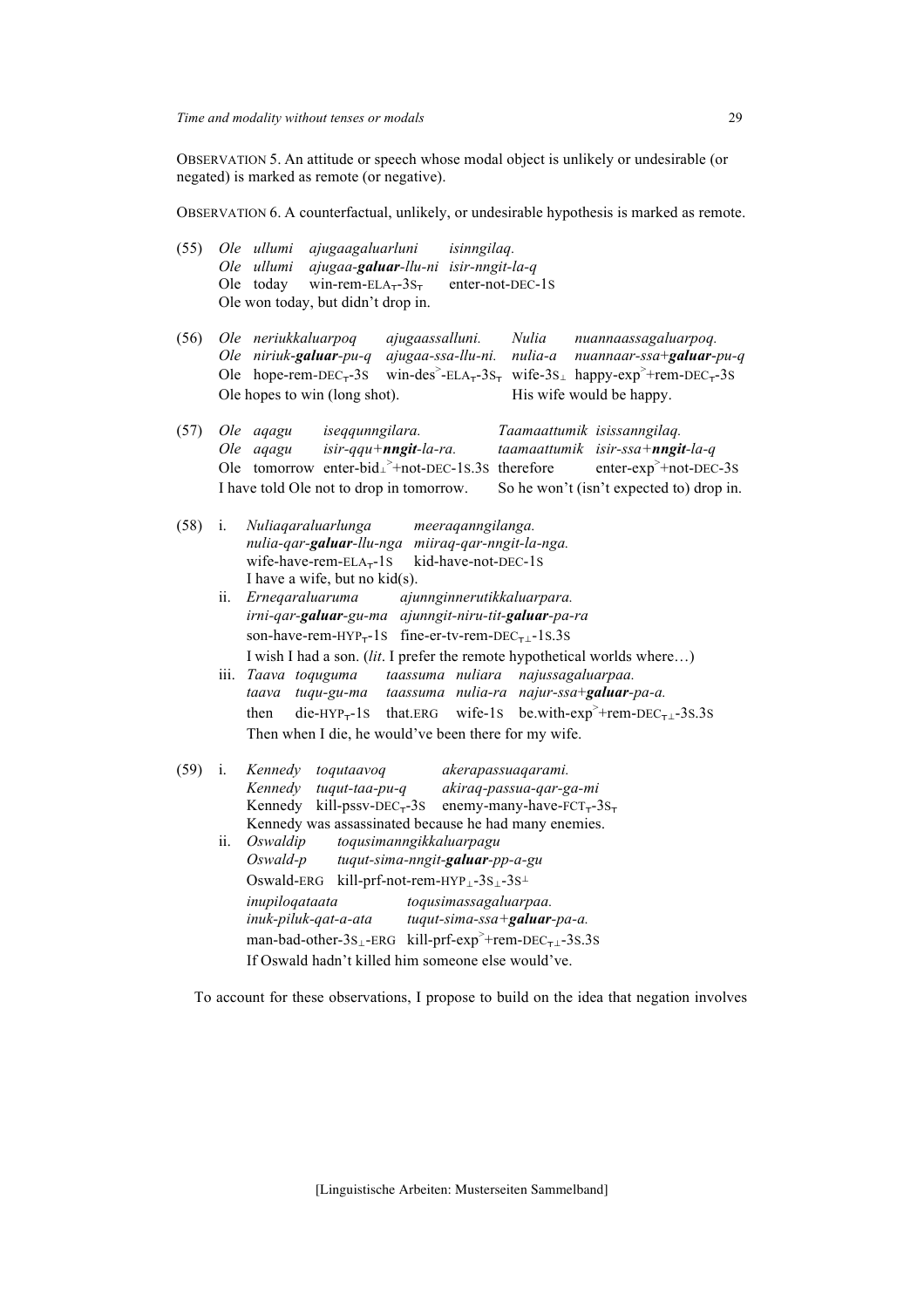OBSERVATION 5. An attitude or speech whose modal object is unlikely or undesirable (or negated) is marked as remote (or negative).

OBSERVATION 6. A counterfactual, unlikely, or undesirable hypothesis is marked as remote.

(55) *Ole ullumi ajugaagaluarluni isinngilaq.*
*Ole ullumi ajugaa-**galuar**-llu-ni isir-nngit-la-q*
Ole today win-rem-ELA$_⊤$-3S$_⊤$ enter-not-DEC-1S
Ole won today, but didn't drop in.

(56) *Ole neriukkaluarpoq ajugaassalluni. Nulia nuannaassagaluarpoq.*
*Ole niriuk-**galuar**-pu-q ajugaa-ssa-llu-ni. nulia-a nuannaar-ssa+**galuar**-pu-q*
Ole hope-rem-DEC$_⊤$-3S win-des$^>$-ELA$_⊤$-3S$_⊤$ wife-3S$_⊥$ happy-exp$^>$+rem-DEC$_⊤$-3S
Ole hopes to win (long shot). His wife would be happy.

(57) *Ole aqagu iseqqunngilara. Taamaattumik isissanngilaq.*
*Ole aqagu isir-qqu+**nngit**-la-ra. taamaattumik isir-ssa+**nngit**-la-q*
Ole tomorrow enter-bid$_⊥^>$+not-DEC-1S.3S therefore enter-exp$^>$+not-DEC-3S
I have told Ole not to drop in tomorrow. So he won't (isn't expected to) drop in.

(58) i. *Nuliaqaraluarlunga meeraqanngilanga.*
*nulia-qar-**galuar**-llu-nga miiraq-qar-nngit-la-nga.*
wife-have-rem-ELA$_⊤$-1S kid-have-not-DEC-1S
I have a wife, but no kid(s).

ii. *Erneqaraluaruma ajunnginnerutikkaluarpara.*
*irni-qar-**galuar**-gu-ma ajunngit-niru-tit-**galuar**-pa-ra*
son-have-rem-HYP$_⊤$-1S fine-er-tv-rem-DEC$_{⊤⊥}$-1S.3S
I wish I had a son. (*lit*. I prefer the remote hypothetical worlds where…)

iii. *Taava toquguma taassuma nuliara najussagaluarpaa.*
*taava tuqu-gu-ma taassuma nulia-ra najur-ssa+**galuar**-pa-a.*
then die-HYP$_⊤$-1S that.ERG wife-1S be.with-exp$^>$+rem-DEC$_{⊤⊥}$-3S.3S
Then when I die, he would've been there for my wife.

(59) i. *Kennedy toqutaavoq akerapassuaqarami.*
*Kennedy tuqut-taa-pu-q akiraq-passua-qar-ga-mi*
Kennedy kill-pssv-DEC$_⊤$-3S enemy-many-have-FCT$_⊤$-3S$_⊤$
Kennedy was assassinated because he had many enemies.

ii. *Oswaldip toqusimanngikkaluarpagu*
*Oswald-p tuqut-sima-nngit-**galuar**-pp-a-gu*
Oswald-ERG kill-prf-not-rem-HYP$_⊥$-3S$_⊥$-3S$^⊥$
*inupiloqataata toqusimassagaluarpaa.*
*inuk-piluk-qat-a-ata tuqut-sima-ssa+**galuar**-pa-a.*
man-bad-other-3S$_⊥$-ERG kill-prf-exp$^>$+rem-DEC$_{⊤⊥}$-3S.3S
If Oswald hadn't killed him someone else would've.

To account for these observations, I propose to build on the idea that negation involves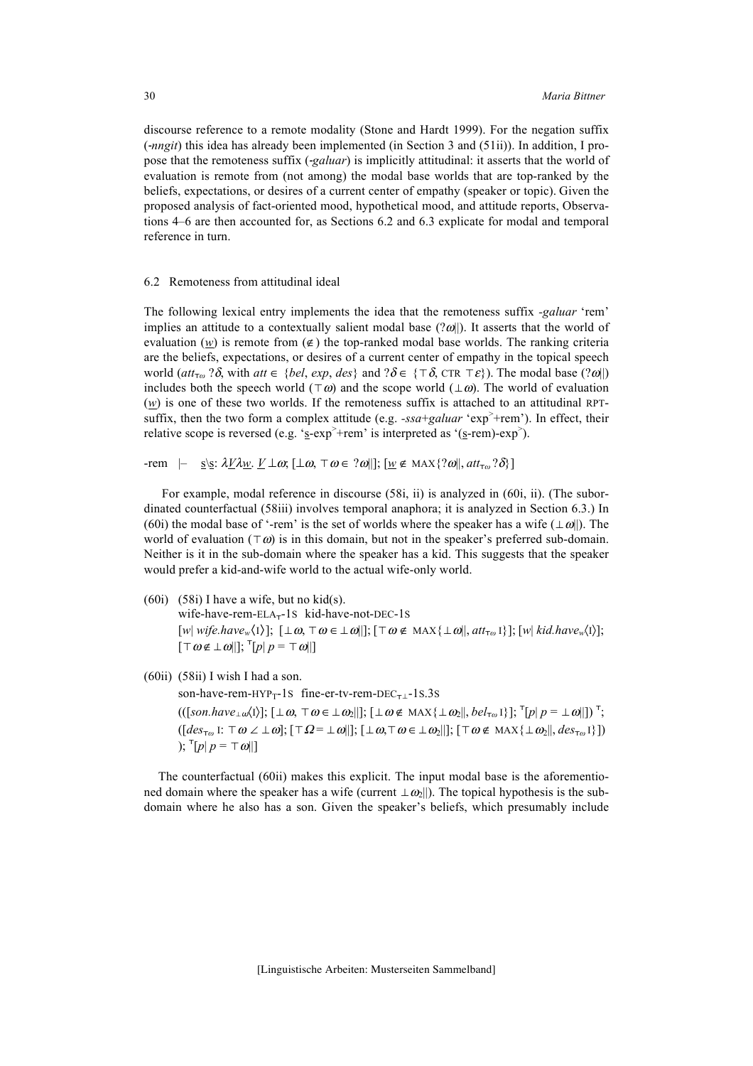discourse reference to a remote modality (Stone and Hardt 1999). For the negation suffix (*-nngit*) this idea has already been implemented (in Section 3 and (51ii)). In addition, I propose that the remoteness suffix (*-galuar*) is implicitly attitudinal: it asserts that the world of evaluation is remote from (not among) the modal base worlds that are top-ranked by the beliefs, expectations, or desires of a current center of empathy (speaker or topic). Given the proposed analysis of fact-oriented mood, hypothetical mood, and attitude reports, Observations 4–6 are then accounted for, as Sections 6.2 and 6.3 explicate for modal and temporal reference in turn.

## 6.2 Remoteness from attitudinal ideal

The following lexical entry implements the idea that the remoteness suffix *-galuar* 'rem' implies an attitude to a contextually salient modal base ($?\omega||$). It asserts that the world of evaluation ($\underline{w}$) is remote from ($\notin$) the top-ranked modal base worlds. The ranking criteria are the beliefs, expectations, or desires of a current center of empathy in the topical speech world ($att_{\top\omega}\, ?\delta$, with $att \in \{bel, exp, des\}$ and $?\delta \in \{\top\delta, \text{CTR}\ \top\varepsilon\}$). The modal base ($?\omega||$) includes both the speech world ($\top\omega$) and the scope world ($\bot\omega$). The world of evaluation ($\underline{w}$) is one of these two worlds. If the remoteness suffix is attached to an attitudinal RPT-suffix, then the two form a complex attitude (e.g. *-ssa+galuar* 'exp$^{>}$+rem'). In effect, their relative scope is reversed (e.g. '$\underline{s}$-exp$^{>}$+rem' is interpreted as '($\underline{s}$-rem)-exp$^{>}$').

-rem $\ \vdash\ $ $\underline{s}\backslash\underline{s}$: $\lambda\underline{V}\lambda\underline{w}.\ \underline{V}\ \bot\omega$; $[\bot\omega, \top\omega \in\ ?\omega||]$; $[\underline{w} \notin \text{MAX}\{?\omega||, att_{\top\omega}\, ?\delta\}]$

For example, modal reference in discourse (58i, ii) is analyzed in (60i, ii). (The subordinated counterfactual (58iii) involves temporal anaphora; it is analyzed in Section 6.3.) In (60i) the modal base of '-rem' is the set of worlds where the speaker has a wife ($\bot\omega||$). The world of evaluation ($\top\omega$) is in this domain, but not in the speaker's preferred sub-domain. Neither is it in the sub-domain where the speaker has a kid. This suggests that the speaker would prefer a kid-and-wife world to the actual wife-only world.

(60i) (58i) I have a wife, but no kid(s).
wife-have-rem-ELA$_{\top}$-1S kid-have-not-DEC-1S
$[w|\ wife.have_w\langle\text{I}\rangle]$; $[\bot\omega, \top\omega \in \bot\omega||]$; $[\top\omega \notin \text{MAX}\{\bot\omega||, att_{\top\omega}\,\text{I}\}]$; $[w|\ kid.have_w\langle\text{I}\rangle]$; $[\top\omega \notin \bot\omega||]$; $^{\top}[p|\ p = \top\omega||]$

(60ii) (58ii) I wish I had a son.
son-have-rem-HYP$_{\top}$-1S fine-er-tv-rem-DEC$_{\top\bot}$-1S.3S
$(([son.have_{\bot\omega}\langle\text{I}\rangle]$; $[\bot\omega, \top\omega \in \bot\omega_2||]$; $[\bot\omega \notin \text{MAX}\{\bot\omega_2||, bel_{\top\omega}\,\text{I}\}]$; $^{\top}[p|\ p = \bot\omega||])\ ^{\top}$;
$([des_{\top\omega}\ \text{I}\!: \top\omega \angle \bot\omega]$; $[\top\Omega = \bot\omega||]$; $[\bot\omega, \top\omega \in \bot\omega_2||]$; $[\top\omega \notin \text{MAX}\{\bot\omega_2||, des_{\top\omega}\,\text{I}\}])$
$)$; $^{\top}[p|\ p = \top\omega||]$

The counterfactual (60ii) makes this explicit. The input modal base is the aforementioned domain where the speaker has a wife (current $\bot\omega_2||$). The topical hypothesis is the sub-domain where he also has a son. Given the speaker's beliefs, which presumably include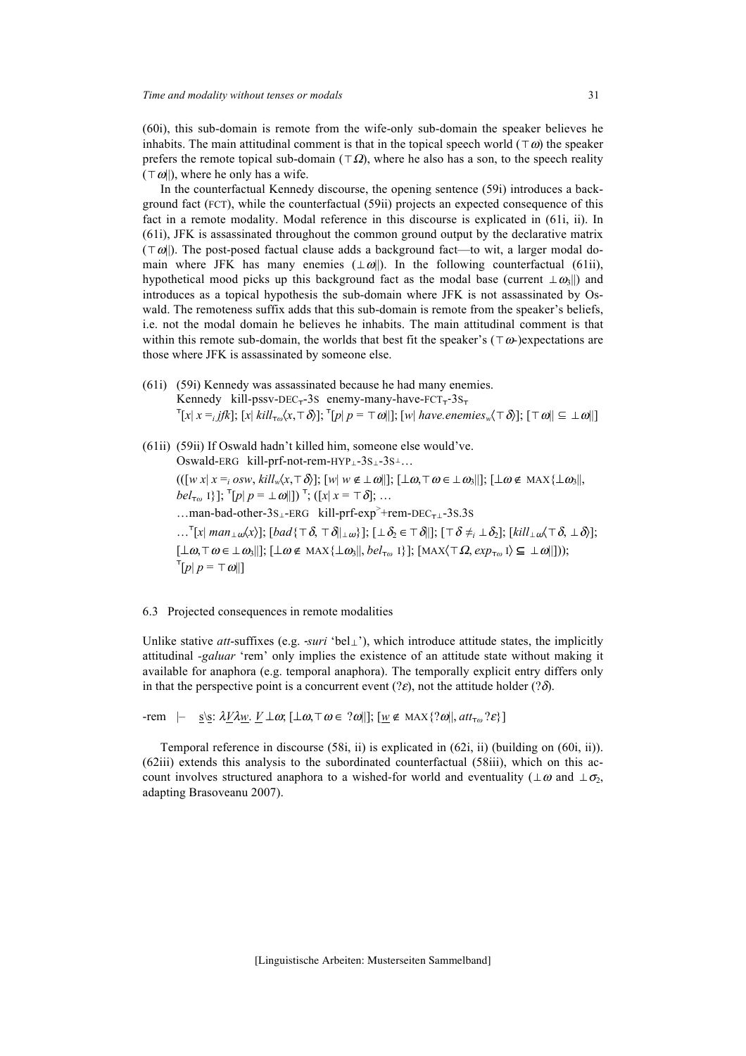(60i), this sub-domain is remote from the wife-only sub-domain the speaker believes he inhabits. The main attitudinal comment is that in the topical speech world ($\top\omega$) the speaker prefers the remote topical sub-domain ($\top\Omega$), where he also has a son, to the speech reality ($\top\omega||$), where he only has a wife.

In the counterfactual Kennedy discourse, the opening sentence (59i) introduces a background fact (FCT), while the counterfactual (59ii) projects an expected consequence of this fact in a remote modality. Modal reference in this discourse is explicated in (61i, ii). In (61i), JFK is assassinated throughout the common ground output by the declarative matrix ($\top\omega||$). The post-posed factual clause adds a background fact—to wit, a larger modal domain where JFK has many enemies ($\bot\omega||$). In the following counterfactual (61ii), hypothetical mood picks up this background fact as the modal base (current $\bot\omega_3||$) and introduces as a topical hypothesis the sub-domain where JFK is not assassinated by Oswald. The remoteness suffix adds that this sub-domain is remote from the speaker's beliefs, i.e. not the modal domain he believes he inhabits. The main attitudinal comment is that within this remote sub-domain, the worlds that best fit the speaker's ($\top\omega$-)expectations are those where JFK is assassinated by someone else.

(61i) (59i) Kennedy was assassinated because he had many enemies.
Kennedy kill-pssv-DEC$_{\top}$-3S enemy-many-have-FCT$_{\top}$-3S$_{\top}$
$^{\top}[x|\ x =_i jfk]$; $[x|\ kill_{\top\omega}\langle x, \top\delta\rangle]$; $^{\top}[p|\ p = \top\omega||]$; $[w|\ have.enemies_w\langle\top\delta\rangle]$; $[\top\omega|| \subseteq \bot\omega||]$

(61ii) (59ii) If Oswald hadn't killed him, someone else would've.
Oswald-ERG kill-prf-not-rem-HYP$_{\bot}$-3S$_{\bot}$-3S$^{\bot}$…
$(([w\ x|\ x =_i osw, kill_w\langle x, \top\delta\rangle]$; $[w|\ w \notin \bot\omega||]$; $[\bot\omega, \top\omega \in \bot\omega_3||]$; $[\bot\omega \notin$ MAX$\{\bot\omega_3||,$ $bel_{\top\omega}$ I$\}]$; $^{\top}[p|\ p = \bot\omega||])^{\top}$; $([x|\ x = \top\delta]$; …
…man-bad-other-3S$_{\bot}$-ERG kill-prf-exp$^{>}$+rem-DEC$_{\top\bot}$-3S.3S
…$^{\top}[x|\ man_{\bot\omega}\langle x\rangle]$; $[bad\{\top\delta, \top\delta|_{\bot\omega}\}]$; $[\bot\delta_2 \in \top\delta||]$; $[\top\delta \neq_i \bot\delta_2]$; $[kill_{\bot\omega}\langle\top\delta, \bot\delta\rangle]$; $[\bot\omega, \top\omega \in \bot\omega_3||]$; $[\bot\omega \notin$ MAX$\{\bot\omega_3||, bel_{\top\omega}$ I$\}]$; $[$MAX$\langle\top\Omega, exp_{\top\omega}$ I$\rangle \subseteq \bot\omega||]))$;
$^{\top}[p|\ p = \top\omega||]$

### 6.3 Projected consequences in remote modalities

Unlike stative *att*-suffixes (e.g. *-suri* 'bel$_{\bot}$'), which introduce attitude states, the implicitly attitudinal *-galuar* 'rem' only implies the existence of an attitude state without making it available for anaphora (e.g. temporal anaphora). The temporally explicit entry differs only in that the perspective point is a concurrent event ($?\varepsilon$), not the attitude holder ($?\delta$).

-rem $\vdash$ $\underline{s}\backslash\underline{s}$: $\lambda\underline{V}\lambda\underline{w}.\ \underline{V}\ \bot\omega$; $[\bot\omega, \top\omega \in\ ?\omega||]$; $[\underline{w} \notin$ MAX$\{?\omega||, att_{\top\omega}\ ?\varepsilon\}]$

Temporal reference in discourse (58i, ii) is explicated in (62i, ii) (building on (60i, ii)). (62iii) extends this analysis to the subordinated counterfactual (58iii), which on this account involves structured anaphora to a wished-for world and eventuality ($\bot\omega$ and $\bot\sigma_2$, adapting Brasoveanu 2007).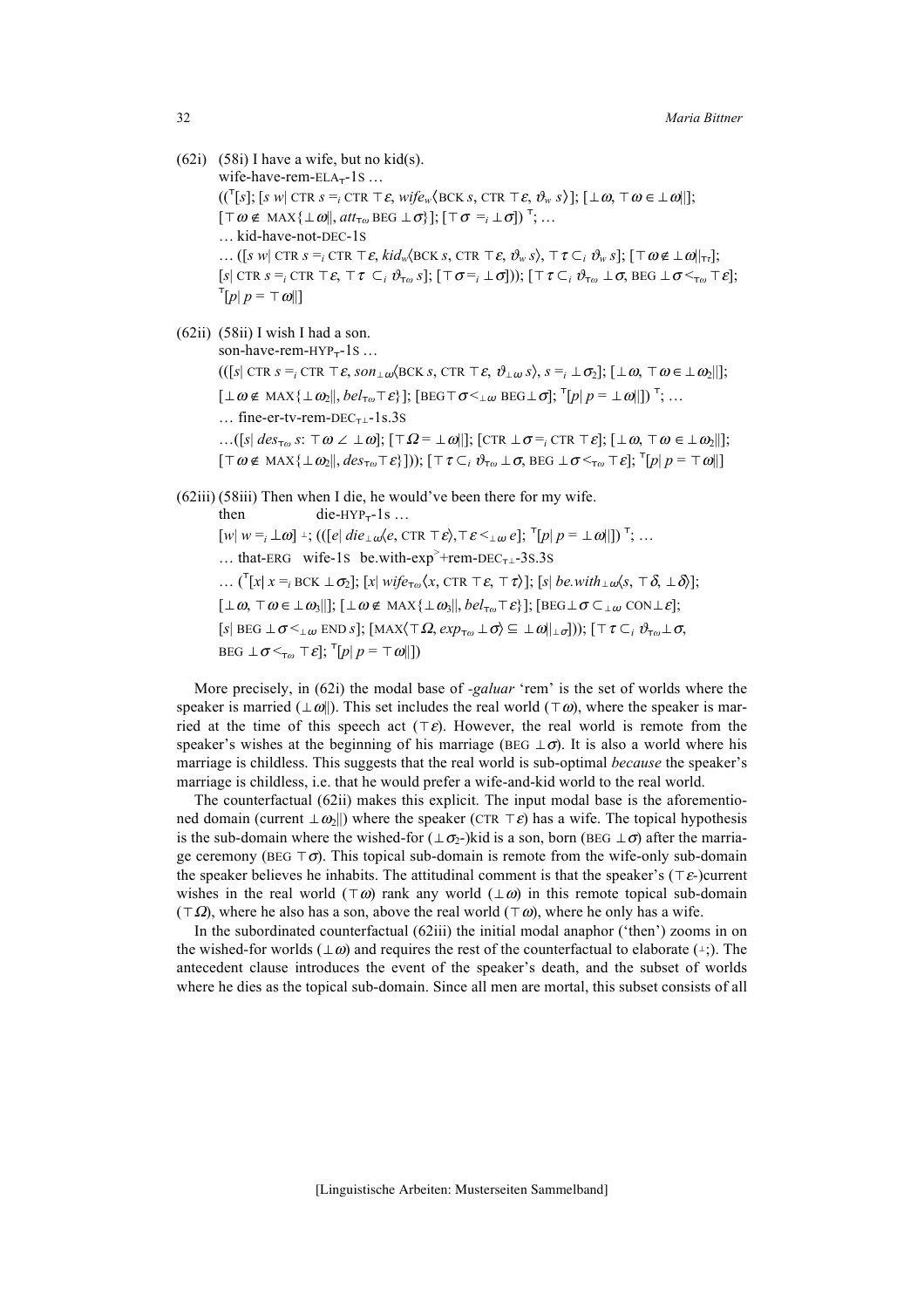(62i) (58i) I have a wife, but no kid(s).

wife-have-rem-ELA$_{\top}$-1S …

$((^{\top}[s]; [s\ w|\ \text{CTR}\ s =_i \text{CTR}\ \top\varepsilon, \mathit{wife}_w\langle \text{BCK}\ s, \text{CTR}\ \top\varepsilon, \vartheta_w\ s\rangle]; [\bot\omega, \top\omega \in \bot\omega||];$
$[\top\omega \notin \text{MAX}\{\bot\omega||, \mathit{att}_{\top\omega}\ \text{BEG}\ \bot\sigma\}]; [\top\sigma =_i \bot\sigma])\ ^{\top}; …$

… kid-have-not-DEC-1S

$… ([s\ w|\ \text{CTR}\ s =_i \text{CTR}\ \top\varepsilon, \mathit{kid}_w\langle \text{BCK}\ s, \text{CTR}\ \top\varepsilon, \vartheta_w\ s\rangle, \top\tau \subset_i \vartheta_w\ s]; [\top\omega \notin \bot\omega||_{\top\tau}];$
$[s|\ \text{CTR}\ s =_i \text{CTR}\ \top\varepsilon, \top\tau \subset_i \vartheta_{\top\omega}\ s]; [\top\sigma =_i \bot\sigma])); [\top\tau \subset_i \vartheta_{\top\omega}\ \bot\sigma, \text{BEG}\ \bot\sigma <_{\top\omega} \top\varepsilon];$
$^{\top}[p|\ p = \top\omega||]$

(62ii) (58ii) I wish I had a son.

son-have-rem-HYP$_{\top}$-1S …

$(([s|\ \text{CTR}\ s =_i \text{CTR}\ \top\varepsilon, \mathit{son}_{\bot\omega}\langle \text{BCK}\ s, \text{CTR}\ \top\varepsilon, \vartheta_{\bot\omega}\ s\rangle, s =_i \bot\sigma_2]; [\bot\omega, \top\omega \in \bot\omega_2||];$
$[\bot\omega \notin \text{MAX}\{\bot\omega_2||, \mathit{bel}_{\top\omega}\top\varepsilon\}]; [\text{BEG}\top\sigma <_{\bot\omega} \text{BEG}\bot\sigma]; ^{\top}[p|\ p = \bot\omega||])\ ^{\top}; …$

… fine-er-tv-rem-DEC$_{\top\bot}$-1S.3S

$…([s|\ \mathit{des}_{\top\omega}\ s\text{: } \top\omega \angle \bot\omega]; [\top\Omega = \bot\omega||]; [\text{CTR}\ \bot\sigma =_i \text{CTR}\ \top\varepsilon]; [\bot\omega, \top\omega \in \bot\omega_2||];$
$[\top\omega \notin \text{MAX}\{\bot\omega_2||, \mathit{des}_{\top\omega}\top\varepsilon\}])); [\top\tau \subset_i \vartheta_{\top\omega}\ \bot\sigma, \text{BEG}\ \bot\sigma <_{\top\omega} \top\varepsilon]; ^{\top}[p|\ p = \top\omega||]$

(62iii) (58iii) Then when I die, he would've been there for my wife.

then die-HYP$_{\top}$-1S …

$[w|\ w =_i \bot\omega]\ ^{\bot}; (([e|\ \mathit{die}_{\bot\omega}\langle e, \text{CTR}\ \top\varepsilon\rangle, \top\varepsilon <_{\bot\omega} e]; ^{\top}[p|\ p = \bot\omega||])\ ^{\top}; …$

… that-ERG wife-1S be.with-exp$^{>}$+rem-DEC$_{\top\bot}$-3S.3S

$…\ (^{\top}[x|\ x =_i \text{BCK}\ \bot\sigma_2]; [x|\ \mathit{wife}_{\top\omega}\langle x, \text{CTR}\ \top\varepsilon, \top\tau\rangle]; [s|\ \mathit{be.with}_{\bot\omega}\langle s, \top\delta, \bot\delta\rangle];$
$[\bot\omega, \top\omega \in \bot\omega_3||]; [\bot\omega \notin \text{MAX}\{\bot\omega_3||, \mathit{bel}_{\top\omega}\top\varepsilon\}]; [\text{BEG}\bot\sigma \subset_{\bot\omega} \text{CON}\bot\varepsilon];$
$[s|\ \text{BEG}\ \bot\sigma <_{\bot\omega} \text{END}\ s]; [\text{MAX}\langle \top\Omega, \mathit{exp}_{\top\omega}\bot\sigma\rangle \subseteq \bot\omega||_{\bot\sigma}])); [\top\tau \subset_i \vartheta_{\top\omega}\bot\sigma,$
$\text{BEG}\ \bot\sigma <_{\top\omega} \top\varepsilon]; ^{\top}[p|\ p = \top\omega||])$

More precisely, in (62i) the modal base of *-galuar* 'rem' is the set of worlds where the speaker is married ($\bot\omega||$). This set includes the real world ($\top\omega$), where the speaker is married at the time of this speech act ($\top\varepsilon$). However, the real world is remote from the speaker's wishes at the beginning of his marriage (BEG $\bot\sigma$). It is also a world where his marriage is childless. This suggests that the real world is sub-optimal *because* the speaker's marriage is childless, i.e. that he would prefer a wife-and-kid world to the real world.

The counterfactual (62ii) makes this explicit. The input modal base is the aforementioned domain (current $\bot\omega_2||$) where the speaker (CTR $\top\varepsilon$) has a wife. The topical hypothesis is the sub-domain where the wished-for ($\bot\sigma_2$-)kid is a son, born (BEG $\bot\sigma$) after the marriage ceremony (BEG $\top\sigma$). This topical sub-domain is remote from the wife-only sub-domain the speaker believes he inhabits. The attitudinal comment is that the speaker's ($\top\varepsilon$-)current wishes in the real world ($\top\omega$) rank any world ($\bot\omega$) in this remote topical sub-domain ($\top\Omega$), where he also has a son, above the real world ($\top\omega$), where he only has a wife.

In the subordinated counterfactual (62iii) the initial modal anaphor ('then') zooms in on the wished-for worlds ($\bot\omega$) and requires the rest of the counterfactual to elaborate ($^{\bot}$;). The antecedent clause introduces the event of the speaker's death, and the subset of worlds where he dies as the topical sub-domain. Since all men are mortal, this subset consists of all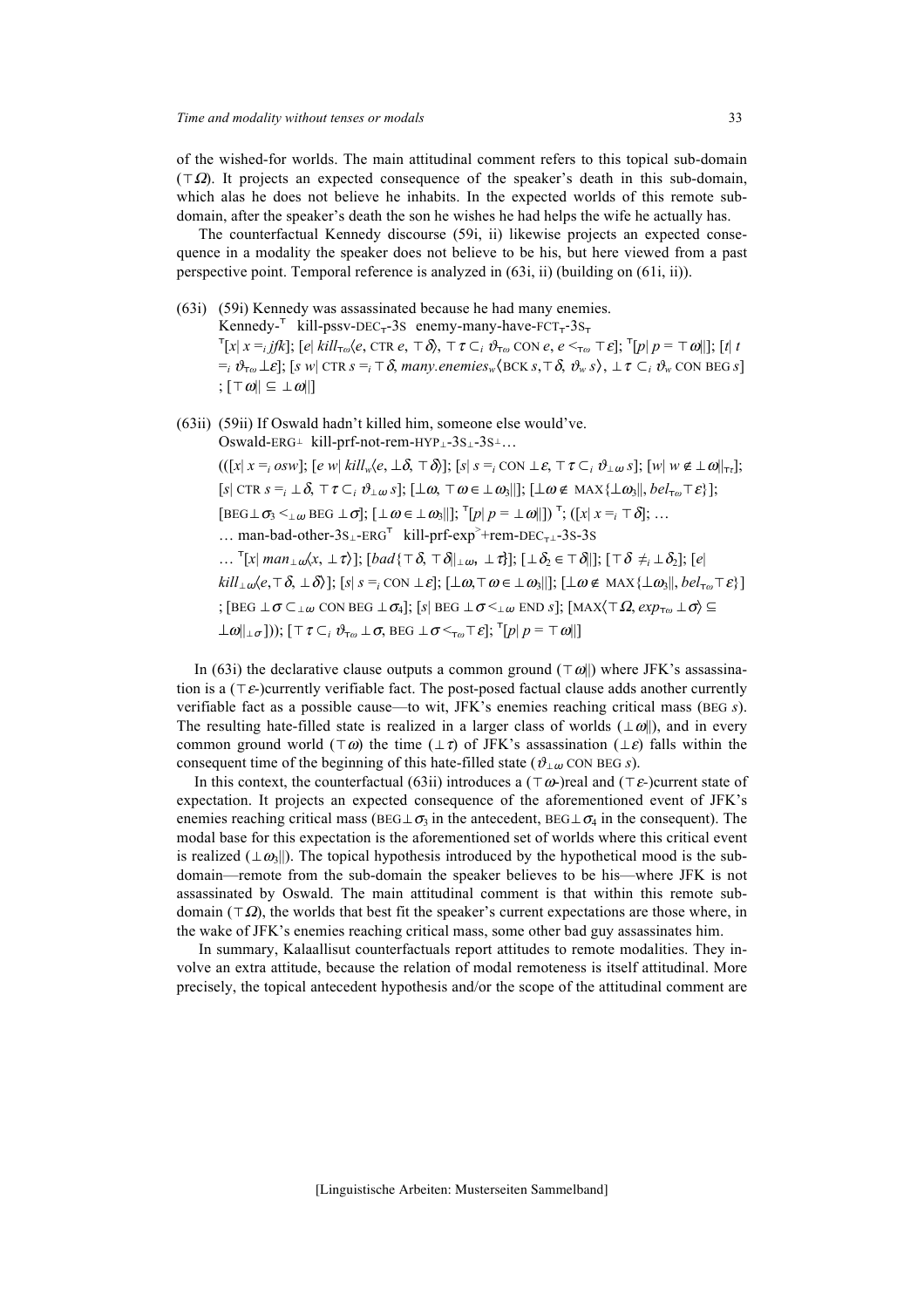of the wished-for worlds. The main attitudinal comment refers to this topical sub-domain ($\top\Omega$). It projects an expected consequence of the speaker's death in this sub-domain, which alas he does not believe he inhabits. In the expected worlds of this remote sub-domain, after the speaker's death the son he wishes he had helps the wife he actually has.

The counterfactual Kennedy discourse (59i, ii) likewise projects an expected consequence in a modality the speaker does not believe to be his, but here viewed from a past perspective point. Temporal reference is analyzed in (63i, ii) (building on (61i, ii)).

(63i) (59i) Kennedy was assassinated because he had many enemies.

Kennedy-$^{\top}$ kill-pssv-DEC$_{\top}$-3S enemy-many-have-FCT$_{\top}$-3S$_{\top}$

$^{\top}[x|\ x =_i jfk]$; $[e|\ kill_{\top\omega}\langle e,$ CTR $e, \top\delta\rangle, \top\tau \subset_i \vartheta_{\top\omega}$ CON $e, e <_{\top\omega} \top\varepsilon]$; $^{\top}[p|\ p = \top\omega||]$; $[t|\ t =_i \vartheta_{\top\omega} \bot\varepsilon]$; $[s\ w|$ CTR $s =_i \top\delta$, $many.enemies_w\langle$BCK $s, \top\delta, \vartheta_w\ s\rangle, \bot\tau \subset_i \vartheta_w$ CON BEG $s]$ ; $[\top\omega|| \subseteq \bot\omega||]$

(63ii) (59ii) If Oswald hadn't killed him, someone else would've.

Oswald-ERG$^{\bot}$ kill-prf-not-rem-HYP$_{\bot}$-3S$_{\bot}$-3S$^{\bot}$…

$(([x|\ x =_i osw]$; $[e\ w|\ kill_w\langle e, \bot\delta, \top\delta\rangle]$; $[s|\ s =_i$ CON $\bot\varepsilon, \top\tau \subset_i \vartheta_{\bot\omega}\ s]$; $[w|\ w \notin \bot\omega||_{\top\tau}]$; $[s|$ CTR $s =_i \bot\delta, \top\tau \subset_i \vartheta_{\bot\omega}\ s]$; $[\bot\omega, \top\omega \in \bot\omega_3||]$; $[\bot\omega \notin$ MAX$\{\bot\omega_3||, bel_{\top\omega}\top\varepsilon\}]$; $[$BEG$\bot\sigma_3 <_{\bot\omega}$ BEG $\bot\sigma]$; $[\bot\omega \in \bot\omega_3||]$; $^{\top}[p|\ p = \bot\omega||])^{\top}$; $([x|\ x =_i \top\delta]$; …

… man-bad-other-3S$_{\bot}$-ERG$^{\top}$ kill-prf-exp$^{>}$+rem-DEC$_{\top\bot}$-3S-3S

… $^{\top}[x|\ man_{\bot\omega}\langle x, \bot\tau\rangle]$; $[bad\{\top\delta, \top\delta|_{\bot\omega}, \bot\tau\}]$; $[\bot\delta_2 \in \top\delta||]$; $[\top\delta \neq_i \bot\delta_2]$; $[e|\ kill_{\bot\omega}\langle e, \top\delta, \bot\delta\rangle]$; $[s|\ s =_i$ CON $\bot\varepsilon]$; $[\bot\omega, \top\omega \in \bot\omega_3||]$; $[\bot\omega \notin$ MAX$\{\bot\omega_3||, bel_{\top\omega}\top\varepsilon\}]$ ; $[$BEG $\bot\sigma \subset_{\bot\omega}$ CON BEG $\bot\sigma_4]$; $[s|$ BEG $\bot\sigma <_{\bot\omega}$ END $s]$; $[$MAX$\langle\top\Omega, exp_{\top\omega}\bot\sigma\rangle \subseteq \bot\omega||_{\bot\sigma}]))$; $[\top\tau \subset_i \vartheta_{\top\omega}\bot\sigma$, BEG $\bot\sigma <_{\top\omega}\top\varepsilon]$; $^{\top}[p|\ p = \top\omega||]$

In (63i) the declarative clause outputs a common ground ($\top\omega||$) where JFK's assassination is a ($\top\varepsilon$-)currently verifiable fact. The post-posed factual clause adds another currently verifiable fact as a possible cause—to wit, JFK's enemies reaching critical mass (BEG $s$). The resulting hate-filled state is realized in a larger class of worlds ($\bot\omega||$), and in every common ground world ($\top\omega$) the time ($\bot\tau$) of JFK's assassination ($\bot\varepsilon$) falls within the consequent time of the beginning of this hate-filled state ($\vartheta_{\bot\omega}$ CON BEG $s$).

In this context, the counterfactual (63ii) introduces a ($\top\omega$-)real and ($\top\varepsilon$-)current state of expectation. It projects an expected consequence of the aforementioned event of JFK's enemies reaching critical mass (BEG$\bot\sigma_3$ in the antecedent, BEG$\bot\sigma_4$ in the consequent). The modal base for this expectation is the aforementioned set of worlds where this critical event is realized ($\bot\omega_3||$). The topical hypothesis introduced by the hypothetical mood is the sub-domain—remote from the sub-domain the speaker believes to be his—where JFK is not assassinated by Oswald. The main attitudinal comment is that within this remote sub-domain ($\top\Omega$), the worlds that best fit the speaker's current expectations are those where, in the wake of JFK's enemies reaching critical mass, some other bad guy assassinates him.

In summary, Kalaallisut counterfactuals report attitudes to remote modalities. They involve an extra attitude, because the relation of modal remoteness is itself attitudinal. More precisely, the topical antecedent hypothesis and/or the scope of the attitudinal comment are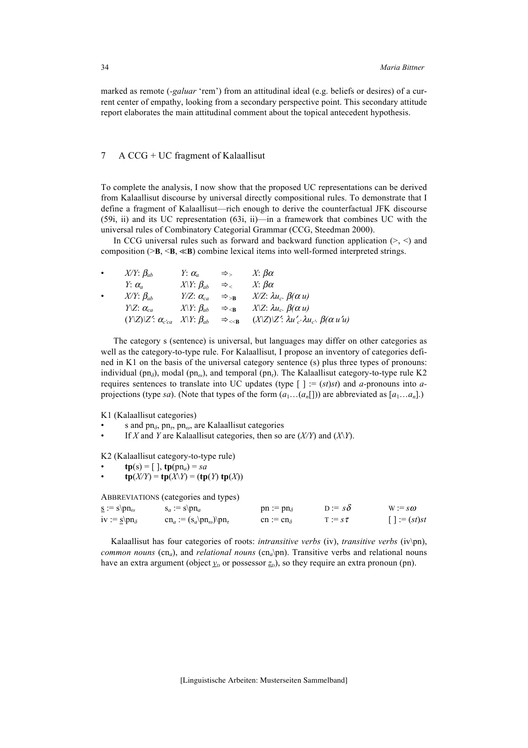marked as remote (*-galuar* 'rem') from an attitudinal ideal (e.g. beliefs or desires) of a current center of empathy, looking from a secondary perspective point. This secondary attitude report elaborates the main attitudinal comment about the topical antecedent hypothesis.

## 7 A CCG + UC fragment of Kalaallisut

To complete the analysis, I now show that the proposed UC representations can be derived from Kalaallisut discourse by universal directly compositional rules. To demonstrate that I define a fragment of Kalaallisut—rich enough to derive the counterfactual JFK discourse (59i, ii) and its UC representation (63i, ii)—in a framework that combines UC with the universal rules of Combinatory Categorial Grammar (CCG, Steedman 2000).

In CCG universal rules such as forward and backward function application ($>$, $<$) and composition ($>\mathbf{B}$, $<\mathbf{B}$, $\ll\mathbf{B}$) combine lexical items into well-formed interpreted strings.

- $X/Y$: $\beta_{ab}$ $\quad Y$: $\alpha_a$ $\quad \Rightarrow_{>}$ $\quad X$: $\beta\alpha$
  $Y$: $\alpha_a$ $\quad X\backslash Y$: $\beta_{ab}$ $\quad \Rightarrow_{<}$ $\quad X$: $\beta\alpha$
- $X/Y$: $\beta_{ab}$ $\quad Y/Z$: $\alpha_{ca}$ $\quad \Rightarrow_{>\mathbf{B}}$ $\quad X/Z$: $\lambda u_c.\, \beta(\alpha\, u)$
  $Y\backslash Z$: $\alpha_{ca}$ $\quad X\backslash Y$: $\beta_{ab}$ $\quad \Rightarrow_{<\mathbf{B}}$ $\quad X\backslash Z$: $\lambda u_c.\, \beta(\alpha\, u)$
  $(Y\backslash Z)\backslash Z'$: $\alpha_{c'ca}$ $\quad X\backslash Y$: $\beta_{ab}$ $\quad \Rightarrow_{\ll\mathbf{B}}$ $\quad (X\backslash Z)\backslash Z'$: $\lambda u'_{c'}.\lambda u_{c}.\, \beta(\alpha\, u' u)$

The category s (sentence) is universal, but languages may differ on other categories as well as the category-to-type rule. For Kalaallisut, I propose an inventory of categories defined in K1 on the basis of the universal category sentence (s) plus three types of pronouns: individual ($\mathrm{pn}_\delta$), modal ($\mathrm{pn}_\omega$), and temporal ($\mathrm{pn}_\tau$). The Kalaallisut category-to-type rule K2 requires sentences to translate into UC updates (type $[\,] := (st)st$) and *a*-pronouns into *a*-projections (type *sa*). (Note that types of the form $(a_1\ldots(a_n[\,]))$ are abbreviated as $[a_1\ldots a_n]$.)

K1 (Kalaallisut categories)

- s and $\mathrm{pn}_\delta$, $\mathrm{pn}_\tau$, $\mathrm{pn}_\omega$, are Kalaallisut categories
- If $X$ and $Y$ are Kalaallisut categories, then so are $(X/Y)$ and $(X\backslash Y)$.

K2 (Kalaallisut category-to-type rule)

- $\mathbf{tp}(\mathrm{s}) = [\,]$, $\mathbf{tp}(\mathrm{pn}_a) = sa$
- $\mathbf{tp}(X/Y) = \mathbf{tp}(X\backslash Y) = (\mathbf{tp}(Y)\ \mathbf{tp}(X))$

ABBREVIATIONS (categories and types)

| | | | | |
|---|---|---|---|---|
| $\underline{\mathrm{s}} := \mathrm{s}\backslash\mathrm{pn}_\omega$ | $\mathrm{s}_a := \mathrm{s}\backslash\mathrm{pn}_a$ | $\mathrm{pn} := \mathrm{pn}_\delta$ | $\mathrm{D} := s\delta$ | $\mathrm{W} := s\omega$ |
| $\mathrm{iv} := \underline{\mathrm{s}}\backslash\mathrm{pn}_\delta$ | $\mathrm{cn}_a := (\mathrm{s}_a\backslash\mathrm{pn}_\omega)\backslash\mathrm{pn}_\tau$ | $\mathrm{cn} := \mathrm{cn}_\delta$ | $\mathrm{T} := s\tau$ | $[\,] := (st)st$ |

Kalaallisut has four categories of roots: *intransitive verbs* (iv), *transitive verbs* (iv\pn), *common nouns* ($\mathrm{cn}_a$), and *relational nouns* ($\mathrm{cn}_a\backslash\mathrm{pn}$). Transitive verbs and relational nouns have an extra argument (object $\underline{y}_{\mathrm{D}}$ or possessor $\underline{z}_{\mathrm{D}}$), so they require an extra pronoun (pn).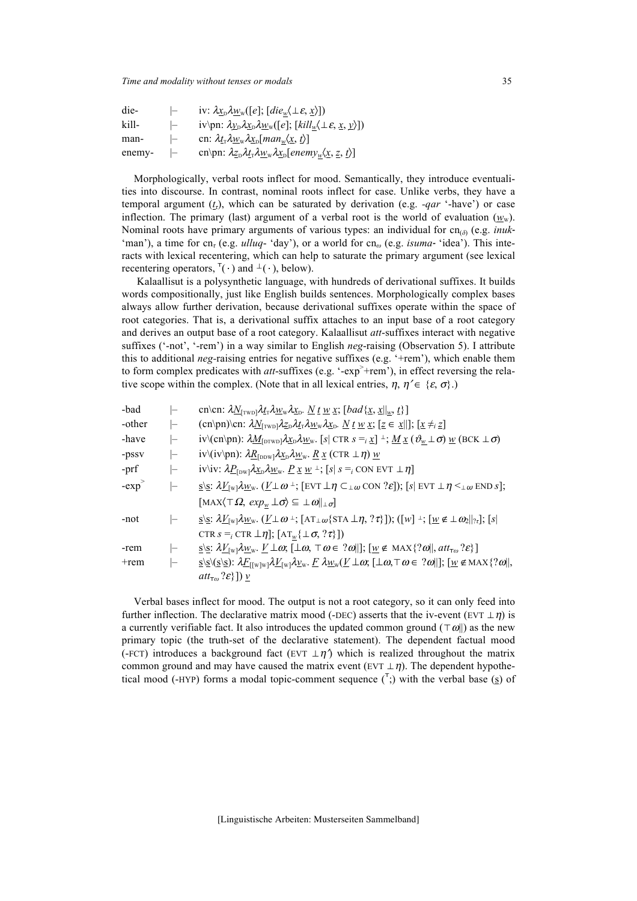| | | |
|---|---|---|
| die- | $\vdash$ | iv: $\lambda \underline{x}_{D}\lambda \underline{w}_{W}([e]; [die_{\underline{w}}\langle \bot\varepsilon, \underline{x}\rangle])$ |
| kill- | $\vdash$ | iv\pn: $\lambda \underline{y}_{D}\lambda \underline{x}_{D}\lambda \underline{w}_{W}([e]; [kill_{\underline{w}}\langle \bot\varepsilon, \underline{x}, \underline{y}\rangle])$ |
| man- | $\vdash$ | cn: $\lambda \underline{t}_{T}\lambda \underline{w}_{W}\lambda \underline{x}_{D}[man_{\underline{w}}\langle \underline{x}, \underline{t}\rangle]$ |
| enemy- | $\vdash$ | cn\pn: $\lambda \underline{z}_{D}\lambda \underline{t}_{T}\lambda \underline{w}_{W}\lambda \underline{x}_{D}[enemy_{\underline{w}}\langle \underline{x}, \underline{z}, \underline{t}\rangle]$ |

Morphologically, verbal roots inflect for mood. Semantically, they introduce eventualities into discourse. In contrast, nominal roots inflect for case. Unlike verbs, they have a temporal argument ($\underline{t}_{T}$), which can be saturated by derivation (e.g. *-qar* '-have') or case inflection. The primary (last) argument of a verbal root is the world of evaluation ($\underline{w}_{W}$). Nominal roots have primary arguments of various types: an individual for $cn_{(\delta)}$ (e.g. *inuk-* 'man'), a time for $cn_{\tau}$ (e.g. *ulluq-* 'day'), or a world for $cn_{\omega}$ (e.g. *isuma-* 'idea'). This interacts with lexical recentering, which can help to saturate the primary argument (see lexical recentering operators, $^{\top}(\cdot)$ and $^{\bot}(\cdot)$, below).

Kalaallisut is a polysynthetic language, with hundreds of derivational suffixes. It builds words compositionally, just like English builds sentences. Morphologically complex bases always allow further derivation, because derivational suffixes operate within the space of root categories. That is, a derivational suffix attaches to an input base of a root category and derives an output base of a root category. Kalaallisut *att*-suffixes interact with negative suffixes ('-not', '-rem') in a way similar to English *neg*-raising (Observation 5). I attribute this to additional *neg*-raising entries for negative suffixes (e.g. '+rem'), which enable them to form complex predicates with *att*-suffixes (e.g. '-exp$^{>}$+rem'), in effect reversing the relative scope within the complex. (Note that in all lexical entries, $\eta, \eta' \in \{\varepsilon, \sigma\}$.)

| | | |
|---|---|---|
| -bad | $\vdash$ | cn\cn: $\lambda \underline{N}_{[TWD]}\lambda \underline{t}_{T}\lambda \underline{w}_{W}\lambda \underline{x}_{D}.\ \underline{N}\ \underline{t}\ \underline{w}\ \underline{x};\ [bad\{\underline{x}, \underline{x}\Vert_{\underline{w}}, \underline{t}\}]$ |
| -other | $\vdash$ | (cn\pn)\cn: $\lambda \underline{N}_{[TWD]}\lambda \underline{z}_{D}\lambda \underline{t}_{T}\lambda \underline{w}_{W}\lambda \underline{x}_{D}.\ \underline{N}\ \underline{t}\ \underline{w}\ \underline{x};\ [\underline{z} \in \underline{x}\Vert];\ [\underline{x} \neq_{i} \underline{z}]$ |
| -have | $\vdash$ | iv\(cn\pn): $\lambda \underline{M}_{[DTWD]}\lambda \underline{x}_{D}\lambda \underline{w}_{W}.\ [s\vert\ \text{CTR}\ s =_{i} \underline{x}]^{\bot};\ \underline{M}\ \underline{x}\ (\vartheta_{\underline{w}} \bot\sigma)\ \underline{w}\ (\text{BCK} \bot\sigma)$ |
| -pssv | $\vdash$ | iv\(iv\pn): $\lambda \underline{R}_{[DDW]}\lambda \underline{x}_{D}\lambda \underline{w}_{W}.\ \underline{R}\ \underline{x}\ (\text{CTR} \bot\eta)\ \underline{w}$ |
| -prf | $\vdash$ | iv\iv: $\lambda \underline{P}_{[DW]}\lambda \underline{x}_{D}\lambda \underline{w}_{W}.\ \underline{P}\ \underline{x}\ \underline{w}\ ^{\bot};\ [s\vert\ s =_{i} \text{CON EVT} \bot\eta]$ |
| -exp$^{>}$ | $\vdash$ | $\underline{s}$\s: $\lambda \underline{V}_{[W]}\lambda \underline{w}_{W}.\ (\underline{V} \bot\omega\ ^{\bot};\ [\text{EVT} \bot\eta \subset_{\bot\omega} \text{CON } ?\varepsilon]);\ [s\vert\ \text{EVT} \bot\eta <_{\bot\omega} \text{END}\ s];$ $[\text{MAX}\langle \top\Omega,\ exp_{\underline{w}} \bot\sigma\rangle \subseteq \bot\omega\Vert_{\bot\sigma}]$ |
| -not | $\vdash$ | $\underline{s}$\s: $\lambda \underline{V}_{[W]}\lambda \underline{w}_{W}.\ (\underline{V} \bot\omega\ ^{\bot};\ [\text{AT}_{\bot\omega}\{\text{STA} \bot\eta, ?\tau\}]);\ ([w]\ ^{\bot};\ [\underline{w} \notin \bot\omega_{2}\Vert_{?\tau}];\ [s\vert$ $\text{CTR}\ s =_{i} \text{CTR} \bot\eta];\ [\text{AT}_{\underline{w}}\{\bot\sigma, ?\tau\}])$ |
| -rem | $\vdash$ | $\underline{s}$\s: $\lambda \underline{V}_{[W]}\lambda \underline{w}_{W}.\ \underline{V} \bot\omega;\ [\bot\omega, \top\omega \in\ ?\omega\Vert];\ [\underline{w} \notin \text{MAX}\{?\omega\Vert, att_{\top\omega}\ ?\varepsilon\}]$ |
| +rem | $\vdash$ | $\underline{s}$\s\($\underline{s}$\s): $\lambda \underline{F}_{[[W]W]}\lambda \underline{V}_{[W]}\lambda \underline{v}_{W}.\ \underline{F}\ \lambda \underline{w}_{W}(\underline{V} \bot\omega;\ [\bot\omega, \top\omega \in\ ?\omega\Vert];\ [\underline{w} \notin \text{MAX}\{?\omega\Vert,$ $att_{\top\omega}\ ?\varepsilon\}])\ \underline{v}$ |

Verbal bases inflect for mood. The output is not a root category, so it can only feed into further inflection. The declarative matrix mood (-DEC) asserts that the iv-event (EVT $\bot\eta$) is a currently verifiable fact. It also introduces the updated common ground ($\top\omega\Vert$) as the new primary topic (the truth-set of the declarative statement). The dependent factual mood (-FCT) introduces a background fact (EVT $\bot\eta'$) which is realized throughout the matrix common ground and may have caused the matrix event (EVT $\bot\eta$). The dependent hypothetical mood (-HYP) forms a modal topic-comment sequence ($^{\top}$;) with the verbal base ($\underline{s}$) of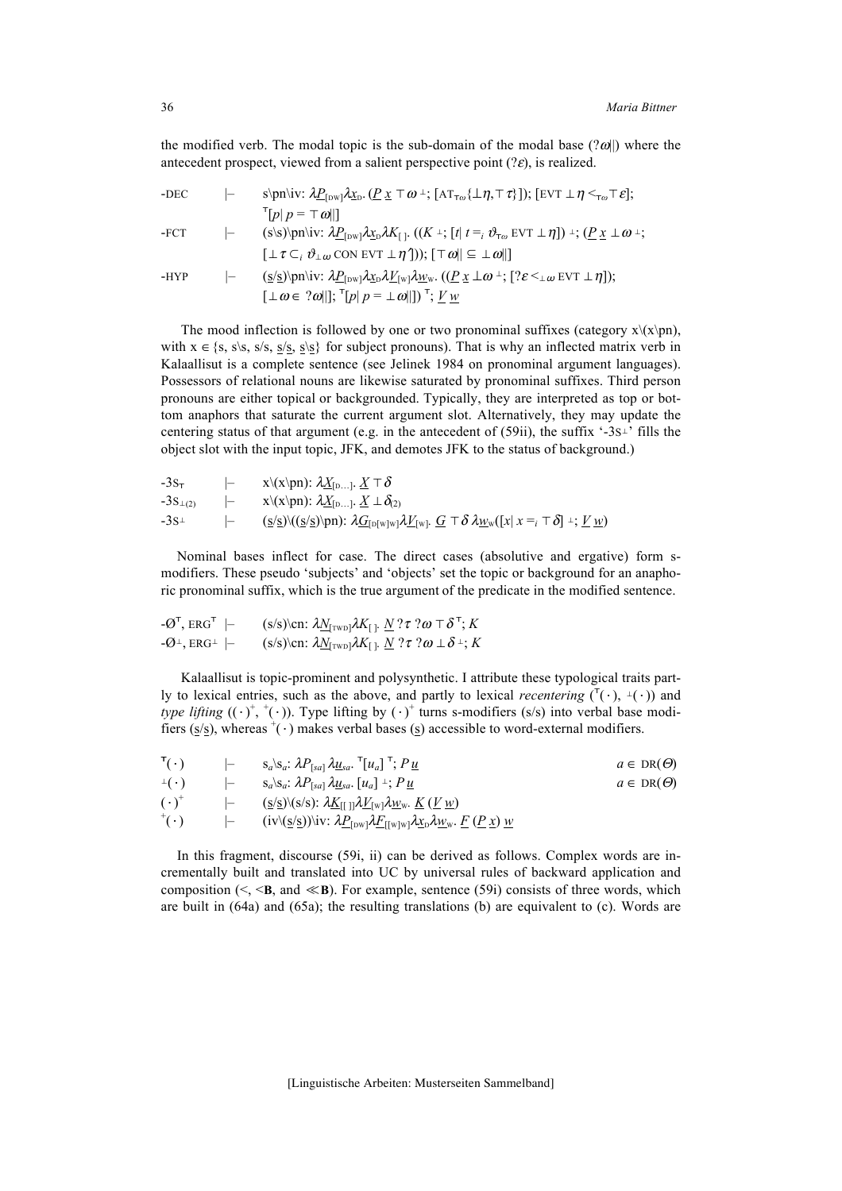the modified verb. The modal topic is the sub-domain of the modal base ($?\omega||$) where the antecedent prospect, viewed from a salient perspective point ($?\varepsilon$), is realized.

| | | |
|---|---|---|
| -DEC | $\vdash$ | $s\backslash pn\backslash iv$: $\lambda \underline{P}_{[DW]}\lambda \underline{x}_D.\ (\underline{P}\ \underline{x} \top \omega^{\perp};\ [AT_{\top\omega}\{\perp\eta, \top\tau\}]);\ [EVT \perp \eta <_{\top\omega} \top\varepsilon];$ $^{\top}[p \vert\ p = \top\omega\vert\vert]$ |
| -FCT | $\vdash$ | $(s\backslash s)\backslash pn\backslash iv$: $\lambda \underline{P}_{[DW]}\lambda \underline{x}_D \lambda K_{[\,]}.\ ((K^{\perp};\ [t\vert\ t =_i \vartheta_{\top\omega}\ EVT \perp \eta])^{\perp};\ (\underline{P}\ \underline{x} \perp \omega^{\perp};$ $[\perp\tau \subset_i \vartheta_{\perp\omega}\ CON\ EVT \perp \eta\urcorner]));\ [\top\omega\vert\vert \subseteq \perp\omega\vert\vert]$ |
| -HYP | $\vdash$ | $(\underline{s}/\underline{s})\backslash pn\backslash iv$: $\lambda \underline{P}_{[DW]}\lambda \underline{x}_D \lambda \underline{V}_{[W]}\lambda \underline{w}_W.\ ((\underline{P}\ \underline{x} \perp \omega^{\perp};\ [?\varepsilon <_{\perp\omega} EVT \perp \eta]);$ $[\perp\omega \in\ ?\omega\vert\vert];\ ^{\top}[p\vert\ p = \perp\omega\vert\vert])^{\top};\ \underline{V}\ \underline{w}$ |

The mood inflection is followed by one or two pronominal suffixes (category $x\backslash(x\backslash pn)$, with $x \in \{s, s\backslash s, s/s, \underline{s}/\underline{s}, \underline{s}\backslash\underline{s}\}$ for subject pronouns). That is why an inflected matrix verb in Kalaallisut is a complete sentence (see Jelinek 1984 on pronominal argument languages). Possessors of relational nouns are likewise saturated by pronominal suffixes. Third person pronouns are either topical or backgrounded. Typically, they are interpreted as top or bottom anaphors that saturate the current argument slot. Alternatively, they may update the centering status of that argument (e.g. in the antecedent of (59ii), the suffix '-3S$^{\perp}$' fills the object slot with the input topic, JFK, and demotes JFK to the status of background.)

| | | |
|---|---|---|
| $-3S_{\top}$ | $\vdash$ | $x\backslash(x\backslash pn)$: $\lambda \underline{X}_{[D\ldots]}.\ \underline{X} \top \delta$ |
| $-3S_{\perp(2)}$ | $\vdash$ | $x\backslash(x\backslash pn)$: $\lambda \underline{X}_{[D\ldots]}.\ \underline{X} \perp \delta_{(2)}$ |
| $-3S^{\perp}$ | $\vdash$ | $(\underline{s}/\underline{s})\backslash((\underline{s}/\underline{s})\backslash pn)$: $\lambda \underline{G}_{[D[W]W]}\lambda \underline{V}_{[W]}.\ \underline{G} \top \delta\ \lambda \underline{w}_W([x\vert\ x =_i \top\delta]^{\perp};\ \underline{V}\ \underline{w})$ |

Nominal bases inflect for case. The direct cases (absolutive and ergative) form s-modifiers. These pseudo 'subjects' and 'objects' set the topic or background for an anaphoric pronominal suffix, which is the true argument of the predicate in the modified sentence.

| | | |
|---|---|---|
| $-\emptyset^{\top}$, ERG$^{\top}$ | $\vdash$ | $(s/s)\backslash cn$: $\lambda \underline{N}_{[TWD]}\lambda K_{[\,]}.\ \underline{N}\ ?\tau\ ?\omega \top \delta^{\top};\ K$ |
| $-\emptyset^{\perp}$, ERG$^{\perp}$ | $\vdash$ | $(s/s)\backslash cn$: $\lambda \underline{N}_{[TWD]}\lambda K_{[\,]}.\ \underline{N}\ ?\tau\ ?\omega \perp \delta^{\perp};\ K$ |

Kalaallisut is topic-prominent and polysynthetic. I attribute these typological traits partly to lexical entries, such as the above, and partly to lexical *recentering* ($^{\top}(\cdot)$, $^{\perp}(\cdot)$) and *type lifting* ($(\cdot)^{+}$, $^{+}(\cdot)$). Type lifting by $(\cdot)^{+}$ turns s-modifiers (s/s) into verbal base modifiers ($\underline{s}/\underline{s}$), whereas $^{+}(\cdot)$ makes verbal bases ($\underline{s}$) accessible to word-external modifiers.

| | | | |
|---|---|---|---|
| $^{\top}(\cdot)$ | $\vdash$ | $s_a\backslash s_a$: $\lambda P_{[sa]}\lambda \underline{u}_{sa}.\ ^{\top}[u_a]^{\top};\ P\ \underline{u}$ | $a \in DR(\Theta)$ |
| $^{\perp}(\cdot)$ | $\vdash$ | $s_a\backslash s_a$: $\lambda P_{[sa]}\lambda \underline{u}_{sa}.\ [u_a]^{\perp};\ P\ \underline{u}$ | $a \in DR(\Theta)$ |
| $(\cdot)^{+}$ | $\vdash$ | $(\underline{s}/\underline{s})\backslash(s/s)$: $\lambda \underline{K}_{[[\,]]}\lambda \underline{V}_{[W]}\lambda \underline{w}_W.\ \underline{K}\ (\underline{V}\ \underline{w})$ | |
| $^{+}(\cdot)$ | $\vdash$ | $(iv\backslash(\underline{s}/\underline{s}))\backslash iv$: $\lambda \underline{P}_{[DW]}\lambda \underline{F}_{[[W]W]}\lambda \underline{x}_D \lambda \underline{w}_W.\ \underline{F}\ (\underline{P}\ \underline{x})\ \underline{w}$ | |

In this fragment, discourse (59i, ii) can be derived as follows. Complex words are incrementally built and translated into UC by universal rules of backward application and composition ($<$, $<\mathbf{B}$, and $\ll\mathbf{B}$). For example, sentence (59i) consists of three words, which are built in (64a) and (65a); the resulting translations (b) are equivalent to (c). Words are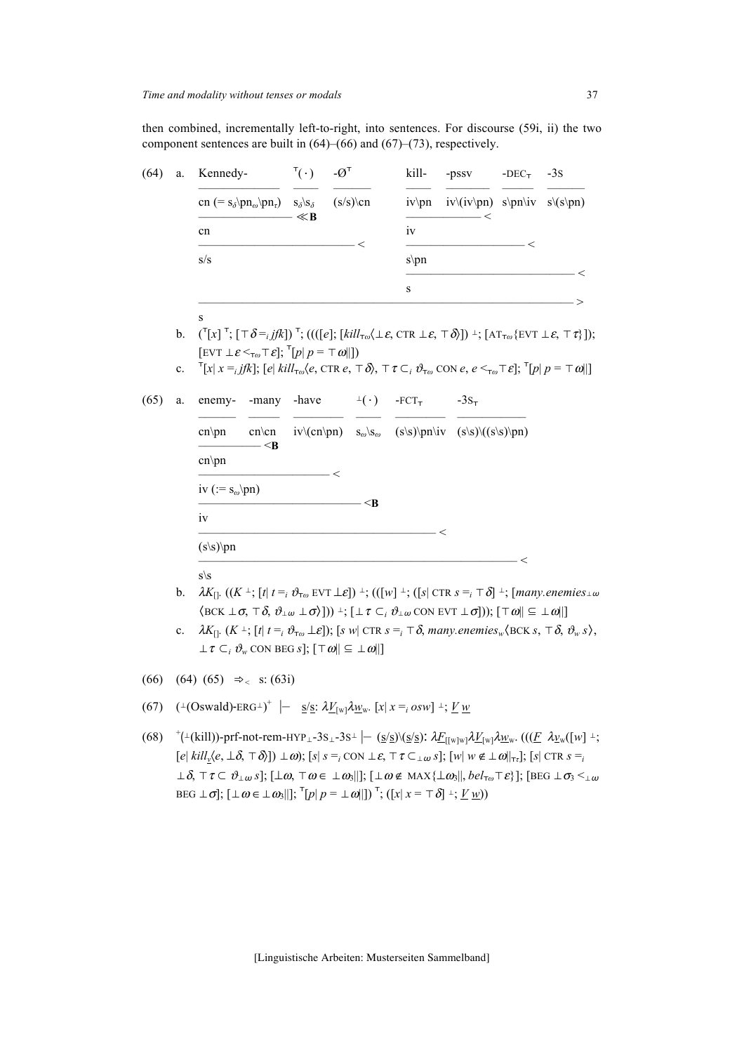then combined, incrementally left-to-right, into sentences. For discourse (59i, ii) the two component sentences are built in (64)–(66) and (67)–(73), respectively.

(64) a.

```
Kennedy-                   ⊤(·)     -Ø⊤        kill-    -pssv        -DEC⊤     -3S
________________           ____     ______     _____    _________    ______    ______
cn (= sδ\pnω\pnτ)          sδ\sδ    (s/s)\cn   iv\pn    iv\(iv\pn)   s\pn\iv   s\(s\pn)
________________________ ≪B                    ____________________ <
cn                                             iv
___________________________________ <          ______________________________ <
s/s                                            s\pn
                                               _______________________________________ <
                                               s
___________________________________________________________________________________ >
s
```

b. $({}^{\top}[x]^{\top}; [\top\delta =_i jfk])^{\top}; ((([e]; [kill_{\top\omega}\langle\bot\varepsilon, \text{CTR}\ \bot\varepsilon, \top\delta\rangle])^{\bot}; [\text{AT}_{\top\omega}\{\text{EVT}\ \bot\varepsilon, \top\tau\}]);$ $[\text{EVT}\ \bot\varepsilon <_{\top\omega} \top\varepsilon]; {}^{\top}[p|\ p = \top\omega||])$

c. ${}^{\top}[x|\ x =_i jfk]; [e|\ kill_{\top\omega}\langle e, \text{CTR}\ e, \top\delta\rangle, \top\tau \subset_i \vartheta_{\top\omega}\ \text{CON}\ e, e <_{\top\omega} \top\varepsilon]; {}^{\top}[p|\ p = \top\omega||]$

(65) a.

```
enemy-    -many    -have        ⊥(·)     -FCT⊤          -3S⊤
______    _____    _________    _____    __________     _____________
cn\pn     cn\cn    iv\(cn\pn)   sω\sω    (s\s)\pn\iv    (s\s)\((s\s)\pn)
_____________ <B
cn\pn
____________________________ <
iv (:= sω\pn)
______________________________________ <B
iv
_____________________________________________________ <
(s\s)\pn
__________________________________________________________________ <
s\s
```

b. $\lambda K_{[]}. ((K^{\bot}; [t|\ t =_i \vartheta_{\top\omega}\ \text{EVT}\ \bot\varepsilon])^{\bot}; (([w]^{\bot}; ([s|\ \text{CTR}\ s =_i \top\delta]^{\bot}; [many.enemies_{\bot\omega}$ $\langle\text{BCK}\ \bot\sigma, \top\delta, \vartheta_{\bot\omega}\ \bot\sigma\rangle]))^{\bot}; [\bot\tau \subset_i \vartheta_{\bot\omega}\ \text{CON EVT}\ \bot\sigma])); [\top\omega|| \subseteq \bot\omega||]$

c. $\lambda K_{[]}. (K^{\bot}; [t|\ t =_i \vartheta_{\top\omega}\ \bot\varepsilon]); [s\ w|\ \text{CTR}\ s =_i \top\delta, many.enemies_w\langle\text{BCK}\ s, \top\delta, \vartheta_w\ s\rangle,$ $\bot\tau \subset_i \vartheta_w\ \text{CON BEG}\ s]; [\top\omega|| \subseteq \bot\omega||]$

(66) (64) (65) $\Rightarrow_{<}$ s: (63i)

(67) $({}^{\bot}(\text{Oswald})\text{-ERG}^{\bot})^{+} \ \vdash\ \underline{s}/\underline{s}\text{: } \lambda\underline{V}_{[w]}\lambda\underline{w}_w.\ [x|\ x =_i osw]^{\bot}; \underline{V}\ \underline{w}$

(68) ${}^{+}({}^{\bot}(\text{kill}))\text{-prf-not-rem-HYP}_{\bot}\text{-3S}_{\bot}\text{-3S}^{\bot} \ \vdash\ (\underline{s}/\underline{s})\backslash(\underline{s}/\underline{s})\text{: } \lambda\underline{F}_{[[w]w]}\lambda\underline{V}_{[w]}\lambda\underline{w}_w.\ (((\underline{F}\ \ \lambda\underline{v}_w([w]^{\bot};$ $[e|\ kill_{\underline{v}}\langle e, \bot\delta, \top\delta\rangle])\ \bot\omega); [s|\ s =_i \text{CON}\ \bot\varepsilon, \top\tau \subset_{\bot\omega} s]; [w|\ w \notin \bot\omega||_{\top\tau}]; [s|\ \text{CTR}\ s =_i$ $\bot\delta, \top\tau \subset \vartheta_{\bot\omega}\ s]; [\bot\omega, \top\omega \in \bot\omega_3||]; [\bot\omega \notin \text{MAX}\{\bot\omega_3||, bel_{\top\omega}\top\varepsilon\}]; [\text{BEG}\ \bot\sigma_3 <_{\bot\omega}$ $\text{BEG}\ \bot\sigma]; [\bot\omega \in \bot\omega_3||]; {}^{\top}[p|\ p = \bot\omega||])^{\top}; ([x|\ x = \top\delta]^{\bot}; \underline{V}\ \underline{w}))$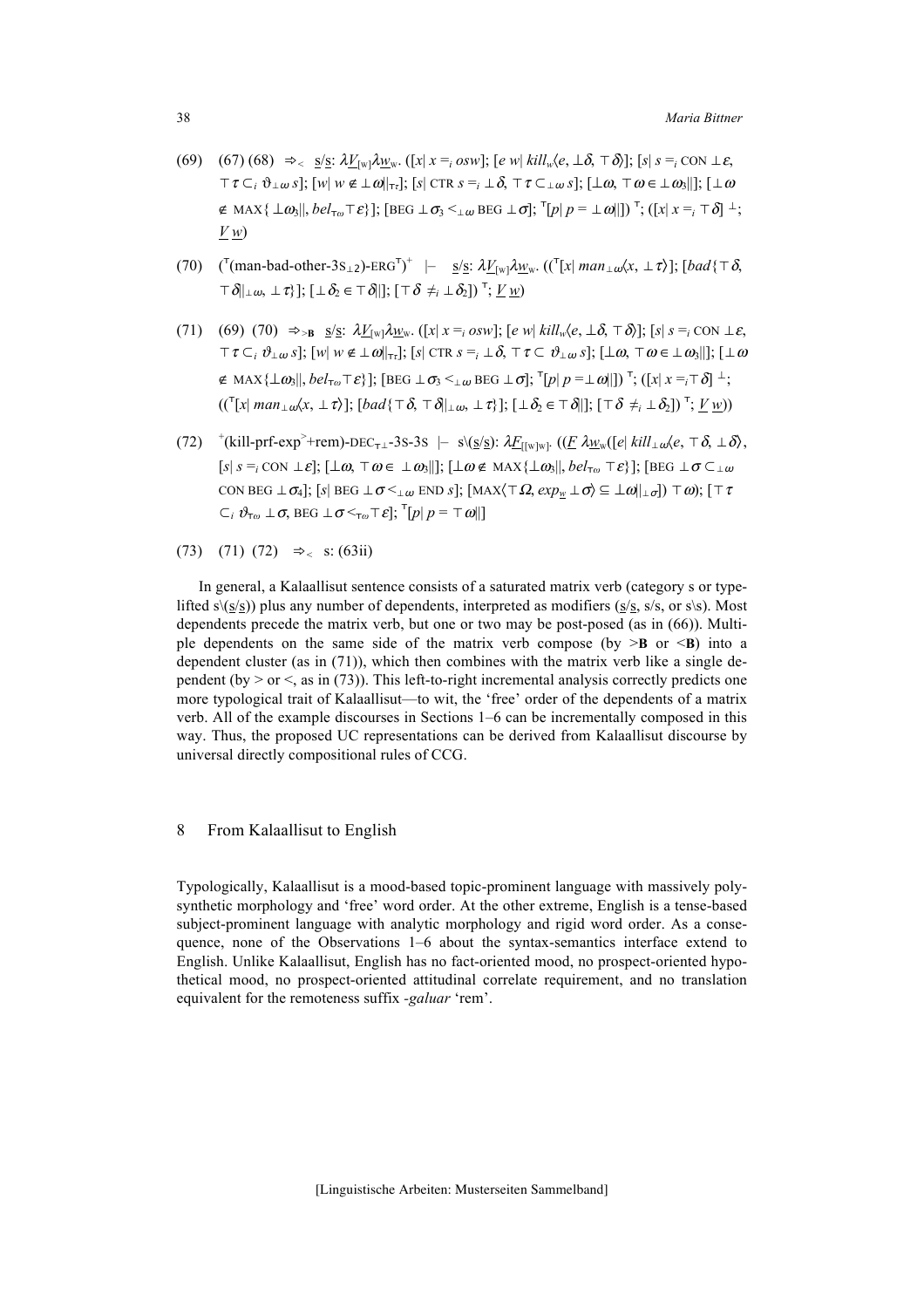(69) (67) (68) $\Rightarrow_{<}$ $\underline{s}/\underline{s}$: $\lambda \underline{V}_{[w]}\lambda \underline{w}_w$. ([$x$| $x =_i osw$]; [$e$ $w$| $kill_w\langle e, \bot\delta, \top\delta\rangle$]; [$s$| $s =_i$ CON $\bot\varepsilon$, $\top\tau \subset_i \vartheta_{\bot\omega}\, s$]; [$w$| $w \notin \bot\omega\|_{\top\tau}$]; [$s$| CTR $s =_i \bot\delta$, $\top\tau \subset_{\bot\omega} s$]; [$\bot\omega$, $\top\omega \in \bot\omega_3\|$]; [$\bot\omega$ $\notin$ MAX{ $\bot\omega_3\|$, $bel_{\top\omega}\top\varepsilon$}]; [BEG $\bot\sigma_3 <_{\bot\omega}$ BEG $\bot\sigma$]; $^{\top}$[$p$| $p = \bot\omega\|$]) $^{\top}$; ([$x$| $x =_i \top\delta$] $^{\bot}$; $\underline{V}\ \underline{w}$)

(70) ($^{\top}$(man-bad-other-3S$_{\bot 2}$)-ERG$^{\top}$)$^{+}$ |– $\underline{s}/\underline{s}$: $\lambda \underline{V}_{[w]}\lambda \underline{w}_w$. (($^{\top}$[$x$| $man_{\bot\omega}\langle x, \bot\tau\rangle$]; [$bad${$\top\delta$, $\top\delta\|_{\bot\omega}$, $\bot\tau$}]; [$\bot\delta_2 \in \top\delta\|$]; [$\top\delta \neq_i \bot\delta_2$]) $^{\top}$; $\underline{V}\ \underline{w}$)

(71) (69) (70) $\Rightarrow_{>\mathbf{B}}$ $\underline{s}/\underline{s}$: $\lambda \underline{V}_{[w]}\lambda \underline{w}_w$. ([$x$| $x =_i osw$]; [$e$ $w$| $kill_w\langle e, \bot\delta, \top\delta\rangle$]; [$s$| $s =_i$ CON $\bot\varepsilon$, $\top\tau \subset_i \vartheta_{\bot\omega}\, s$]; [$w$| $w \notin \bot\omega\|_{\top\tau}$]; [$s$| CTR $s =_i \bot\delta$, $\top\tau \subset \vartheta_{\bot\omega}\, s$]; [$\bot\omega$, $\top\omega \in \bot\omega_3\|$]; [$\bot\omega$ $\notin$ MAX{$\bot\omega_3\|$, $bel_{\top\omega}\top\varepsilon$}]; [BEG $\bot\sigma_3 <_{\bot\omega}$ BEG $\bot\sigma$]; $^{\top}$[$p$| $p = \bot\omega\|$]) $^{\top}$; ([$x$| $x =_i \top\delta$] $^{\bot}$; (($^{\top}$[$x$| $man_{\bot\omega}\langle x, \bot\tau\rangle$]; [$bad${$\top\delta$, $\top\delta\|_{\bot\omega}$, $\bot\tau$}]; [$\bot\delta_2 \in \top\delta\|$]; [$\top\delta \neq_i \bot\delta_2$]) $^{\top}$; $\underline{V}\ \underline{w}$))

(72) $^{+}$(kill-prf-exp$^{>}$+rem)-DEC$_{\top\bot}$-3S-3S |– $s\backslash(\underline{s}/\underline{s})$: $\lambda \underline{F}_{[[w]w]}$. (($\underline{F}$ $\lambda \underline{w}_w$([$e$| $kill_{\bot\omega}\langle e, \top\delta, \bot\delta\rangle$, [$s$| $s =_i$ CON $\bot\varepsilon$]; [$\bot\omega$, $\top\omega \in \bot\omega_3\|$]; [$\bot\omega \notin$ MAX{$\bot\omega_3\|$, $bel_{\top\omega}\ \top\varepsilon$}]; [BEG $\bot\sigma \subset_{\bot\omega}$ CON BEG $\bot\sigma_4$]; [$s$| BEG $\bot\sigma <_{\bot\omega}$ END $s$]; [MAX$\langle \top\Omega$, $exp_{\underline{w}}\ \bot\sigma\rangle \subseteq \bot\omega\|_{\bot\sigma}$]) $\top\omega$); [$\top\tau$ $\subset_i \vartheta_{\top\omega}\ \bot\sigma$, BEG $\bot\sigma <_{\top\omega} \top\varepsilon$]; $^{\top}$[$p$| $p = \top\omega\|$]

(73) (71) (72) $\Rightarrow_{<}$ s: (63ii)

In general, a Kalaallisut sentence consists of a saturated matrix verb (category s or type-lifted s\(s/s)) plus any number of dependents, interpreted as modifiers ($\underline{s}/\underline{s}$, s/s, or s\s). Most dependents precede the matrix verb, but one or two may be post-posed (as in (66)). Multiple dependents on the same side of the matrix verb compose (by >**B** or <**B**) into a dependent cluster (as in (71)), which then combines with the matrix verb like a single dependent (by > or <, as in (73)). This left-to-right incremental analysis correctly predicts one more typological trait of Kalaallisut—to wit, the 'free' order of the dependents of a matrix verb. All of the example discourses in Sections 1–6 can be incrementally composed in this way. Thus, the proposed UC representations can be derived from Kalaallisut discourse by universal directly compositional rules of CCG.

## 8 From Kalaallisut to English

Typologically, Kalaallisut is a mood-based topic-prominent language with massively polysynthetic morphology and 'free' word order. At the other extreme, English is a tense-based subject-prominent language with analytic morphology and rigid word order. As a consequence, none of the Observations 1–6 about the syntax-semantics interface extend to English. Unlike Kalaallisut, English has no fact-oriented mood, no prospect-oriented hypothetical mood, no prospect-oriented attitudinal correlate requirement, and no translation equivalent for the remoteness suffix *-galuar* 'rem'.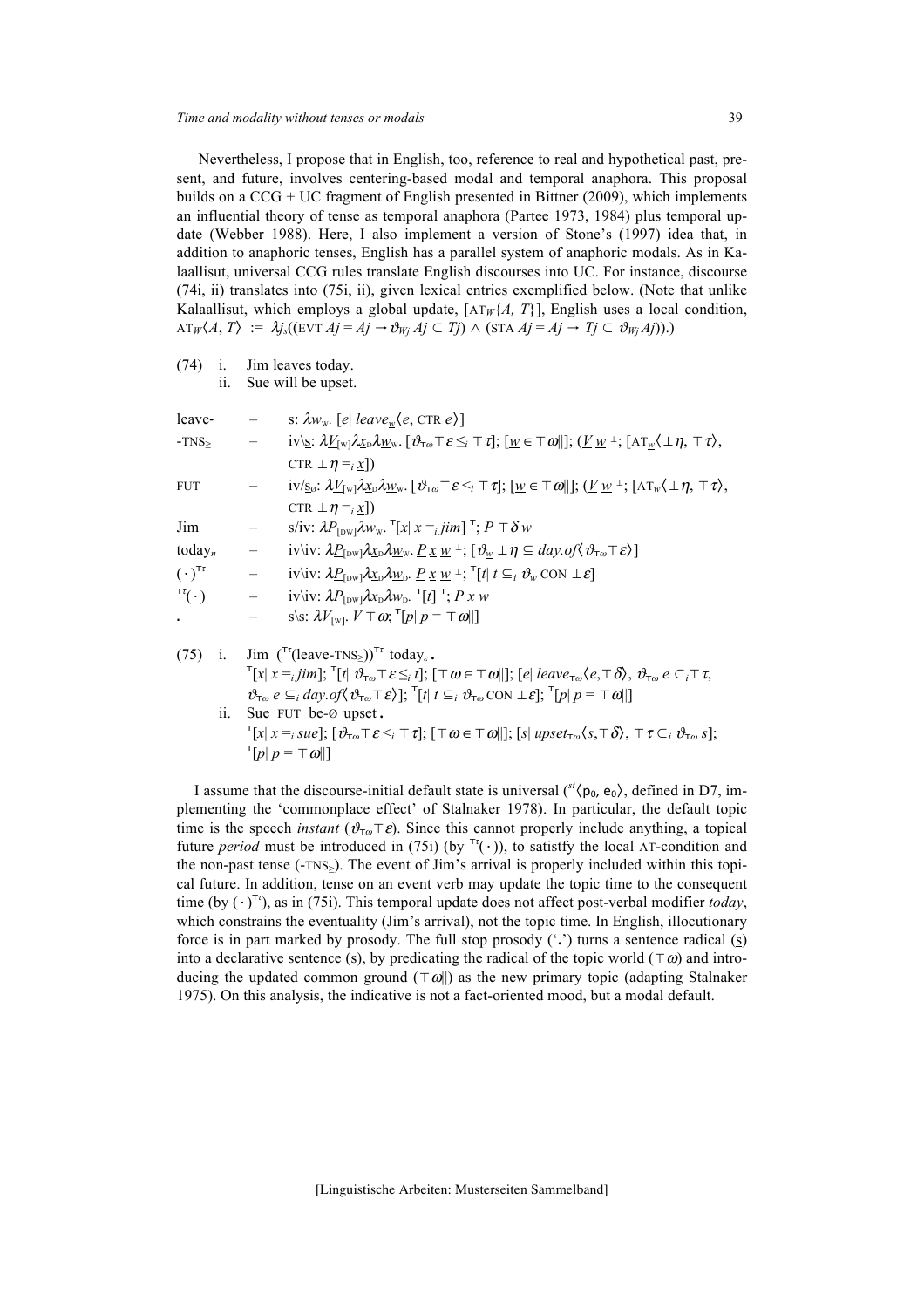Nevertheless, I propose that in English, too, reference to real and hypothetical past, present, and future, involves centering-based modal and temporal anaphora. This proposal builds on a CCG + UC fragment of English presented in Bittner (2009), which implements an influential theory of tense as temporal anaphora (Partee 1973, 1984) plus temporal update (Webber 1988). Here, I also implement a version of Stone's (1997) idea that, in addition to anaphoric tenses, English has a parallel system of anaphoric modals. As in Kalaallisut, universal CCG rules translate English discourses into UC. For instance, discourse (74i, ii) translates into (75i, ii), given lexical entries exemplified below. (Note that unlike Kalaallisut, which employs a global update, $[\text{AT}_W\{A, T\}]$, English uses a local condition, $\text{AT}_W\langle A, T\rangle := \lambda j_s((\text{EVT } Aj = Aj \rightarrow \vartheta_{Wj} Aj \subset Tj) \wedge (\text{STA } Aj = Aj \rightarrow Tj \subset \vartheta_{Wj} Aj))$.)

(74) i. Jim leaves today.
 ii. Sue will be upset.

$$\text{leave-} \quad \vdash \quad \underline{s}\text{: } \lambda \underline{w}_{\text{w}}.\ [e|\ leave_{\underline{w}}\langle e, \text{CTR } e\rangle]$$

$$\text{-TNS}_{\geq} \quad \vdash \quad \text{iv}\backslash\underline{s}\text{: } \lambda \underline{V}_{[\text{w}]}\lambda \underline{x}_{\text{D}}\lambda \underline{w}_{\text{w}}.\ [\vartheta_{\top\omega}\top\varepsilon \leq_i \top\tau];\ [\underline{w} \in \top\omega||];\ (\underline{V}\ \underline{w}\ ^{\perp};\ [\text{AT}_{\underline{w}}\langle\perp\eta, \top\tau\rangle, \text{CTR } \perp\eta =_i \underline{x}])$$

$$\text{FUT} \quad \vdash \quad \text{iv}/\underline{s}_0\text{: } \lambda \underline{V}_{[\text{w}]}\lambda \underline{x}_{\text{D}}\lambda \underline{w}_{\text{w}}.\ [\vartheta_{\top\omega}\top\varepsilon <_i \top\tau];\ [\underline{w} \in \top\omega||];\ (\underline{V}\ \underline{w}\ ^{\perp};\ [\text{AT}_{\underline{w}}\langle\perp\eta, \top\tau\rangle, \text{CTR } \perp\eta =_i \underline{x}])$$

$$\text{Jim} \quad \vdash \quad \underline{s}/\text{iv: } \lambda \underline{P}_{[\text{DW}]}\lambda \underline{w}_{\text{w}}.\ ^{\top}[x|\ x =_i jim]^{\top};\ \underline{P}\ \top\delta\ \underline{w}$$

$$\text{today}_\eta \quad \vdash \quad \text{iv}\backslash\text{iv: } \lambda \underline{P}_{[\text{DW}]}\lambda \underline{x}_{\text{D}}\lambda \underline{w}_{\text{w}}.\ \underline{P}\ \underline{x}\ \underline{w}\ ^{\perp};\ [\vartheta_{\underline{w}}\perp\eta \subseteq day.of\langle\vartheta_{\top\omega}\top\varepsilon\rangle]$$

$$(\cdot)^{\top\tau} \quad \vdash \quad \text{iv}\backslash\text{iv: } \lambda \underline{P}_{[\text{DW}]}\lambda \underline{x}_{\text{D}}\lambda \underline{w}_{\text{D}}.\ \underline{P}\ \underline{x}\ \underline{w}\ ^{\perp};\ ^{\top}[t|\ t \subseteq_i \vartheta_{\underline{w}} \text{ CON } \perp\varepsilon]$$

$$^{\top\tau}(\cdot) \quad \vdash \quad \text{iv}\backslash\text{iv: } \lambda \underline{P}_{[\text{DW}]}\lambda \underline{x}_{\text{D}}\lambda \underline{w}_{\text{D}}.\ ^{\top}[t]^{\top};\ \underline{P}\ \underline{x}\ \underline{w}$$

$$. \quad \vdash \quad \text{s}\backslash\underline{s}\text{: } \lambda \underline{V}_{[\text{w}]}.\ \underline{V}\ \top\omega;\ ^{\top}[p|\ p = \top\omega||]$$

(75) i. Jim $(^{\top\tau}(\text{leave-TNS}_{\geq}))^{\top\tau}$ today$_\varepsilon$ **.**

$$^{\top}[x|\ x =_i jim];\ ^{\top}[t|\ \vartheta_{\top\omega}\top\varepsilon \leq_i t];\ [\top\omega \in \top\omega||];\ [e|\ leave_{\top\omega}\langle e, \top\delta\rangle,\ \vartheta_{\top\omega}\ e \subset_i \top\tau,\ \vartheta_{\top\omega}\ e \subseteq_i day.of\langle\vartheta_{\top\omega}\top\varepsilon\rangle];\ ^{\top}[t|\ t \subseteq_i \vartheta_{\top\omega} \text{ CON } \perp\varepsilon];\ ^{\top}[p|\ p = \top\omega||]$$

 ii. Sue FUT be-Ø upset **.**

$$^{\top}[x|\ x =_i sue];\ [\vartheta_{\top\omega}\top\varepsilon <_i \top\tau];\ [\top\omega \in \top\omega||];\ [s|\ upset_{\top\omega}\langle s, \top\delta\rangle,\ \top\tau \subset_i \vartheta_{\top\omega}\ s];\ ^{\top}[p|\ p = \top\omega||]$$

I assume that the discourse-initial default state is universal ($^{st}\langle \text{p}_0, \text{e}_0\rangle$, defined in D7, implementing the 'commonplace effect' of Stalnaker 1978). In particular, the default topic time is the speech *instant* ($\vartheta_{\top\omega}\top\varepsilon$). Since this cannot properly include anything, a topical future *period* must be introduced in (75i) (by $^{\top\tau}(\cdot)$), to satistfy the local AT-condition and the non-past tense ($\text{-TNS}_{\geq}$). The event of Jim's arrival is properly included within this topical future. In addition, tense on an event verb may update the topic time to the consequent time (by $(\cdot)^{\top\tau}$), as in (75i). This temporal update does not affect post-verbal modifier *today*, which constrains the eventuality (Jim's arrival), not the topic time. In English, illocutionary force is in part marked by prosody. The full stop prosody ('**.**') turns a sentence radical ($\underline{s}$) into a declarative sentence (s), by predicating the radical of the topic world ($\top\omega$) and introducing the updated common ground ($\top\omega||$) as the new primary topic (adapting Stalnaker 1975). On this analysis, the indicative is not a fact-oriented mood, but a modal default.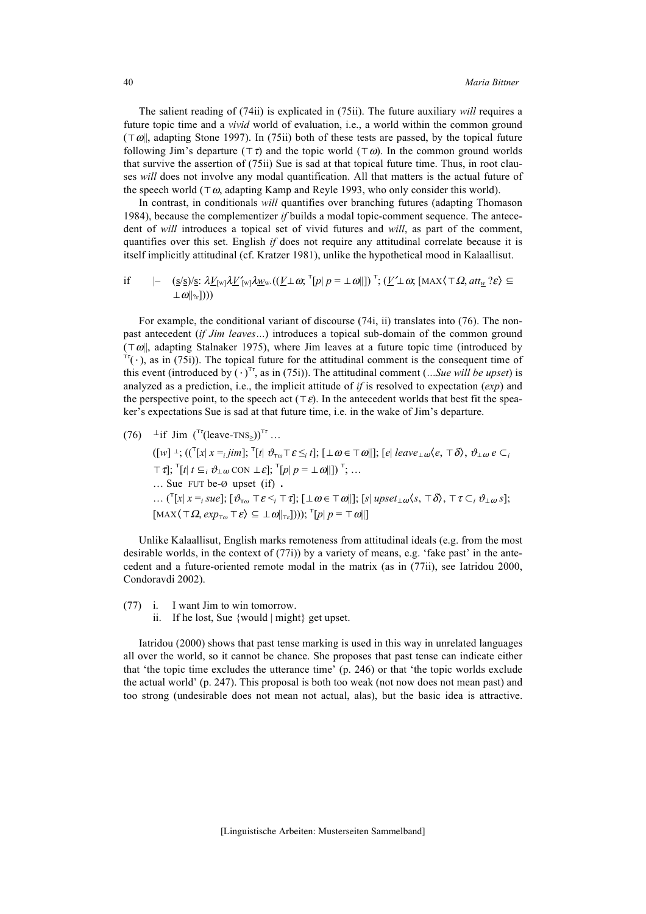The salient reading of (74ii) is explicated in (75ii). The future auxiliary *will* requires a future topic time and a *vivid* world of evaluation, i.e., a world within the common ground ($\top\omega||$, adapting Stone 1997). In (75ii) both of these tests are passed, by the topical future following Jim's departure ($\top\tau$) and the topic world ($\top\omega$). In the common ground worlds that survive the assertion of (75ii) Sue is sad at that topical future time. Thus, in root clauses *will* does not involve any modal quantification. All that matters is the actual future of the speech world ($\top\omega$, adapting Kamp and Reyle 1993, who only consider this world).

In contrast, in conditionals *will* quantifies over branching futures (adapting Thomason 1984), because the complementizer *if* builds a modal topic-comment sequence. The antecedent of *will* introduces a topical set of vivid futures and *will*, as part of the comment, quantifies over this set. English *if* does not require any attitudinal correlate because it is itself implicitly attitudinal (cf. Kratzer 1981), unlike the hypothetical mood in Kalaallisut.

$$\text{if} \quad \vdash \quad (\underline{s}/\underline{s})/\underline{s}\text{: } \lambda\underline{V}_{[w]}\lambda\underline{V}'_{[w]}\lambda\underline{w}_{w}.((\underline{V}\bot\omega;\ {}^{\top}[p|\ p = \bot\omega||])^{\top};\ (\underline{V}'\bot\omega;\ [\text{MAX}\langle\top\Omega,\ att_{\underline{w}}\ ?\varepsilon\rangle \subseteq \bot\omega||_{?\varepsilon}]))$$

For example, the conditional variant of discourse (74i, ii) translates into (76). The non-past antecedent (*if Jim leaves…*) introduces a topical sub-domain of the common ground ($\top\omega||$, adapting Stalnaker 1975), where Jim leaves at a future topic time (introduced by ${}^{\top\tau}(\cdot)$, as in (75i)). The topical future for the attitudinal comment is the consequent time of this event (introduced by $(\cdot)^{\top\tau}$, as in (75i)). The attitudinal comment (*…Sue will be upset*) is analyzed as a prediction, i.e., the implicit attitude of *if* is resolved to expectation (*exp*) and the perspective point, to the speech act ($\top\varepsilon$). In the antecedent worlds that best fit the speaker's expectations Sue is sad at that future time, i.e. in the wake of Jim's departure.

(76) $\ {}^{\bot}$if Jim $({}^{\top\tau}(\text{leave-TNS}_{\geq}))^{\top\tau}$ …

$([w]\ {}^{\bot};\ (({}^{\top}[x|\ x =_{i} jim];\ {}^{\top}[t|\ \vartheta_{\top\omega}\top\varepsilon \leq_{i} t];\ [\bot\omega \in \top\omega||];\ [e|\ leave_{\bot\omega}\langle e, \top\delta\rangle,\ \vartheta_{\bot\omega}\ e \subset_{i} \top\tau];\ {}^{\top}[t|\ t \subseteq_{i} \vartheta_{\bot\omega}\ \text{CON}\ \bot\varepsilon];\ {}^{\top}[p|\ p = \bot\omega||])^{\top};\ …$

… Sue FUT be-Ø upset (if) **.**

… $({}^{\top}[x|\ x =_{i} sue];\ [\vartheta_{\top\omega}\ \top\varepsilon <_{i} \top\tau];\ [\bot\omega \in \top\omega||];\ [s|\ upset_{\bot\omega}\langle s, \top\delta\rangle,\ \top\tau \subset_{i} \vartheta_{\bot\omega}\ s];\ [\text{MAX}\langle\top\Omega,\ exp_{\top\omega}\ \top\varepsilon\rangle \subseteq \bot\omega||_{\top\varepsilon}])));\ {}^{\top}[p|\ p = \top\omega||]$

Unlike Kalaallisut, English marks remoteness from attitudinal ideals (e.g. from the most desirable worlds, in the context of (77i)) by a variety of means, e.g. 'fake past' in the antecedent and a future-oriented remote modal in the matrix (as in (77ii), see Iatridou 2000, Condoravdi 2002).

(77) i. I want Jim to win tomorrow.
  ii. If he lost, Sue {would | might} get upset.

Iatridou (2000) shows that past tense marking is used in this way in unrelated languages all over the world, so it cannot be chance. She proposes that past tense can indicate either that 'the topic time excludes the utterance time' (p. 246) or that 'the topic worlds exclude the actual world' (p. 247). This proposal is both too weak (not now does not mean past) and too strong (undesirable does not mean not actual, alas), but the basic idea is attractive.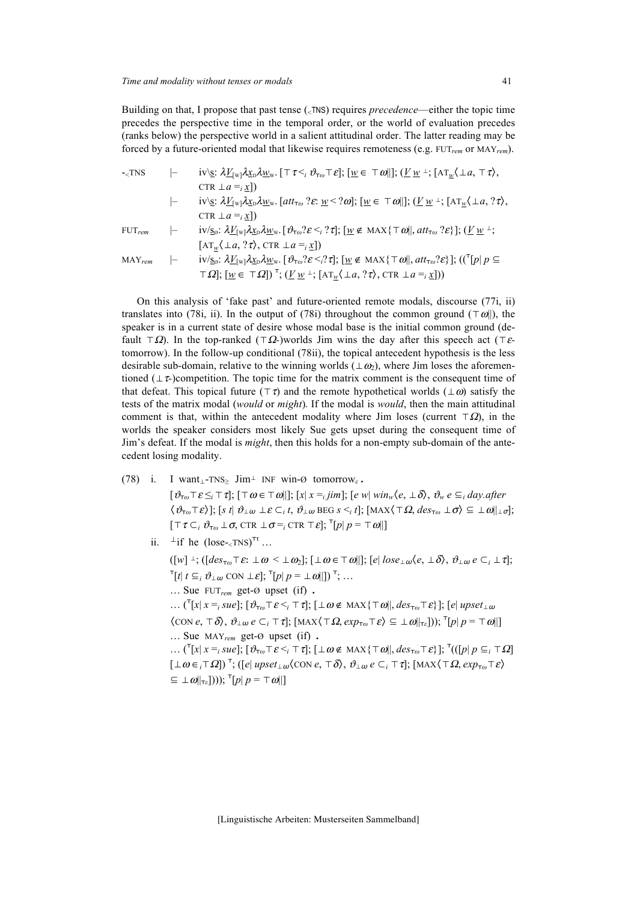Building on that, I propose that past tense ($_{<}$TNS) requires *precedence*—either the topic time precedes the perspective time in the temporal order, or the world of evaluation precedes (ranks below) the perspective world in a salient attitudinal order. The latter reading may be forced by a future-oriented modal that likewise requires remoteness (e.g. FUT$_{rem}$ or MAY$_{rem}$).

-$_{<}$TNS $\quad\vdash\quad$ iv\s: $\lambda \underline{V}_{[W]}\lambda \underline{x}_{D}\lambda \underline{w}_{W}.\ [\top\tau <_i \vartheta_{\top\omega}\top\varepsilon]; [\underline{w} \in \top\omega||]; (\underline{V}\ \underline{w}\ ^{\perp}; [\text{AT}_{\underline{w}}\langle \perp a, \top\tau\rangle, \text{CTR}\ \perp a =_i \underline{x}])$

$\quad\quad\quad\vdash\quad$ iv\s: $\lambda \underline{V}_{[W]}\lambda \underline{x}_{D}\lambda \underline{w}_{W}.\ [att_{\top\omega}\ ?\varepsilon\text{: } \underline{w} < ?\omega]; [\underline{w} \in \top\omega||]; (\underline{V}\ \underline{w}\ ^{\perp}; [\text{AT}_{\underline{w}}\langle \perp a, ?\tau\rangle, \text{CTR}\ \perp a =_i \underline{x}])$

FUT$_{rem}$ $\quad\vdash\quad$ iv/s$_0$: $\lambda \underline{V}_{[W]}\lambda \underline{x}_{D}\lambda \underline{w}_{W}.\ [\vartheta_{\top\omega}?\varepsilon <_i ?\tau]; [\underline{w} \notin \text{MAX}\{\top\omega||, att_{\top\omega}\ ?\varepsilon\}]; (\underline{V}\ \underline{w}\ ^{\perp}; [\text{AT}_{\underline{w}}\langle \perp a, ?\tau\rangle, \text{CTR}\ \perp a =_i \underline{x}])$

MAY$_{rem}$ $\quad\vdash\quad$ iv/s$_0$: $\lambda \underline{V}_{[W]}\lambda \underline{x}_{D}\lambda \underline{w}_{W}.\ [\vartheta_{\top\omega}?\varepsilon <_i ?\tau]; [\underline{w} \notin \text{MAX}\{\top\omega||, att_{\top\omega}?\varepsilon\}]; ((^{\top}[p|\ p \subseteq \top\Omega]; [\underline{w} \in \top\Omega])\ ^{\top}; (\underline{V}\ \underline{w}\ ^{\perp}; [\text{AT}_{\underline{w}}\langle \perp a, ?\tau\rangle, \text{CTR}\ \perp a =_i \underline{x}]))$

On this analysis of 'fake past' and future-oriented remote modals, discourse (77i, ii) translates into (78i, ii). In the output of (78i) throughout the common ground ($\top\omega||$), the speaker is in a current state of desire whose modal base is the initial common ground (default $\top\Omega$). In the top-ranked ($\top\Omega$-)worlds Jim wins the day after this speech act ($\top\varepsilon$-tomorrow). In the follow-up conditional (78ii), the topical antecedent hypothesis is the less desirable sub-domain, relative to the winning worlds ($\perp\omega_2$), where Jim loses the aforementioned ($\perp\tau$-)competition. The topic time for the matrix comment is the consequent time of that defeat. This topical future ($\top\tau$) and the remote hypothetical worlds ($\perp\omega$) satisfy the tests of the matrix modal (*would* or *might*). If the modal is *would*, then the main attitudinal comment is that, within the antecedent modality where Jim loses (current $\top\Omega$), in the worlds the speaker considers most likely Sue gets upset during the consequent time of Jim's defeat. If the modal is *might*, then this holds for a non-empty sub-domain of the antecedent losing modality.

(78) i. I want$_{\perp}$-TNS$_{\geq}$ Jim$^{\perp}$ INF win-Ø tomorrow$_{\varepsilon}$ **.**

$[\vartheta_{\top\omega}\top\varepsilon \leq_i \top\tau]; [\top\omega \in \top\omega||]; [x|\ x =_i jim]; [e\ w|\ win_w\langle e, \perp\delta\rangle, \vartheta_w\ e \subseteq_i day.after \langle\vartheta_{\top\omega}\top\varepsilon\rangle]; [s\ t|\ \vartheta_{\perp\omega}\perp\varepsilon \subset_i t, \vartheta_{\perp\omega}\ \text{BEG}\ s <_i t]; [\text{MAX}\langle\top\Omega, des_{\top\omega}\perp\sigma\rangle \subseteq \perp\omega||_{\perp\sigma}]; [\top\tau \subset_i \vartheta_{\top\omega}\perp\sigma, \text{CTR}\ \perp\sigma =_i \text{CTR}\ \top\varepsilon]; {}^{\top}[p|\ p = \top\omega||]$

ii. $^{\perp}$if he (lose-$_{<}$TNS)$^{\top\tau}$ …

$([w]\ ^{\perp}; ([des_{\top\omega}\top\varepsilon\text{: } \perp\omega < \perp\omega_2]; [\perp\omega \in \top\omega||]; [e|\ lose_{\perp\omega}\langle e, \perp\delta\rangle, \vartheta_{\perp\omega}\ e \subset_i \perp\tau]; {}^{\top}[t|\ t \subseteq_i \vartheta_{\perp\omega}\ \text{CON}\ \perp\varepsilon]; {}^{\top}[p|\ p = \perp\omega||])\ ^{\top}; …$

… Sue FUT$_{rem}$ get-Ø upset (if) **.**

$…\ ({}^{\top}[x|\ x =_i sue]; [\vartheta_{\top\omega}\top\varepsilon <_i \top\tau]; [\perp\omega \notin \text{MAX}\{\top\omega||, des_{\top\omega}\top\varepsilon\}]; [e|\ upset_{\perp\omega} \langle\text{CON}\ e, \top\delta\rangle, \vartheta_{\perp\omega}\ e \subset_i \top\tau]; [\text{MAX}\langle\top\Omega, exp_{\top\omega}\top\varepsilon\rangle \subseteq \perp\omega||_{\top\varepsilon}])); {}^{\top}[p|\ p = \top\omega||]$

… Sue MAY$_{rem}$ get-Ø upset (if) **.**

$…\ ({}^{\top}[x|\ x =_i sue]; [\vartheta_{\top\omega}\top\varepsilon <_i \top\tau]; [\perp\omega \notin \text{MAX}\{\top\omega||, des_{\top\omega}\top\varepsilon\}]; {}^{\top}(([p|\ p \subseteq_i \top\Omega] [\perp\omega \in_i \top\Omega])\ ^{\top}; ([e|\ upset_{\perp\omega}\langle\text{CON}\ e, \top\delta\rangle, \vartheta_{\perp\omega}\ e \subset_i \top\tau]; [\text{MAX}\langle\top\Omega, exp_{\top\omega}\top\varepsilon\rangle \subseteq \perp\omega||_{\top\varepsilon}]))); {}^{\top}[p|\ p = \top\omega||]$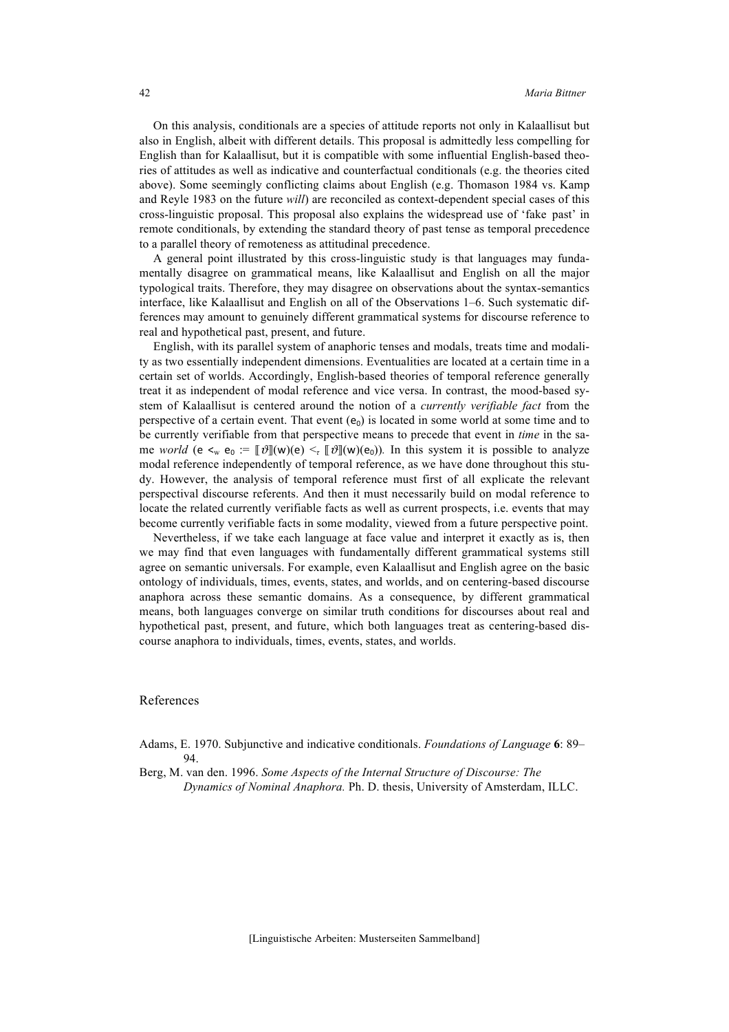On this analysis, conditionals are a species of attitude reports not only in Kalaallisut but also in English, albeit with different details. This proposal is admittedly less compelling for English than for Kalaallisut, but it is compatible with some influential English-based theories of attitudes as well as indicative and counterfactual conditionals (e.g. the theories cited above). Some seemingly conflicting claims about English (e.g. Thomason 1984 vs. Kamp and Reyle 1983 on the future *will*) are reconciled as context-dependent special cases of this cross-linguistic proposal. This proposal also explains the widespread use of 'fake past' in remote conditionals, by extending the standard theory of past tense as temporal precedence to a parallel theory of remoteness as attitudinal precedence.

A general point illustrated by this cross-linguistic study is that languages may fundamentally disagree on grammatical means, like Kalaallisut and English on all the major typological traits. Therefore, they may disagree on observations about the syntax-semantics interface, like Kalaallisut and English on all of the Observations 1–6. Such systematic differences may amount to genuinely different grammatical systems for discourse reference to real and hypothetical past, present, and future.

English, with its parallel system of anaphoric tenses and modals, treats time and modality as two essentially independent dimensions. Eventualities are located at a certain time in a certain set of worlds. Accordingly, English-based theories of temporal reference generally treat it as independent of modal reference and vice versa. In contrast, the mood-based system of Kalaallisut is centered around the notion of a *currently verifiable fact* from the perspective of a certain event. That event ($e_0$) is located in some world at some time and to be currently verifiable from that perspective means to precede that event in *time* in the same *world* ($e <_w e_0 := [\![\vartheta]\!](w)(e) <_\tau [\![\vartheta]\!](w)(e_0)$). In this system it is possible to analyze modal reference independently of temporal reference, as we have done throughout this study. However, the analysis of temporal reference must first of all explicate the relevant perspectival discourse referents. And then it must necessarily build on modal reference to locate the related currently verifiable facts as well as current prospects, i.e. events that may become currently verifiable facts in some modality, viewed from a future perspective point.

Nevertheless, if we take each language at face value and interpret it exactly as is, then we may find that even languages with fundamentally different grammatical systems still agree on semantic universals. For example, even Kalaallisut and English agree on the basic ontology of individuals, times, events, states, and worlds, and on centering-based discourse anaphora across these semantic domains. As a consequence, by different grammatical means, both languages converge on similar truth conditions for discourses about real and hypothetical past, present, and future, which both languages treat as centering-based discourse anaphora to individuals, times, events, states, and worlds.

## References

Adams, E. 1970. Subjunctive and indicative conditionals. *Foundations of Language* **6**: 89–94.

Berg, M. van den. 1996. *Some Aspects of the Internal Structure of Discourse: The Dynamics of Nominal Anaphora.* Ph. D. thesis, University of Amsterdam, ILLC.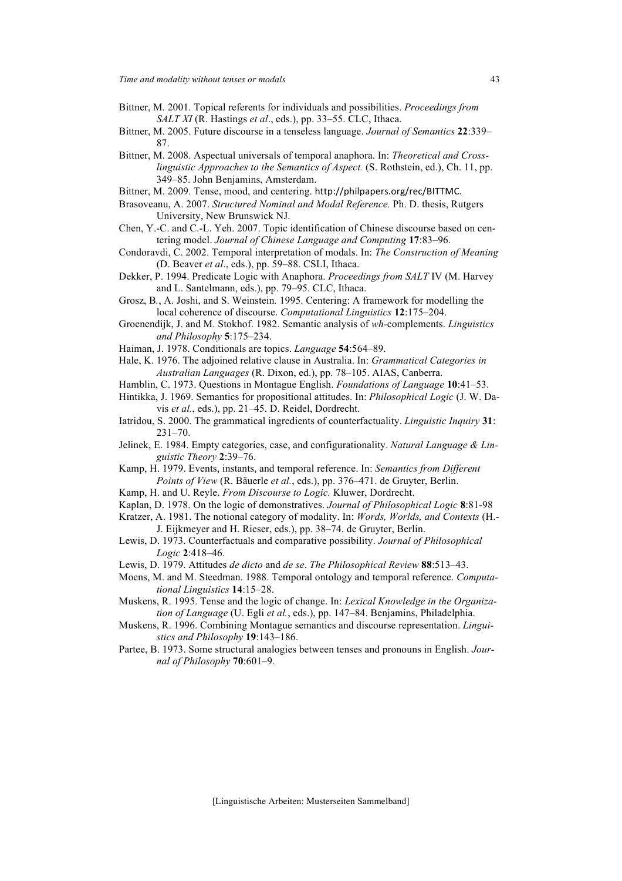Bittner, M. 2001. Topical referents for individuals and possibilities. *Proceedings from SALT XI* (R. Hastings *et al*., eds.), pp. 33–55. CLC, Ithaca.

Bittner, M. 2005. Future discourse in a tenseless language. *Journal of Semantics* **22**:339–87.

Bittner, M. 2008. Aspectual universals of temporal anaphora. In: *Theoretical and Cross-linguistic Approaches to the Semantics of Aspect.* (S. Rothstein, ed.), Ch. 11, pp. 349–85. John Benjamins, Amsterdam.

Bittner, M. 2009. Tense, mood, and centering. http://philpapers.org/rec/BITTMC.

Brasoveanu, A. 2007. *Structured Nominal and Modal Reference.* Ph. D. thesis, Rutgers University, New Brunswick NJ.

Chen, Y.-C. and C.-L. Yeh. 2007. Topic identification of Chinese discourse based on centering model. *Journal of Chinese Language and Computing* **17**:83–96.

Condoravdi, C. 2002. Temporal interpretation of modals. In: *The Construction of Meaning* (D. Beaver *et al*., eds.), pp. 59–88. CSLI, Ithaca.

Dekker, P. 1994. Predicate Logic with Anaphora. *Proceedings from SALT* IV (M. Harvey and L. Santelmann, eds.), pp. 79–95. CLC, Ithaca.

Grosz, B., A. Joshi, and S. Weinstein*.* 1995. Centering: A framework for modelling the local coherence of discourse. *Computational Linguistics* **12**:175–204.

Groenendijk, J. and M. Stokhof. 1982. Semantic analysis of *wh*-complements. *Linguistics and Philosophy* **5**:175–234.

Haiman, J. 1978. Conditionals are topics. *Language* **54**:564–89.

Hale, K. 1976. The adjoined relative clause in Australia. In: *Grammatical Categories in Australian Languages* (R. Dixon, ed.), pp. 78–105. AIAS, Canberra.

Hamblin, C. 1973. Questions in Montague English. *Foundations of Language* **10**:41–53.

Hintikka, J. 1969. Semantics for propositional attitudes. In: *Philosophical Logic* (J. W. Davis *et al.*, eds.), pp. 21–45. D. Reidel, Dordrecht.

Iatridou, S. 2000. The grammatical ingredients of counterfactuality. *Linguistic Inquiry* **31**: 231–70.

Jelinek, E. 1984. Empty categories, case, and configurationality. *Natural Language & Linguistic Theory* **2**:39–76.

Kamp, H. 1979. Events, instants, and temporal reference. In: *Semantics from Different Points of View* (R. Bäuerle *et al.*, eds.), pp. 376–471. de Gruyter, Berlin.

Kamp, H. and U. Reyle. *From Discourse to Logic.* Kluwer, Dordrecht.

Kaplan, D. 1978. On the logic of demonstratives. *Journal of Philosophical Logic* **8**:81-98

Kratzer, A. 1981. The notional category of modality. In: *Words, Worlds, and Contexts* (H.-J. Eijkmeyer and H. Rieser, eds.), pp. 38–74. de Gruyter, Berlin.

Lewis, D. 1973. Counterfactuals and comparative possibility. *Journal of Philosophical Logic* **2**:418–46.

Lewis, D. 1979. Attitudes *de dicto* and *de se*. *The Philosophical Review* **88**:513–43.

Moens, M. and M. Steedman. 1988. Temporal ontology and temporal reference. *Computational Linguistics* **14**:15–28.

Muskens, R. 1995. Tense and the logic of change. In: *Lexical Knowledge in the Organization of Language* (U. Egli *et al.*, eds.), pp. 147–84. Benjamins, Philadelphia.

Muskens, R. 1996. Combining Montague semantics and discourse representation. *Linguistics and Philosophy* **19**:143–186.

Partee, B. 1973. Some structural analogies between tenses and pronouns in English. *Journal of Philosophy* **70**:601–9.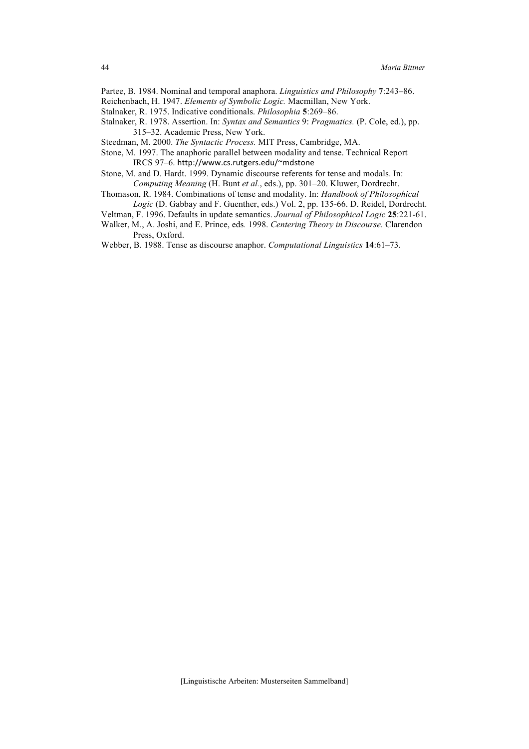Partee, B. 1984. Nominal and temporal anaphora. *Linguistics and Philosophy* **7**:243–86.

Reichenbach, H. 1947. *Elements of Symbolic Logic.* Macmillan, New York.

Stalnaker, R. 1975. Indicative conditionals. *Philosophia* **5**:269–86.

Stalnaker, R. 1978. Assertion. In: *Syntax and Semantics* 9: *Pragmatics.* (P. Cole, ed.), pp. 315–32. Academic Press, New York.

Steedman, M. 2000. *The Syntactic Process.* MIT Press, Cambridge, MA.

Stone, M. 1997. The anaphoric parallel between modality and tense. Technical Report IRCS 97–6. http://www.cs.rutgers.edu/~mdstone

Stone, M. and D. Hardt. 1999. Dynamic discourse referents for tense and modals. In: *Computing Meaning* (H. Bunt *et al.*, eds.), pp. 301–20. Kluwer, Dordrecht.

Thomason, R. 1984. Combinations of tense and modality. In: *Handbook of Philosophical Logic* (D. Gabbay and F. Guenther, eds.) Vol. 2, pp. 135-66. D. Reidel, Dordrecht.

Veltman, F. 1996. Defaults in update semantics. *Journal of Philosophical Logic* **25**:221-61.

Walker, M., A. Joshi, and E. Prince, eds*.* 1998. *Centering Theory in Discourse.* Clarendon Press, Oxford.

Webber, B. 1988. Tense as discourse anaphor. *Computational Linguistics* **14**:61–73.

[Linguistische Arbeiten: Musterseiten Sammelband]